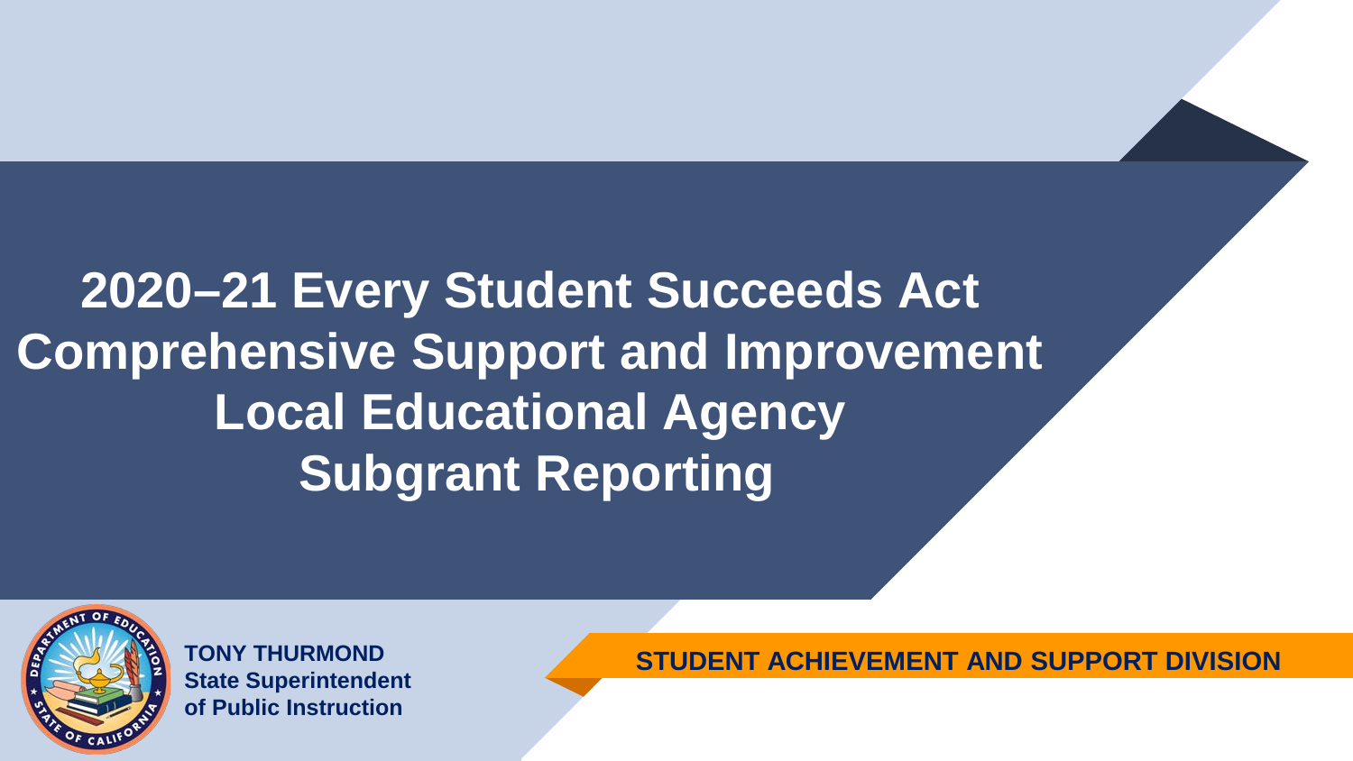# 2020–21 Every Student Succeeds Act Comprehensive Support and Improvement Local Educational Agency Subgrant Reporting

**TONY THURMOND**
**State Superintendent of Public Instruction**

**STUDENT ACHIEVEMENT AND SUPPORT DIVISION**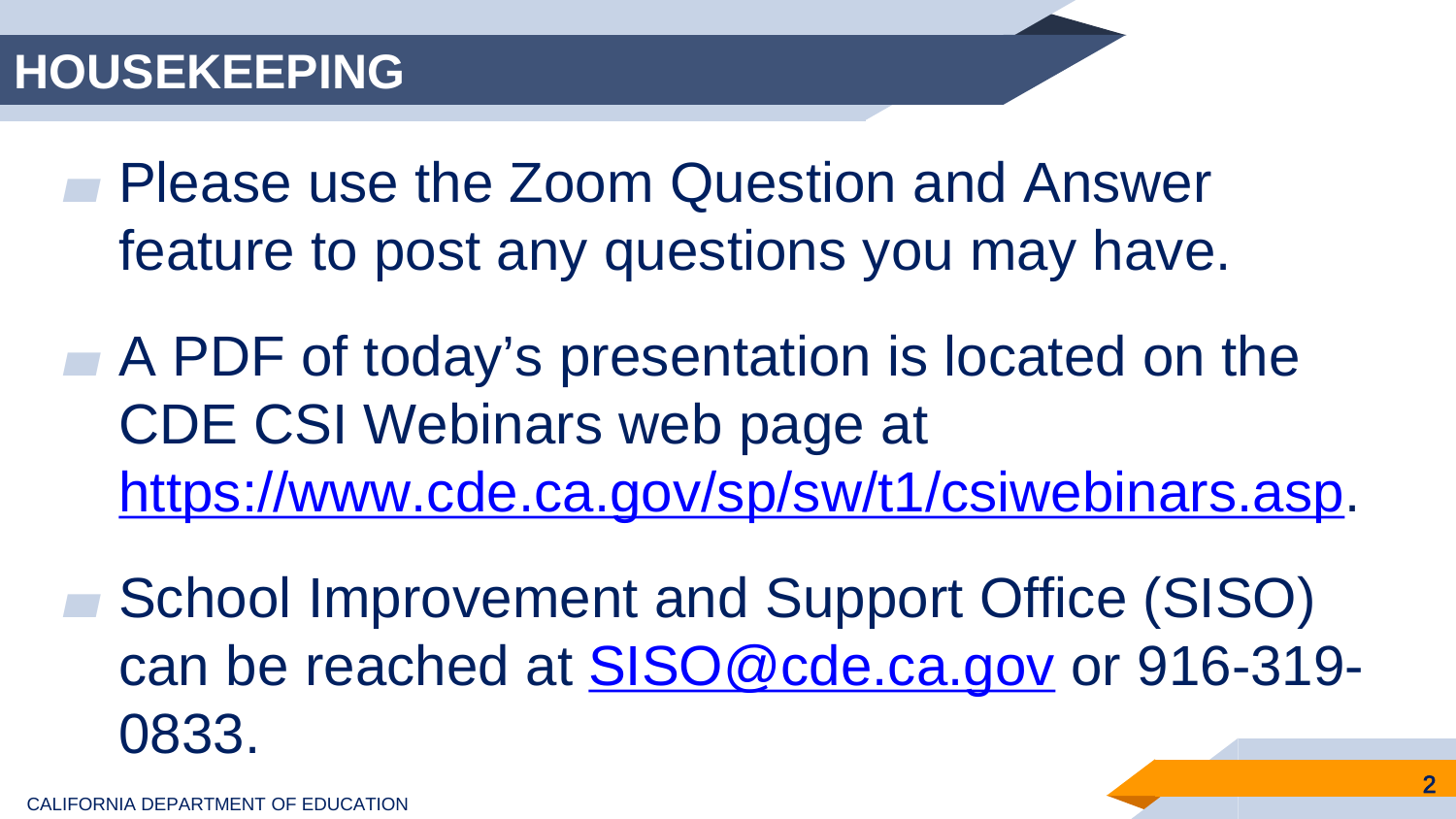# HOUSEKEEPING

- Please use the Zoom Question and Answer feature to post any questions you may have.
- A PDF of today's presentation is located on the CDE CSI Webinars web page at https://www.cde.ca.gov/sp/sw/t1/csiwebinars.asp.
- School Improvement and Support Office (SISO) can be reached at SISO@cde.ca.gov or 916-319-0833.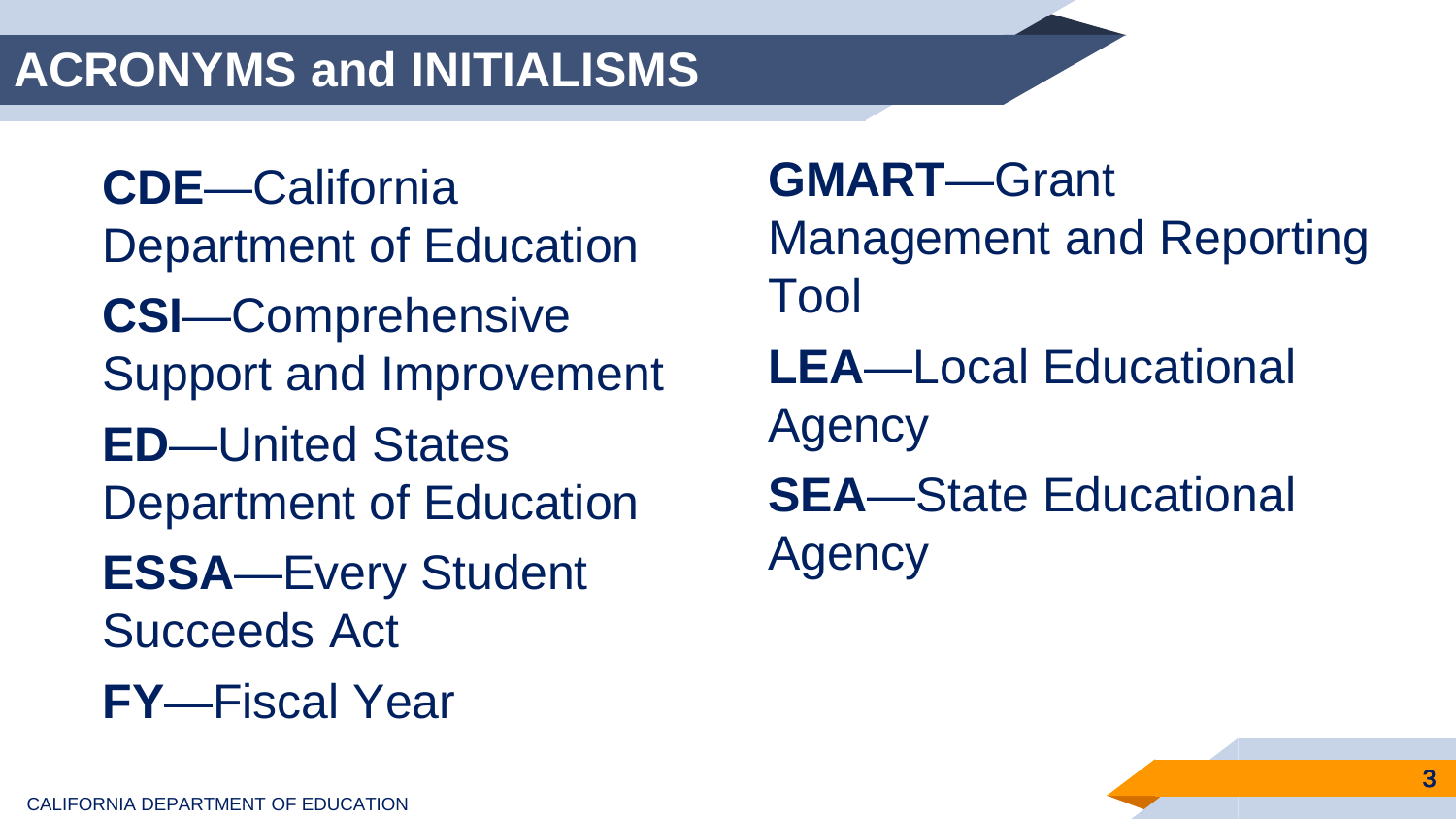# ACRONYMS and INITIALISMS

**CDE**—California Department of Education

**CSI**—Comprehensive Support and Improvement

**ED**—United States Department of Education

**ESSA**—Every Student Succeeds Act

**FY**—Fiscal Year

**GMART**—Grant Management and Reporting Tool

**LEA**—Local Educational Agency

**SEA**—State Educational Agency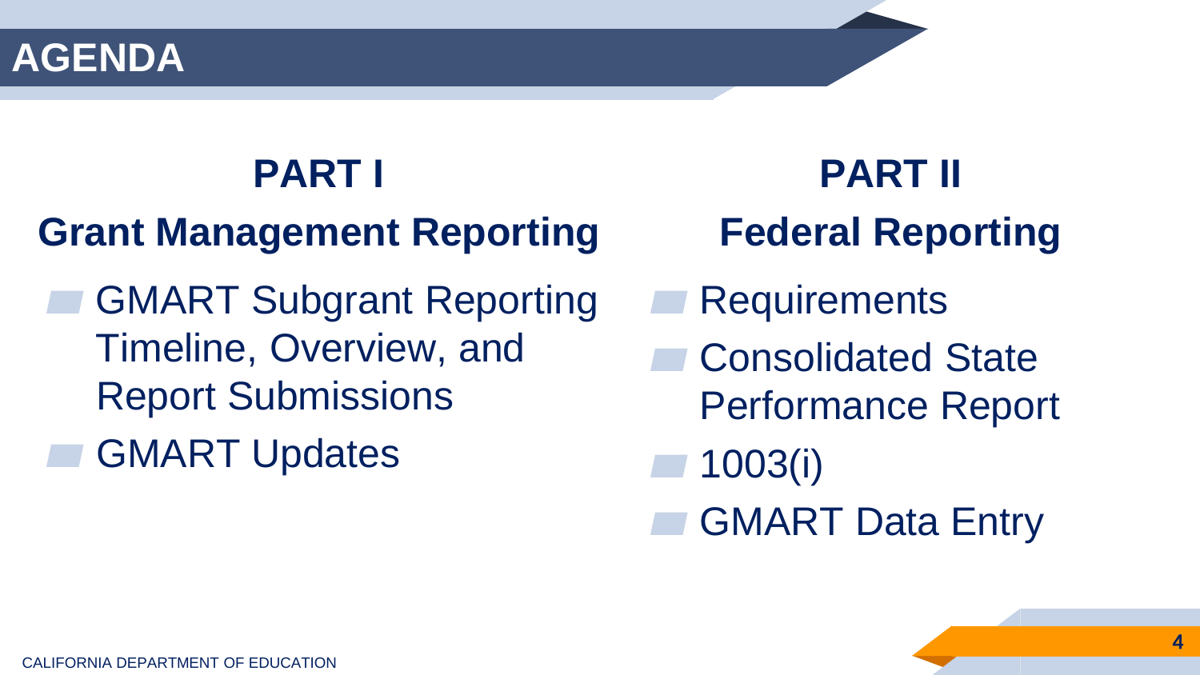# AGENDA

## PART I

### Grant Management Reporting

- GMART Subgrant Reporting Timeline, Overview, and Report Submissions
- GMART Updates

## PART II

### Federal Reporting

- Requirements
- Consolidated State Performance Report
- 1003(i)
- GMART Data Entry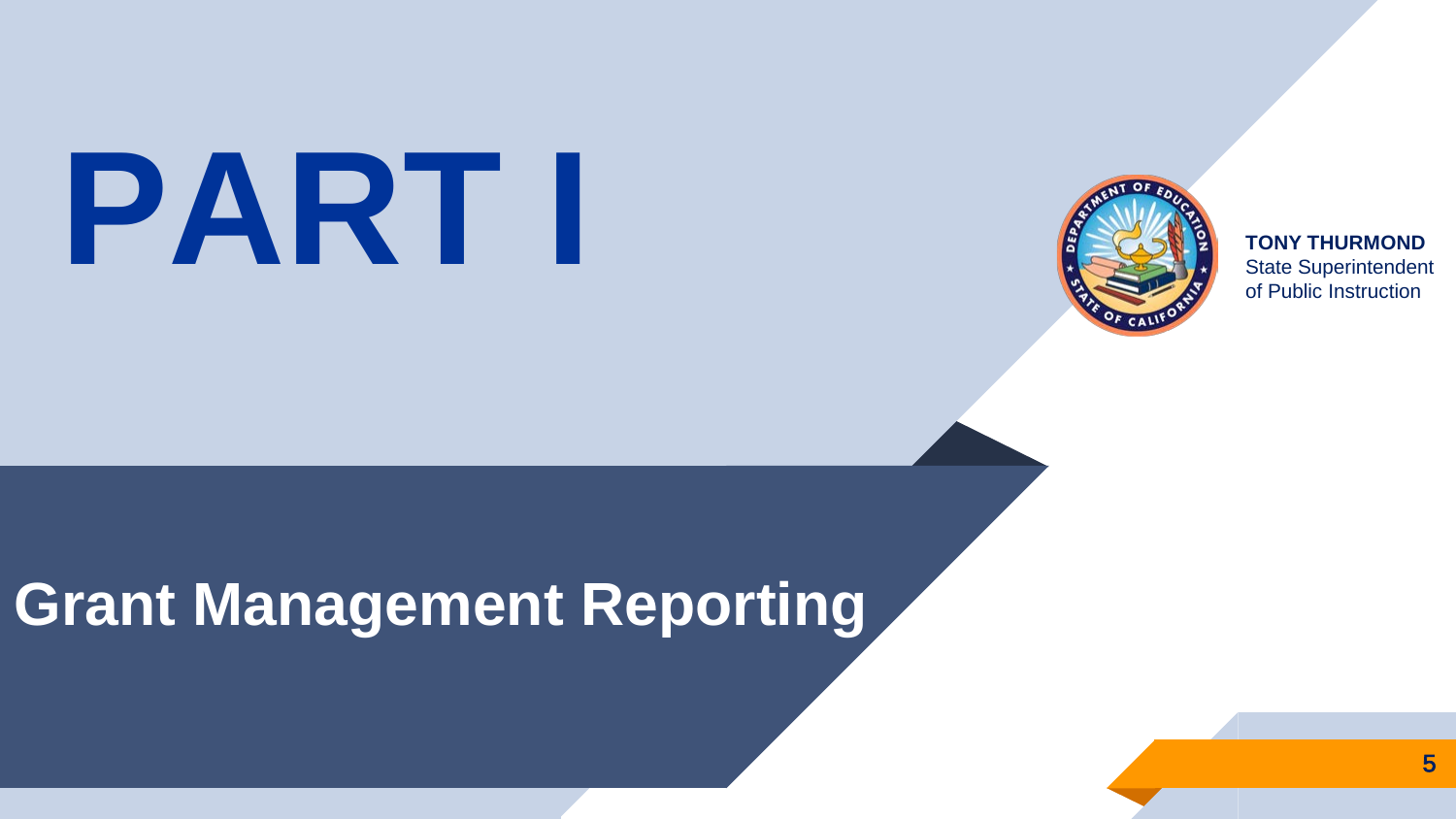# PART I

**TONY THURMOND**
State Superintendent
of Public Instruction

## Grant Management Reporting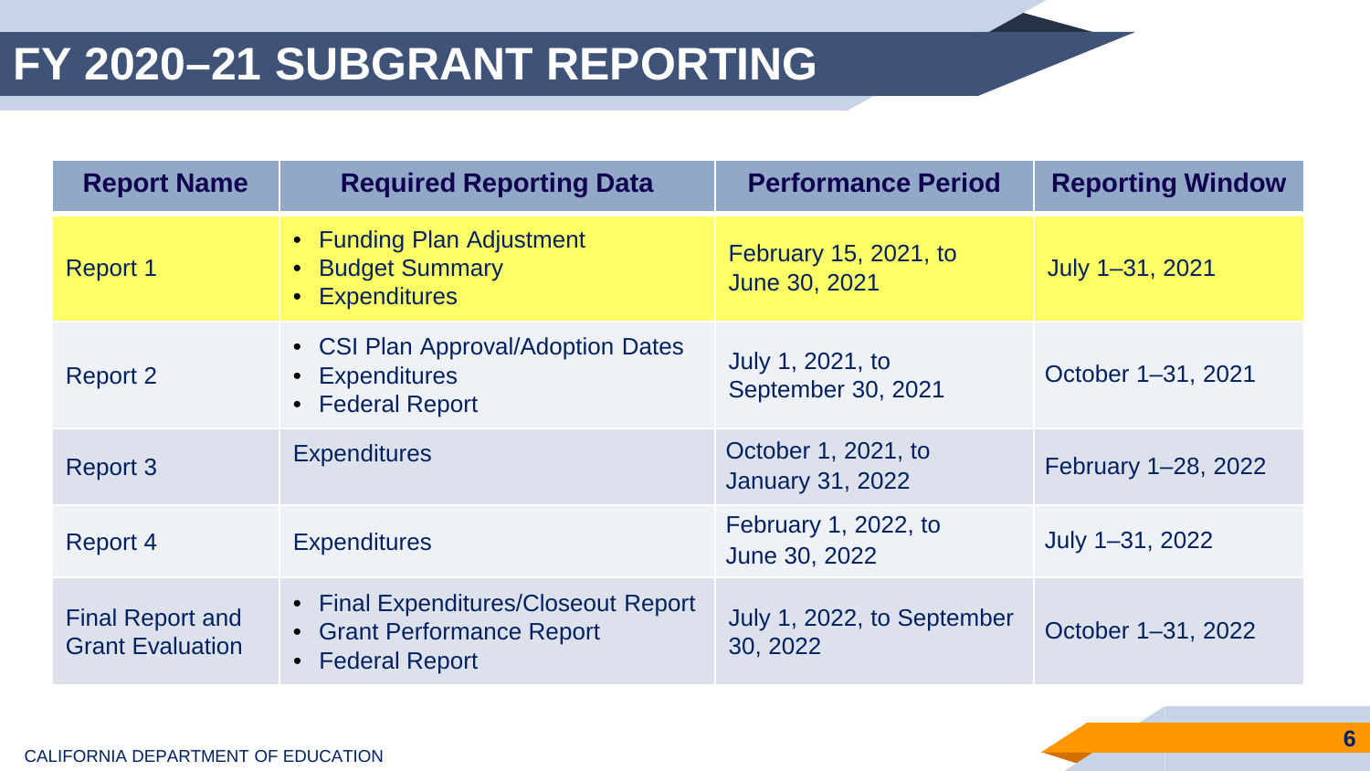# FY 2020–21 SUBGRANT REPORTING

| Report Name | Required Reporting Data | Performance Period | Reporting Window |
|---|---|---|---|
| Report 1 | • Funding Plan Adjustment<br>• Budget Summary<br>• Expenditures | February 15, 2021, to June 30, 2021 | July 1–31, 2021 |
| Report 2 | • CSI Plan Approval/Adoption Dates<br>• Expenditures<br>• Federal Report | July 1, 2021, to September 30, 2021 | October 1–31, 2021 |
| Report 3 | Expenditures | October 1, 2021, to January 31, 2022 | February 1–28, 2022 |
| Report 4 | Expenditures | February 1, 2022, to June 30, 2022 | July 1–31, 2022 |
| Final Report and Grant Evaluation | • Final Expenditures/Closeout Report<br>• Grant Performance Report<br>• Federal Report | July 1, 2022, to September 30, 2022 | October 1–31, 2022 |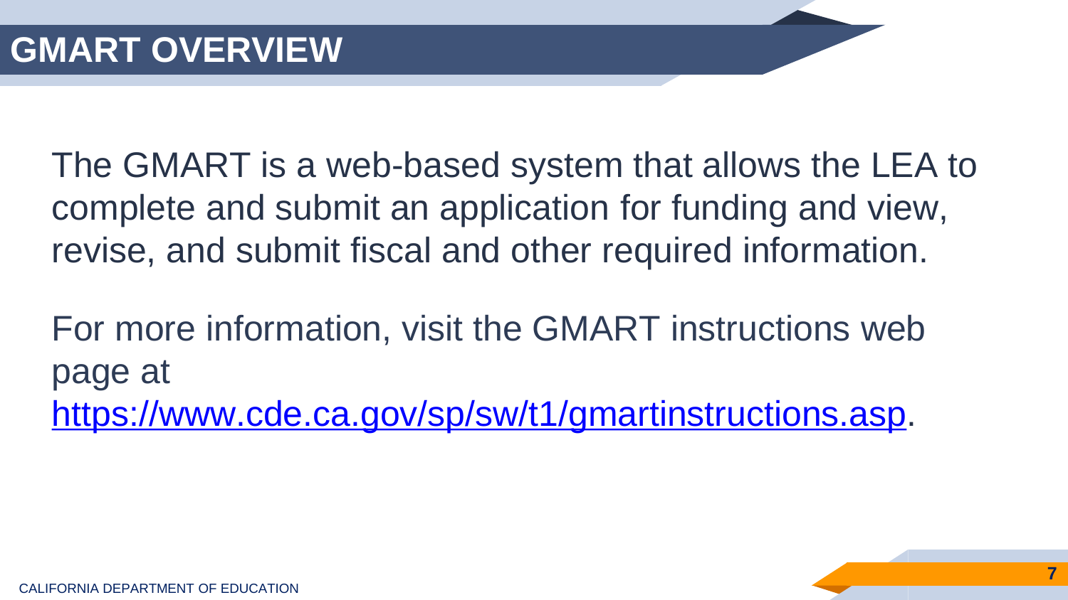# GMART OVERVIEW

The GMART is a web-based system that allows the LEA to complete and submit an application for funding and view, revise, and submit fiscal and other required information.

For more information, visit the GMART instructions web page at [https://www.cde.ca.gov/sp/sw/t1/gmartinstructions.asp](https://www.cde.ca.gov/sp/sw/t1/gmartinstructions.asp).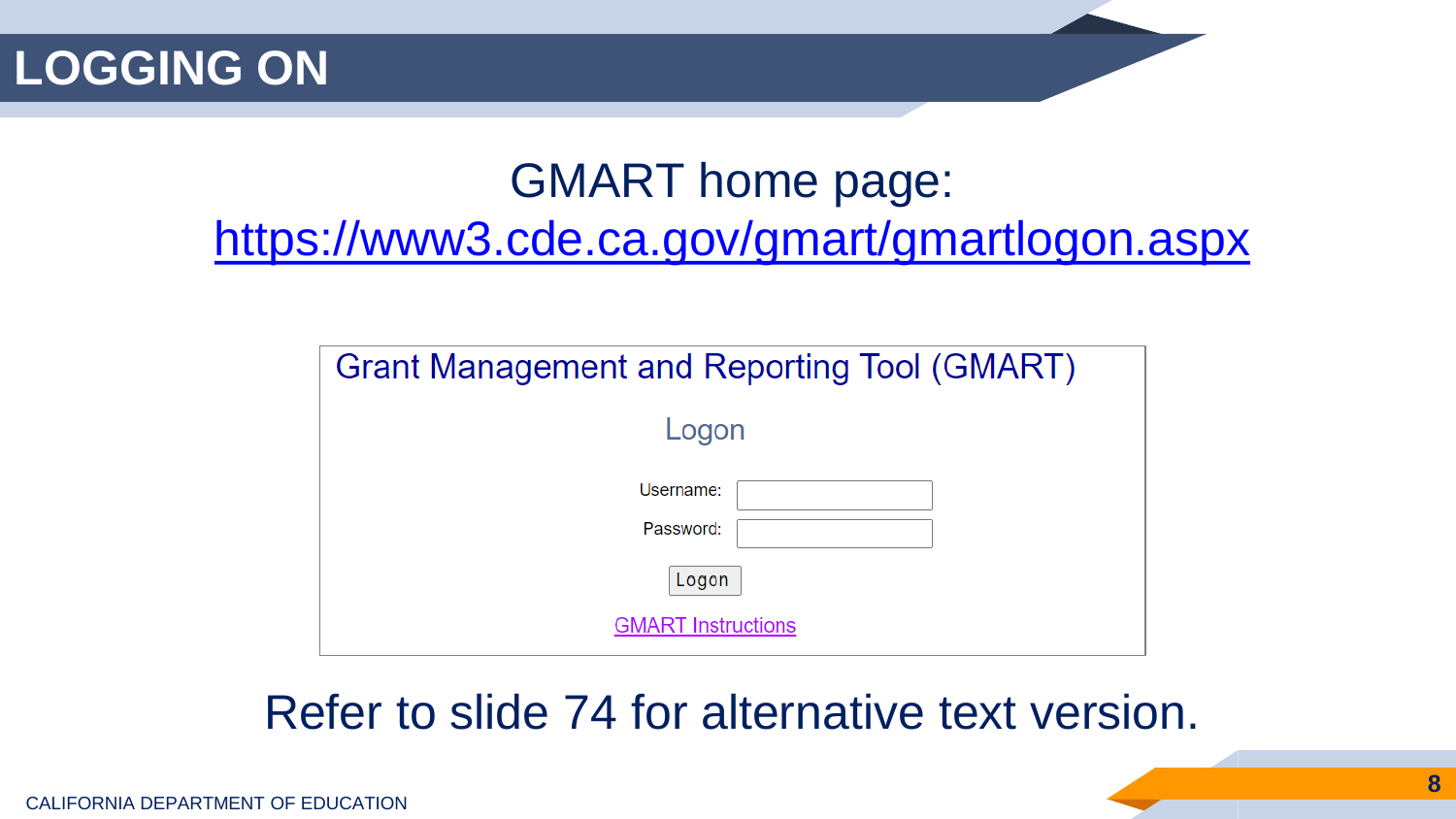# LOGGING ON

GMART home page: [https://www3.cde.ca.gov/gmart/gmartlogon.aspx](https://www3.cde.ca.gov/gmart/gmartlogon.aspx)

Grant Management and Reporting Tool (GMART)

Logon

Username:

Password:

Logon

GMART Instructions

Refer to slide 74 for alternative text version.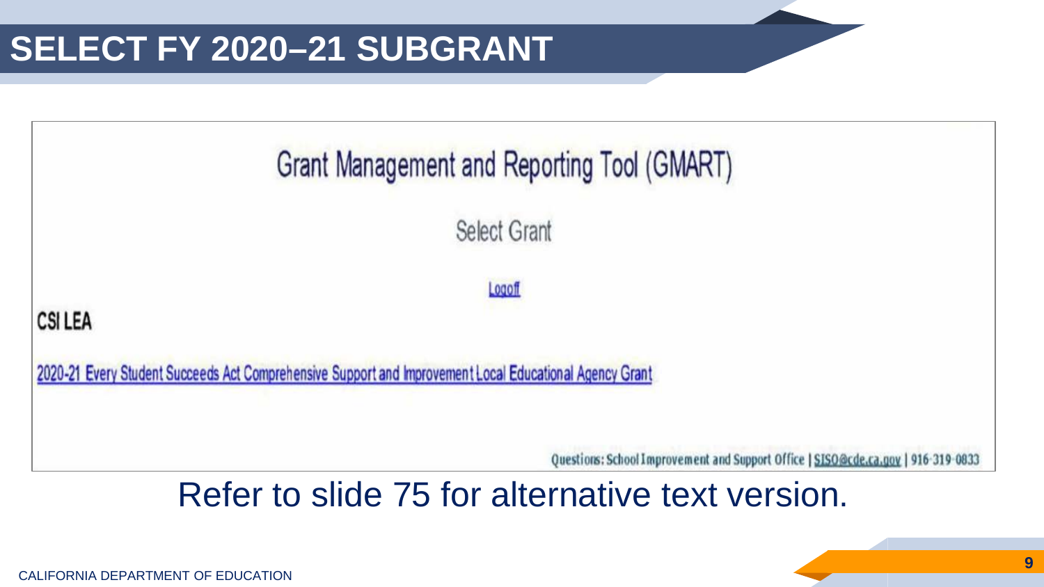# SELECT FY 2020–21 SUBGRANT

Grant Management and Reporting Tool (GMART)

Select Grant

Logoff

**CSI LEA**

2020-21 Every Student Succeeds Act Comprehensive Support and Improvement Local Educational Agency Grant

Questions: School Improvement and Support Office | SISO@cde.ca.gov | 916-319-0833

Refer to slide 75 for alternative text version.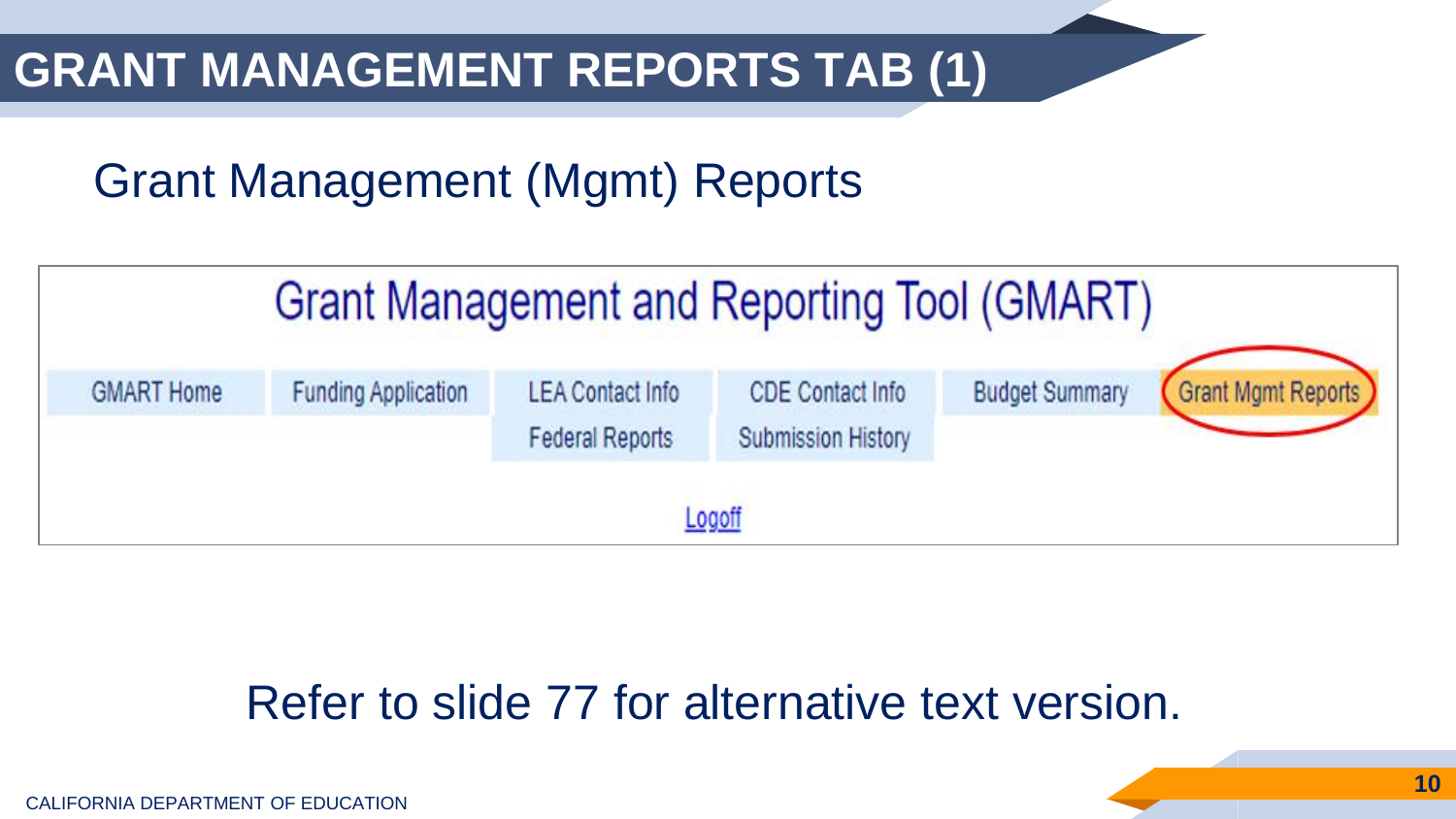# GRANT MANAGEMENT REPORTS TAB (1)

## Grant Management (Mgmt) Reports

Grant Management and Reporting Tool (GMART)

| GMART Home | Funding Application | LEA Contact Info | CDE Contact Info | Budget Summary | Grant Mgmt Reports |
|---|---|---|---|---|---|
| | | Federal Reports | Submission History | | |

Logoff

Refer to slide 77 for alternative text version.

CALIFORNIA DEPARTMENT OF EDUCATION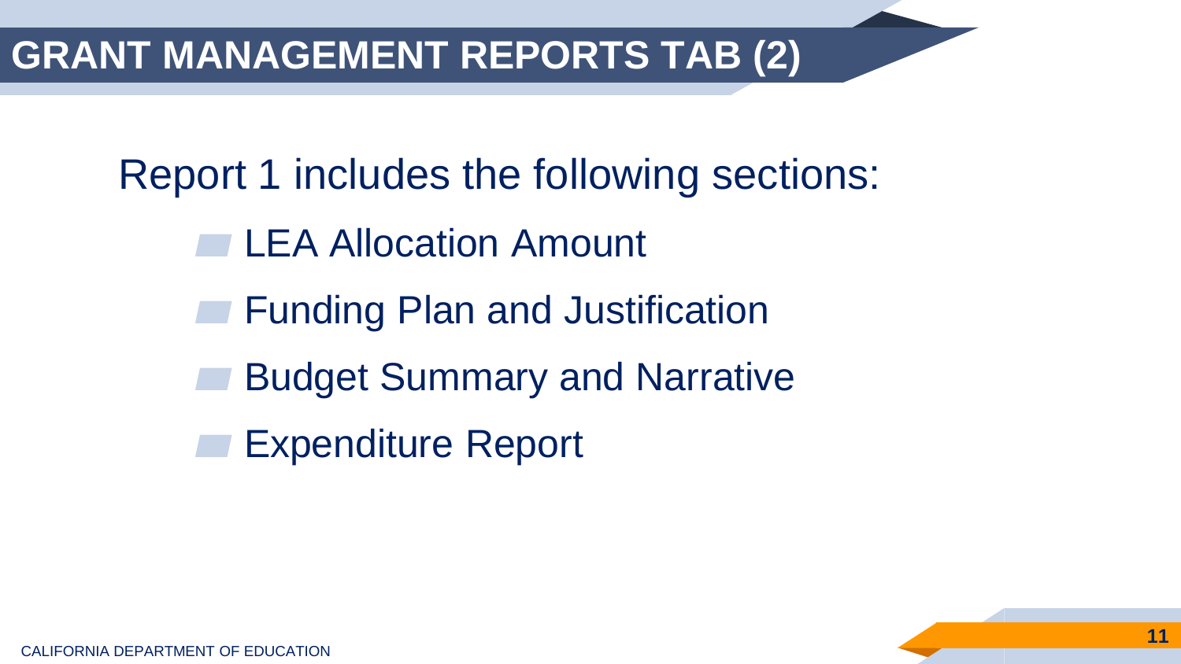# GRANT MANAGEMENT REPORTS TAB (2)

Report 1 includes the following sections:

- LEA Allocation Amount
- Funding Plan and Justification
- Budget Summary and Narrative
- Expenditure Report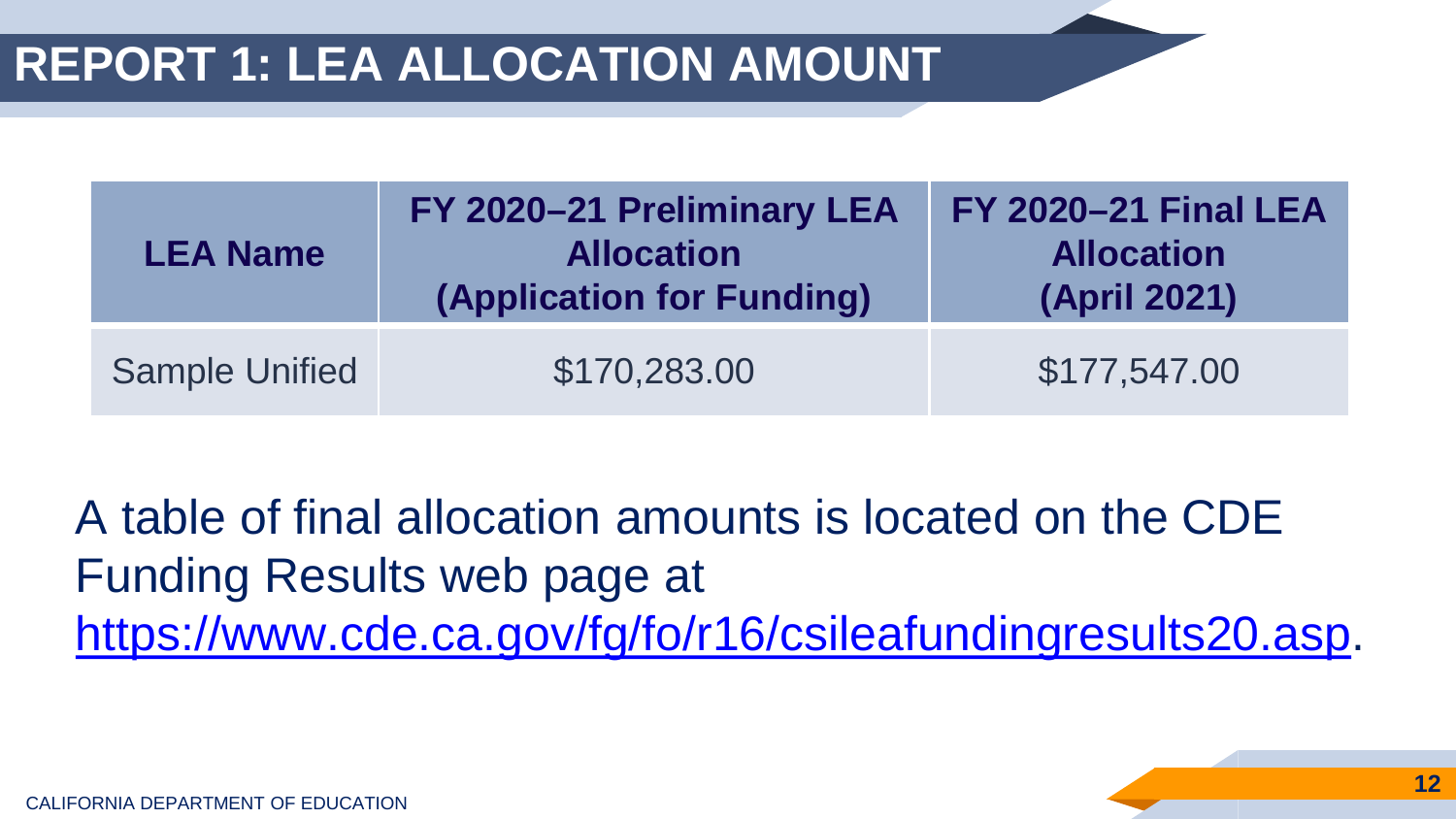# REPORT 1: LEA ALLOCATION AMOUNT

| LEA Name | FY 2020–21 Preliminary LEA Allocation (Application for Funding) | FY 2020–21 Final LEA Allocation (April 2021) |
|---|---|---|
| Sample Unified | $170,283.00 | $177,547.00 |

A table of final allocation amounts is located on the CDE Funding Results web page at https://www.cde.ca.gov/fg/fo/r16/csileafundingresults20.asp.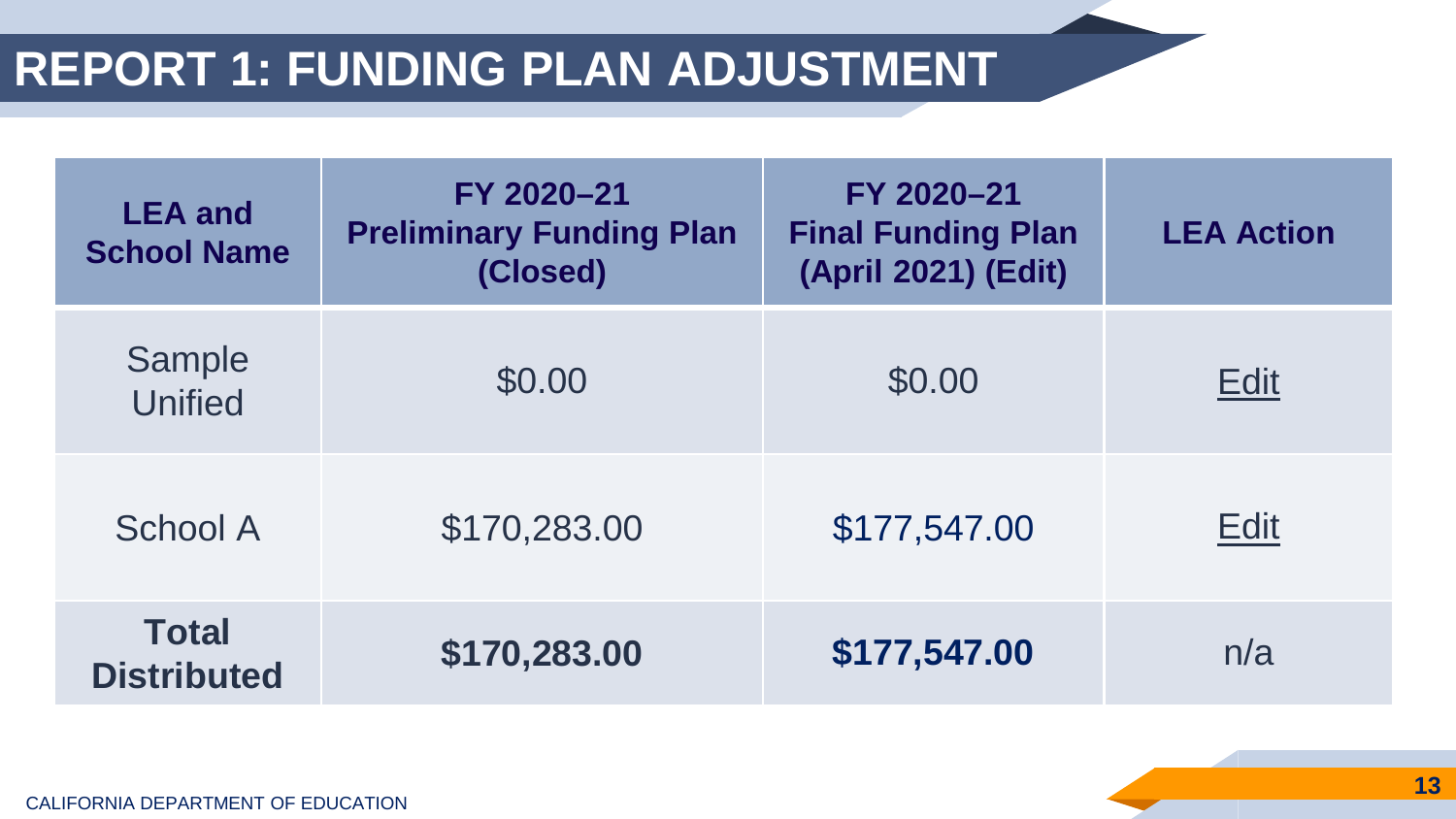# REPORT 1: FUNDING PLAN ADJUSTMENT

| LEA and School Name | FY 2020–21 Preliminary Funding Plan (Closed) | FY 2020–21 Final Funding Plan (April 2021) (Edit) | LEA Action |
| --- | --- | --- | --- |
| Sample Unified | $0.00 | $0.00 | Edit |
| School A | $170,283.00 | $177,547.00 | Edit |
| **Total Distributed** | **$170,283.00** | **$177,547.00** | n/a |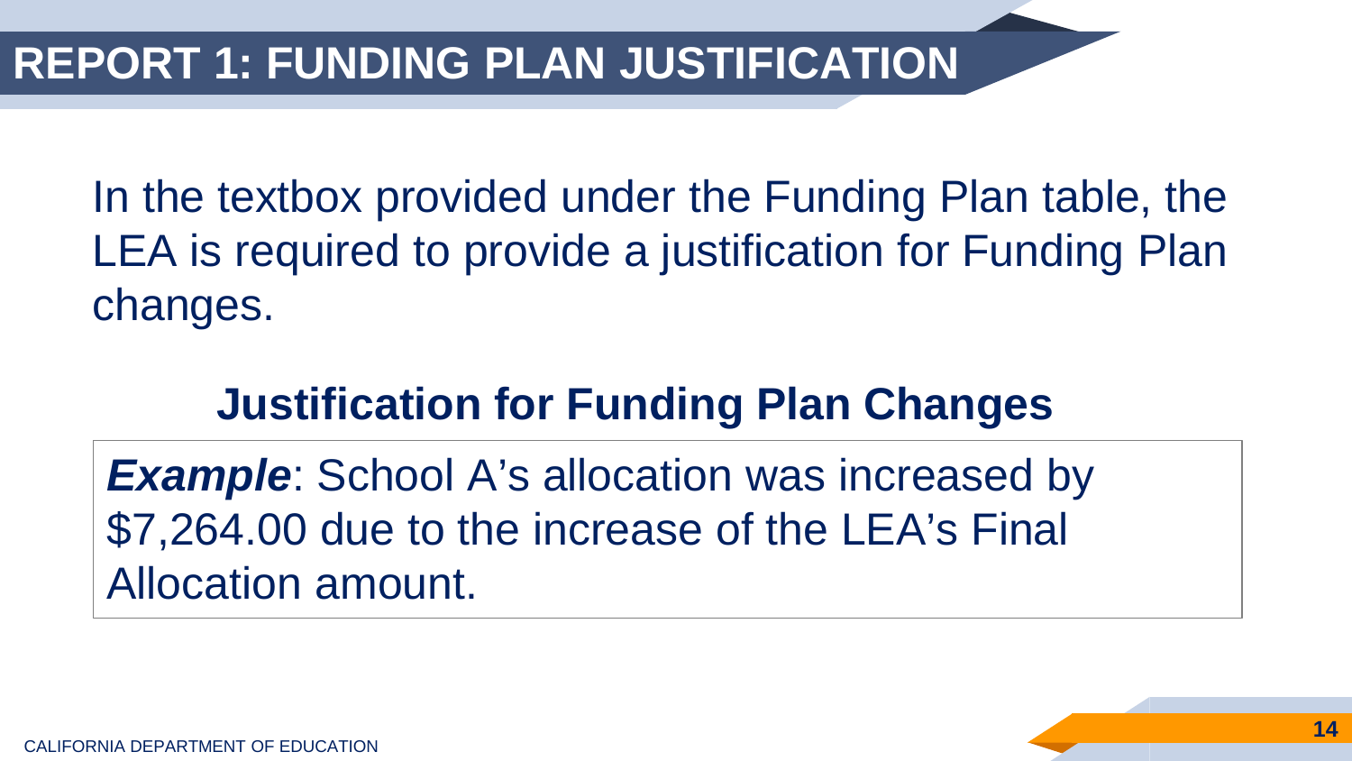# REPORT 1: FUNDING PLAN JUSTIFICATION

In the textbox provided under the Funding Plan table, the LEA is required to provide a justification for Funding Plan changes.

## Justification for Funding Plan Changes

| ***Example***: School A's allocation was increased by $7,264.00 due to the increase of the LEA's Final Allocation amount. |
|---|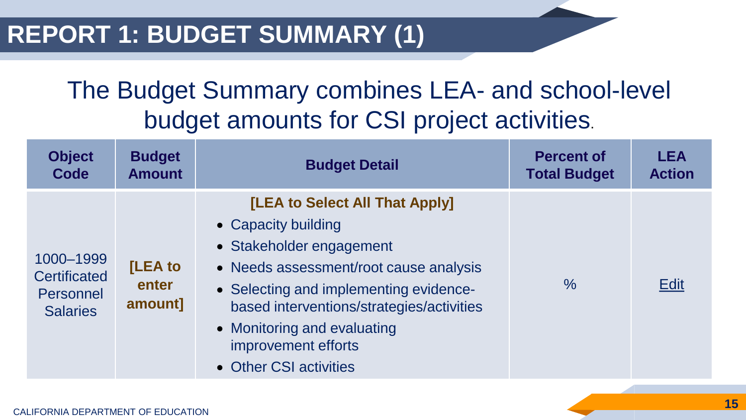# REPORT 1: BUDGET SUMMARY (1)

The Budget Summary combines LEA- and school-level budget amounts for CSI project activities.

| Object Code | Budget Amount | Budget Detail | Percent of Total Budget | LEA Action |
|---|---|---|---|---|
| 1000–1999 Certificated Personnel Salaries | **[LEA to enter amount]** | **[LEA to Select All That Apply]**<br>• Capacity building<br>• Stakeholder engagement<br>• Needs assessment/root cause analysis<br>• Selecting and implementing evidence-based interventions/strategies/activities<br>• Monitoring and evaluating improvement efforts<br>• Other CSI activities | % | Edit |

CALIFORNIA DEPARTMENT OF EDUCATION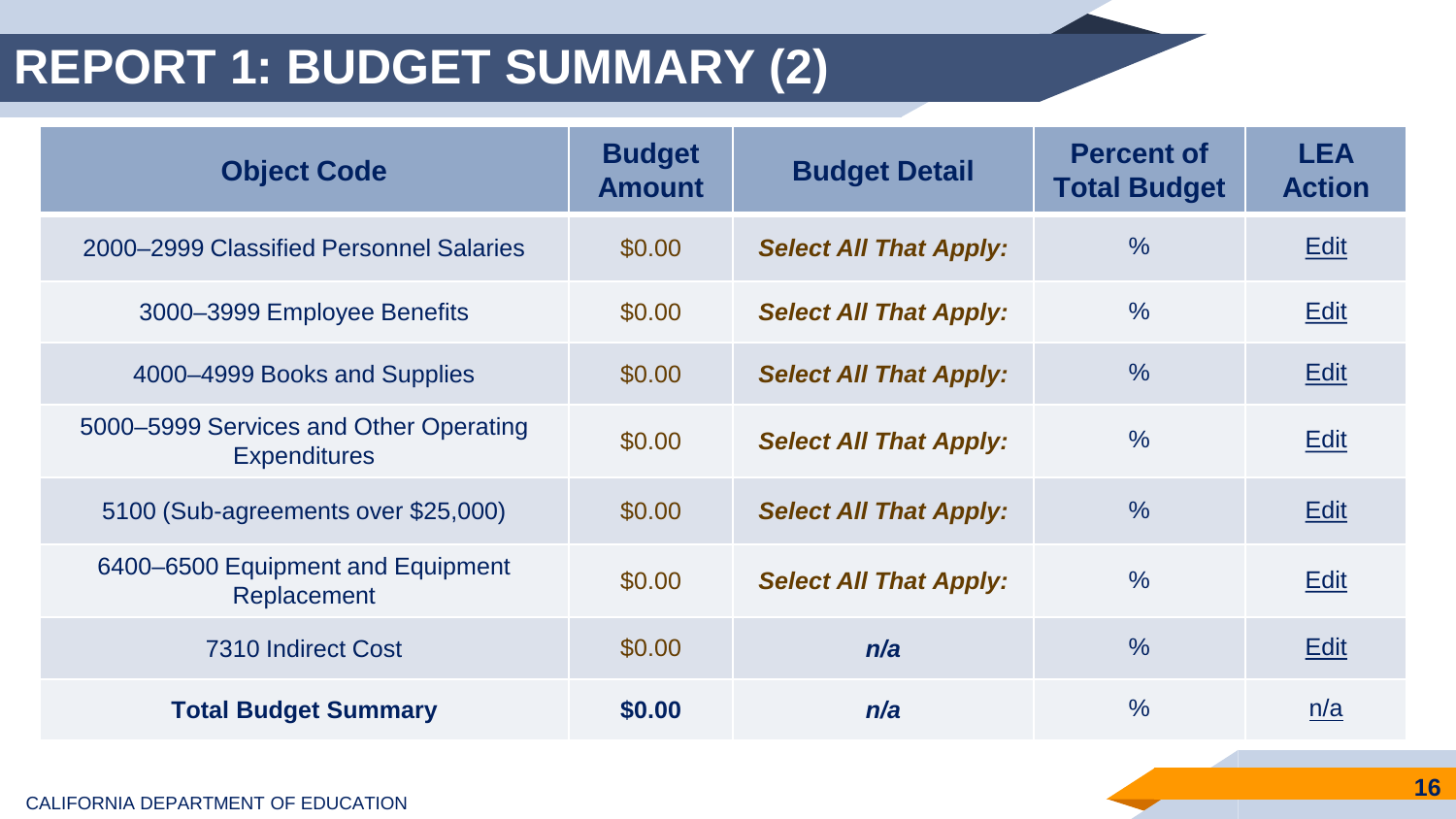# REPORT 1: BUDGET SUMMARY (2)

| Object Code | Budget Amount | Budget Detail | Percent of Total Budget | LEA Action |
|---|---|---|---|---|
| 2000–2999 Classified Personnel Salaries | $0.00 | ***Select All That Apply:*** | % | Edit |
| 3000–3999 Employee Benefits | $0.00 | ***Select All That Apply:*** | % | Edit |
| 4000–4999 Books and Supplies | $0.00 | ***Select All That Apply:*** | % | Edit |
| 5000–5999 Services and Other Operating Expenditures | $0.00 | ***Select All That Apply:*** | % | Edit |
| 5100 (Sub-agreements over $25,000) | $0.00 | ***Select All That Apply:*** | % | Edit |
| 6400–6500 Equipment and Equipment Replacement | $0.00 | ***Select All That Apply:*** | % | Edit |
| 7310 Indirect Cost | $0.00 | ***n/a*** | % | Edit |
| **Total Budget Summary** | **$0.00** | ***n/a*** | % | n/a |

CALIFORNIA DEPARTMENT OF EDUCATION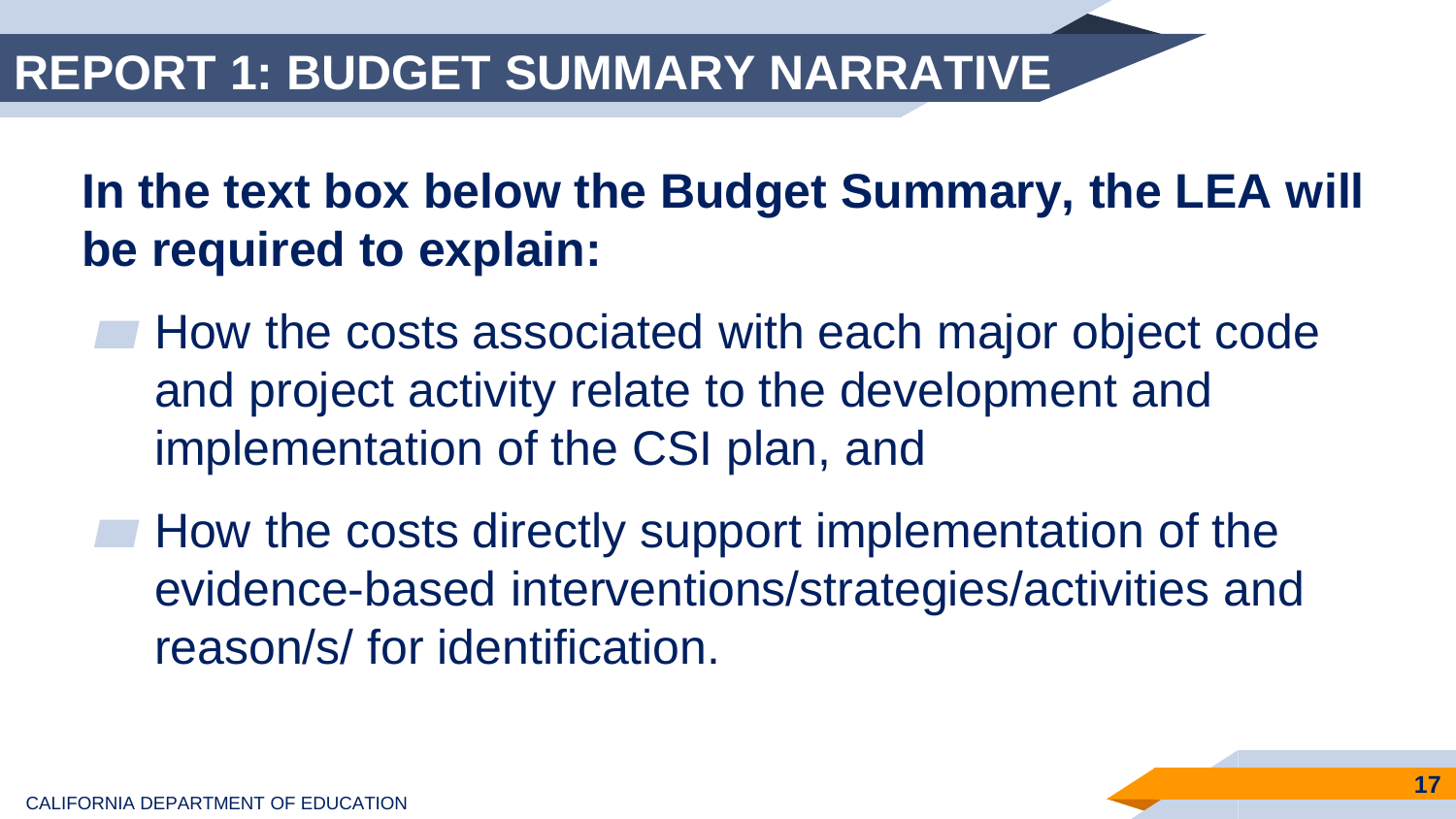# REPORT 1: BUDGET SUMMARY NARRATIVE

**In the text box below the Budget Summary, the LEA will be required to explain:**

- How the costs associated with each major object code and project activity relate to the development and implementation of the CSI plan, and
- How the costs directly support implementation of the evidence-based interventions/strategies/activities and reason/s/ for identification.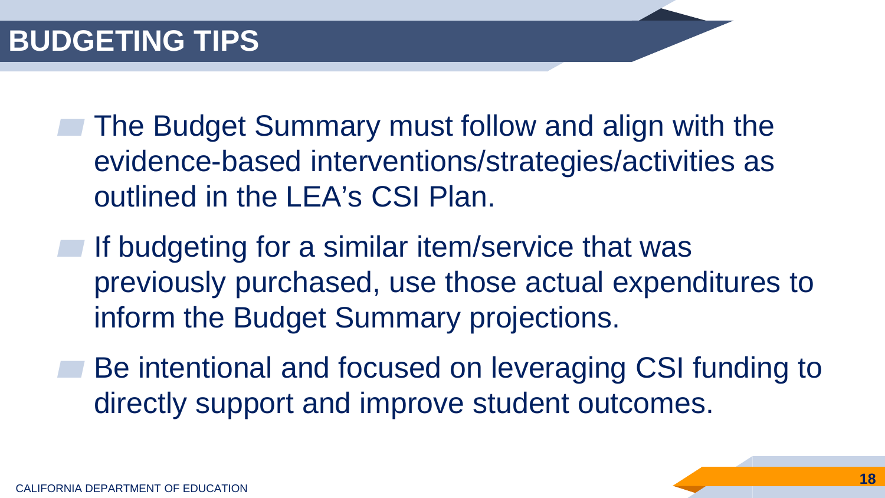# BUDGETING TIPS

- The Budget Summary must follow and align with the evidence-based interventions/strategies/activities as outlined in the LEA's CSI Plan.
- If budgeting for a similar item/service that was previously purchased, use those actual expenditures to inform the Budget Summary projections.
- Be intentional and focused on leveraging CSI funding to directly support and improve student outcomes.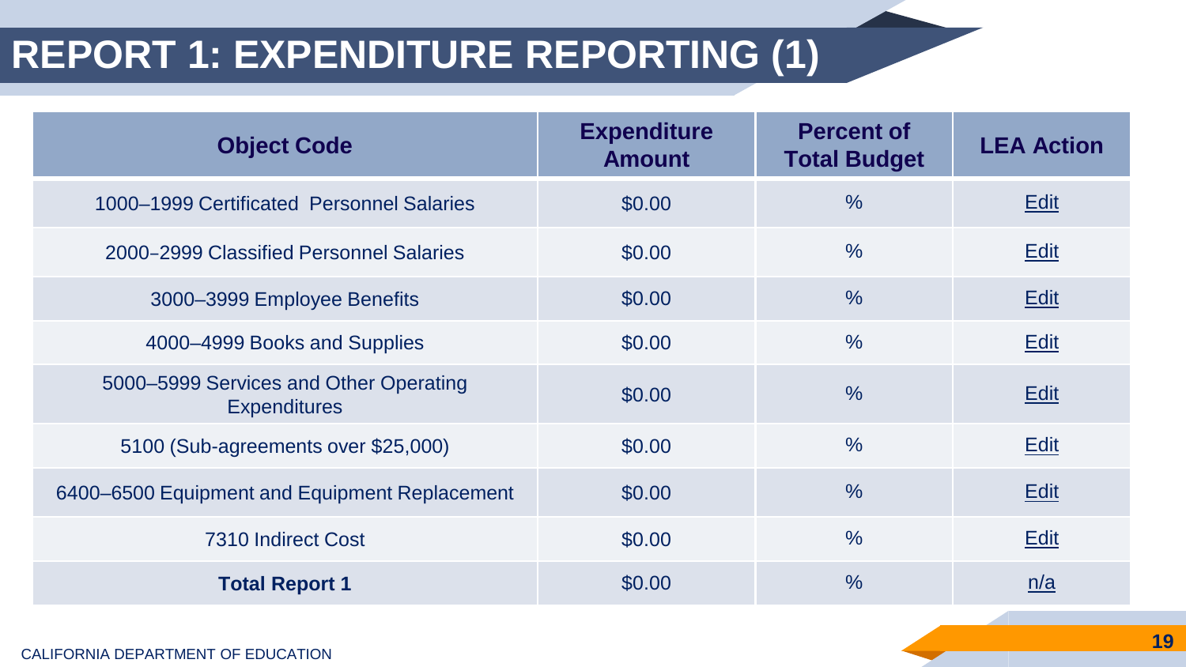# REPORT 1: EXPENDITURE REPORTING (1)

| Object Code | Expenditure Amount | Percent of Total Budget | LEA Action |
|---|---|---|---|
| 1000–1999 Certificated Personnel Salaries | $0.00 | % | Edit |
| 2000–2999 Classified Personnel Salaries | $0.00 | % | Edit |
| 3000–3999 Employee Benefits | $0.00 | % | Edit |
| 4000–4999 Books and Supplies | $0.00 | % | Edit |
| 5000–5999 Services and Other Operating Expenditures | $0.00 | % | Edit |
| 5100 (Sub-agreements over $25,000) | $0.00 | % | Edit |
| 6400–6500 Equipment and Equipment Replacement | $0.00 | % | Edit |
| 7310 Indirect Cost | $0.00 | % | Edit |
| **Total Report 1** | $0.00 | % | n/a |

CALIFORNIA DEPARTMENT OF EDUCATION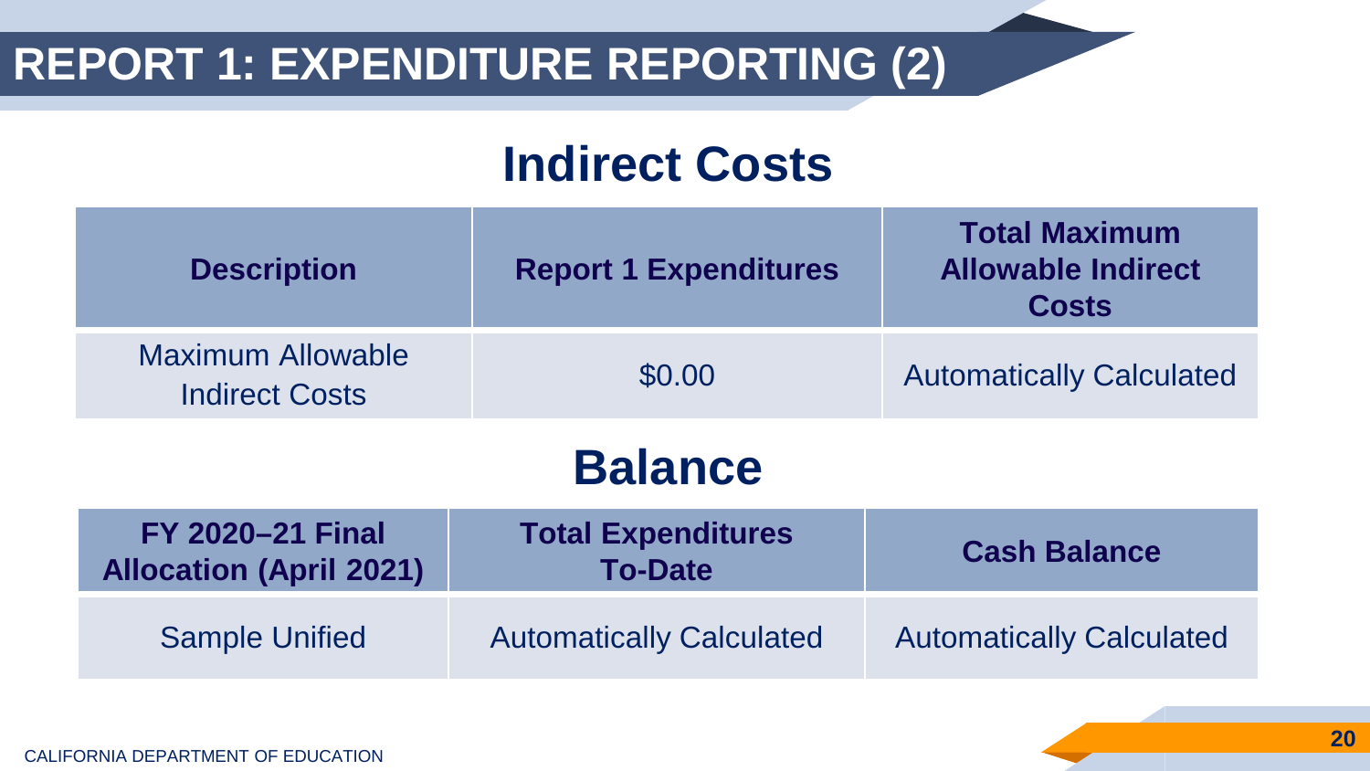# REPORT 1: EXPENDITURE REPORTING (2)

## Indirect Costs

| Description | Report 1 Expenditures | Total Maximum Allowable Indirect Costs |
|---|---|---|
| Maximum Allowable Indirect Costs | $0.00 | Automatically Calculated |

## Balance

| FY 2020–21 Final Allocation (April 2021) | Total Expenditures To-Date | Cash Balance |
|---|---|---|
| Sample Unified | Automatically Calculated | Automatically Calculated |

CALIFORNIA DEPARTMENT OF EDUCATION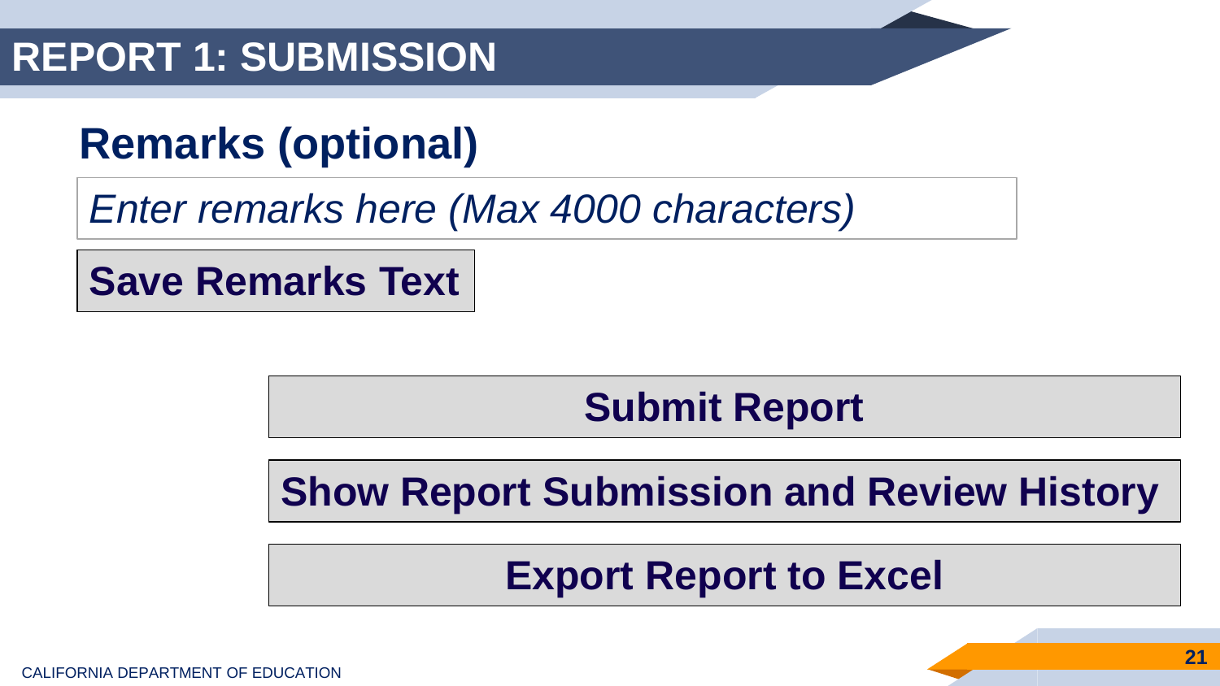# REPORT 1: SUBMISSION

## Remarks (optional)

*Enter remarks here (Max 4000 characters)*

**Save Remarks Text**

**Submit Report**

**Show Report Submission and Review History**

**Export Report to Excel**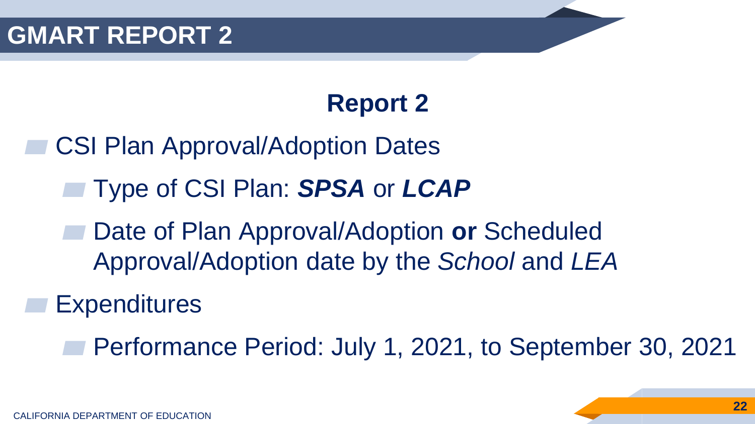# GMART REPORT 2

## Report 2

- CSI Plan Approval/Adoption Dates
  - Type of CSI Plan: ***SPSA*** or ***LCAP***
  - Date of Plan Approval/Adoption **or** Scheduled Approval/Adoption date by the *School* and *LEA*
- Expenditures
  - Performance Period: July 1, 2021, to September 30, 2021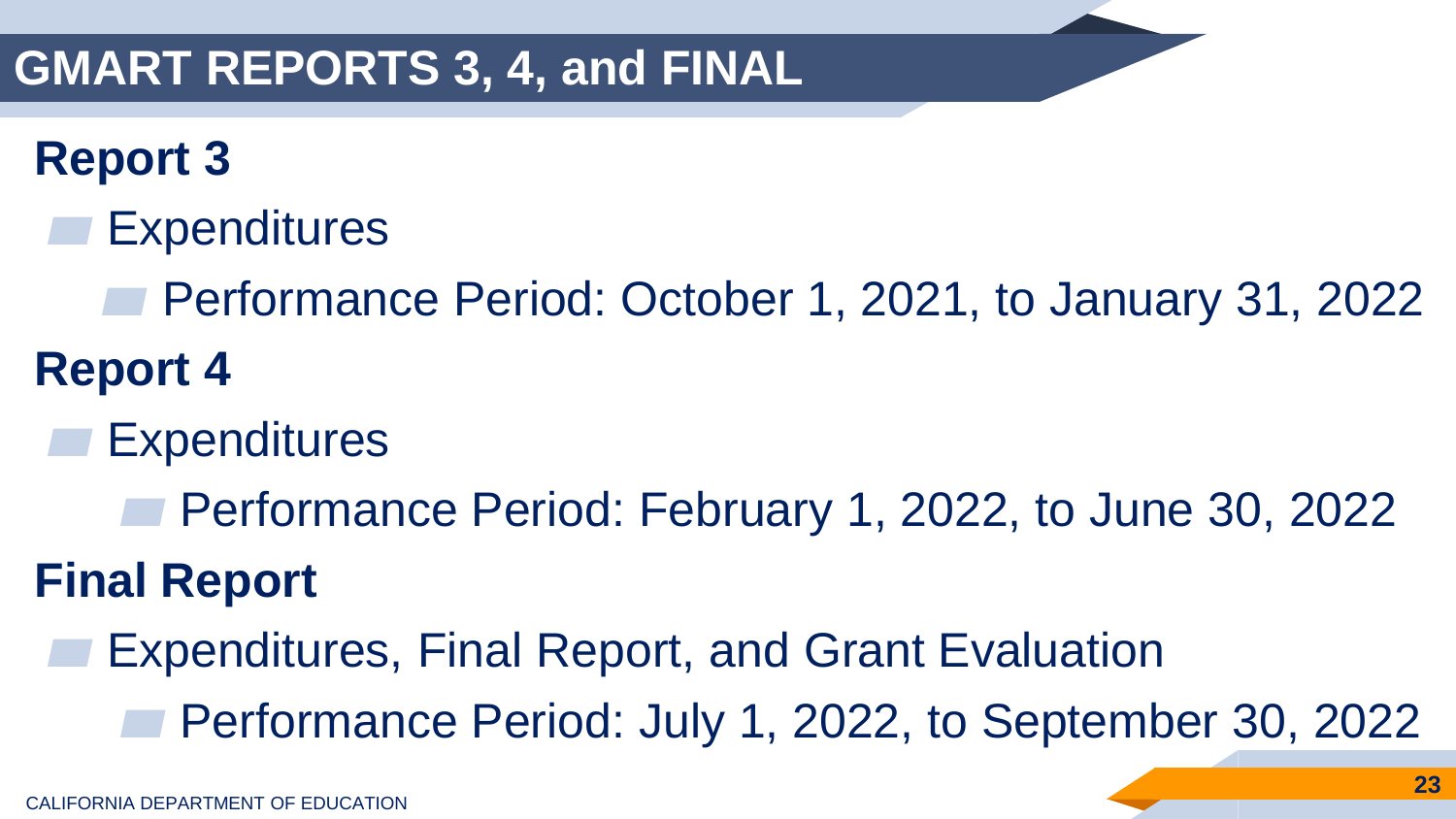# GMART REPORTS 3, 4, and FINAL

## Report 3

- Expenditures
  - Performance Period: October 1, 2021, to January 31, 2022

## Report 4

- Expenditures
  - Performance Period: February 1, 2022, to June 30, 2022

## Final Report

- Expenditures, Final Report, and Grant Evaluation
  - Performance Period: July 1, 2022, to September 30, 2022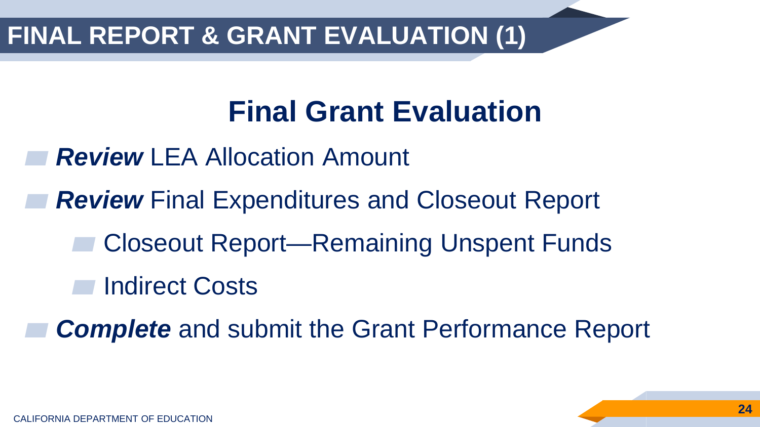# FINAL REPORT & GRANT EVALUATION (1)

## Final Grant Evaluation

- ***Review*** LEA Allocation Amount
- ***Review*** Final Expenditures and Closeout Report
  - Closeout Report—Remaining Unspent Funds
  - Indirect Costs
- ***Complete*** and submit the Grant Performance Report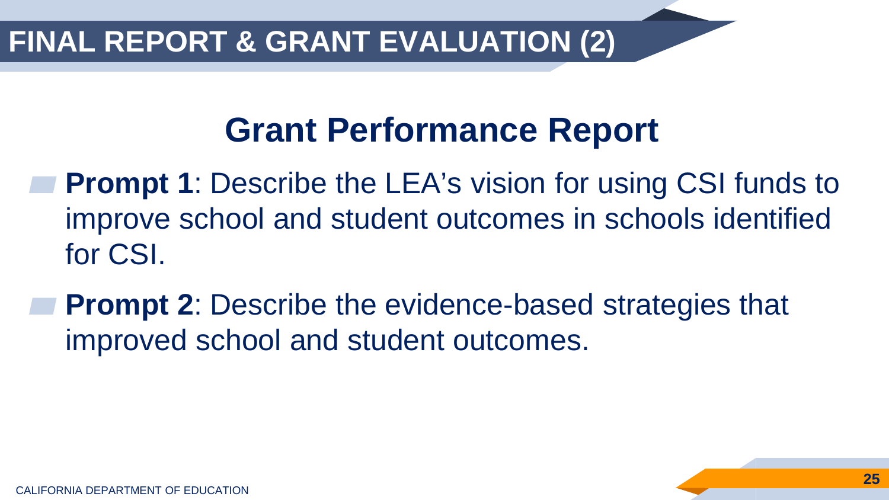# FINAL REPORT & GRANT EVALUATION (2)

## Grant Performance Report

- **Prompt 1**: Describe the LEA's vision for using CSI funds to improve school and student outcomes in schools identified for CSI.
- **Prompt 2**: Describe the evidence-based strategies that improved school and student outcomes.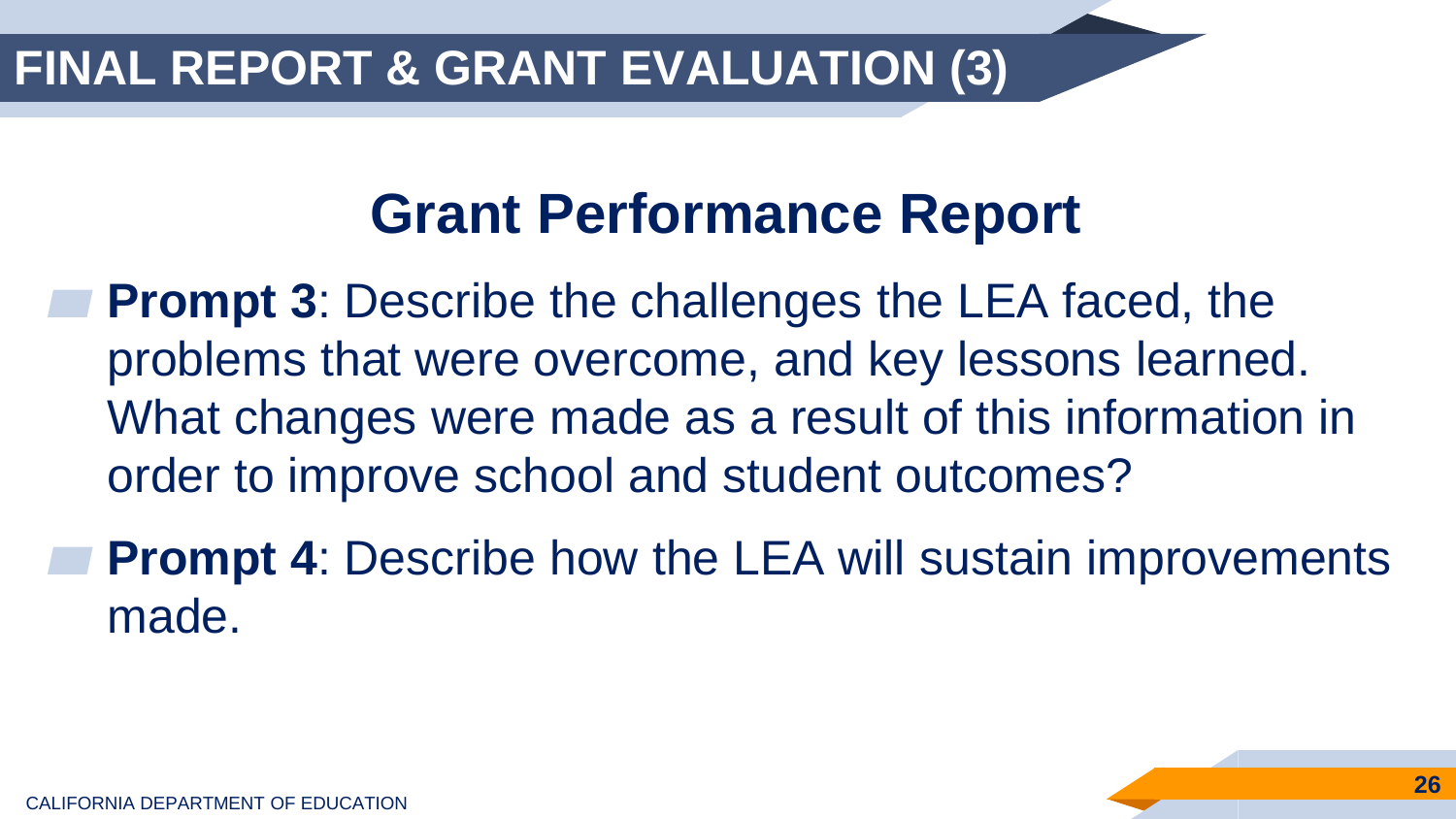# FINAL REPORT & GRANT EVALUATION (3)

## Grant Performance Report

- **Prompt 3**: Describe the challenges the LEA faced, the problems that were overcome, and key lessons learned. What changes were made as a result of this information in order to improve school and student outcomes?
- **Prompt 4**: Describe how the LEA will sustain improvements made.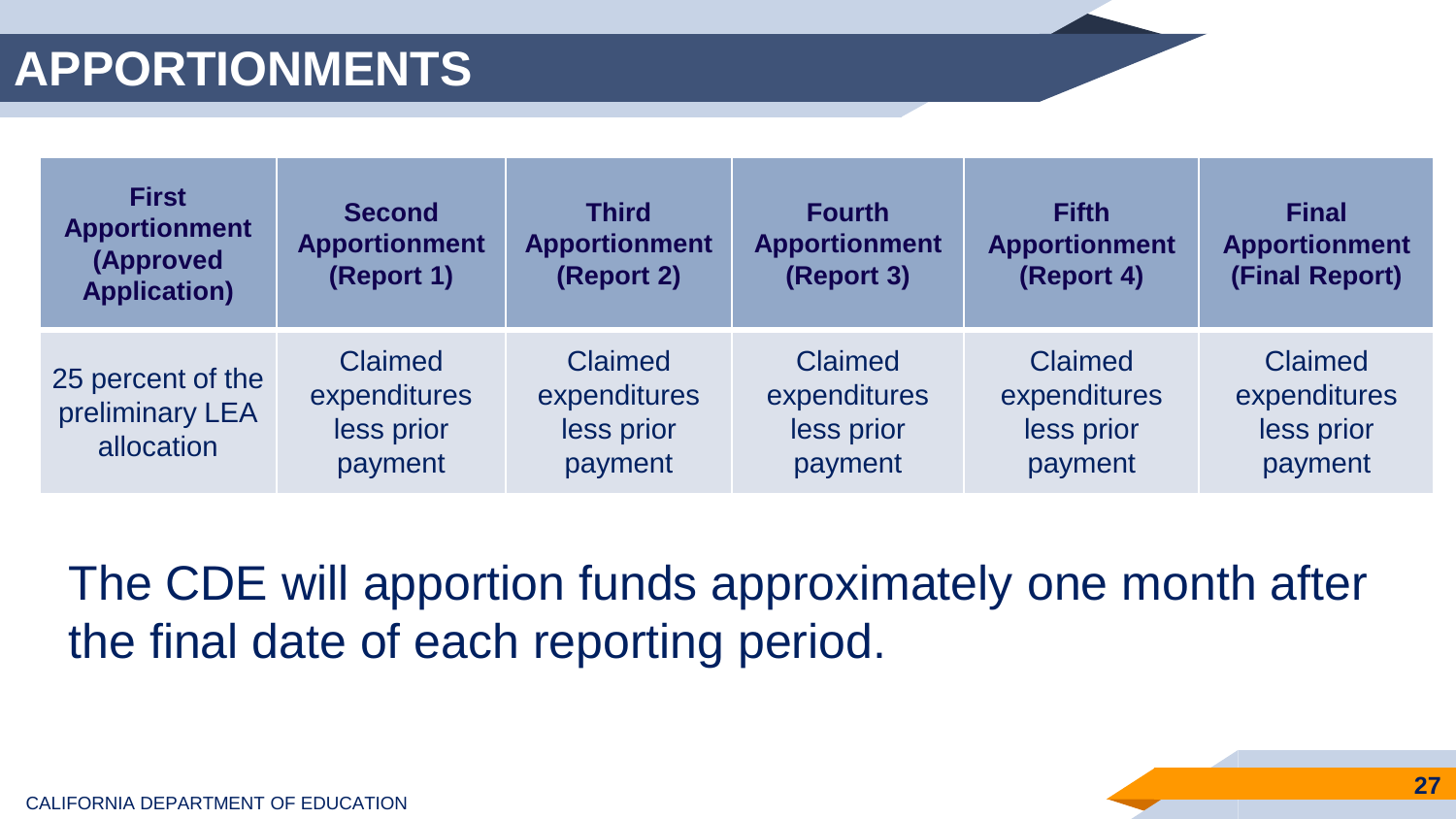# APPORTIONMENTS

| First Apportionment (Approved Application) | Second Apportionment (Report 1) | Third Apportionment (Report 2) | Fourth Apportionment (Report 3) | Fifth Apportionment (Report 4) | Final Apportionment (Final Report) |
|---|---|---|---|---|---|
| 25 percent of the preliminary LEA allocation | Claimed expenditures less prior payment | Claimed expenditures less prior payment | Claimed expenditures less prior payment | Claimed expenditures less prior payment | Claimed expenditures less prior payment |

The CDE will apportion funds approximately one month after the final date of each reporting period.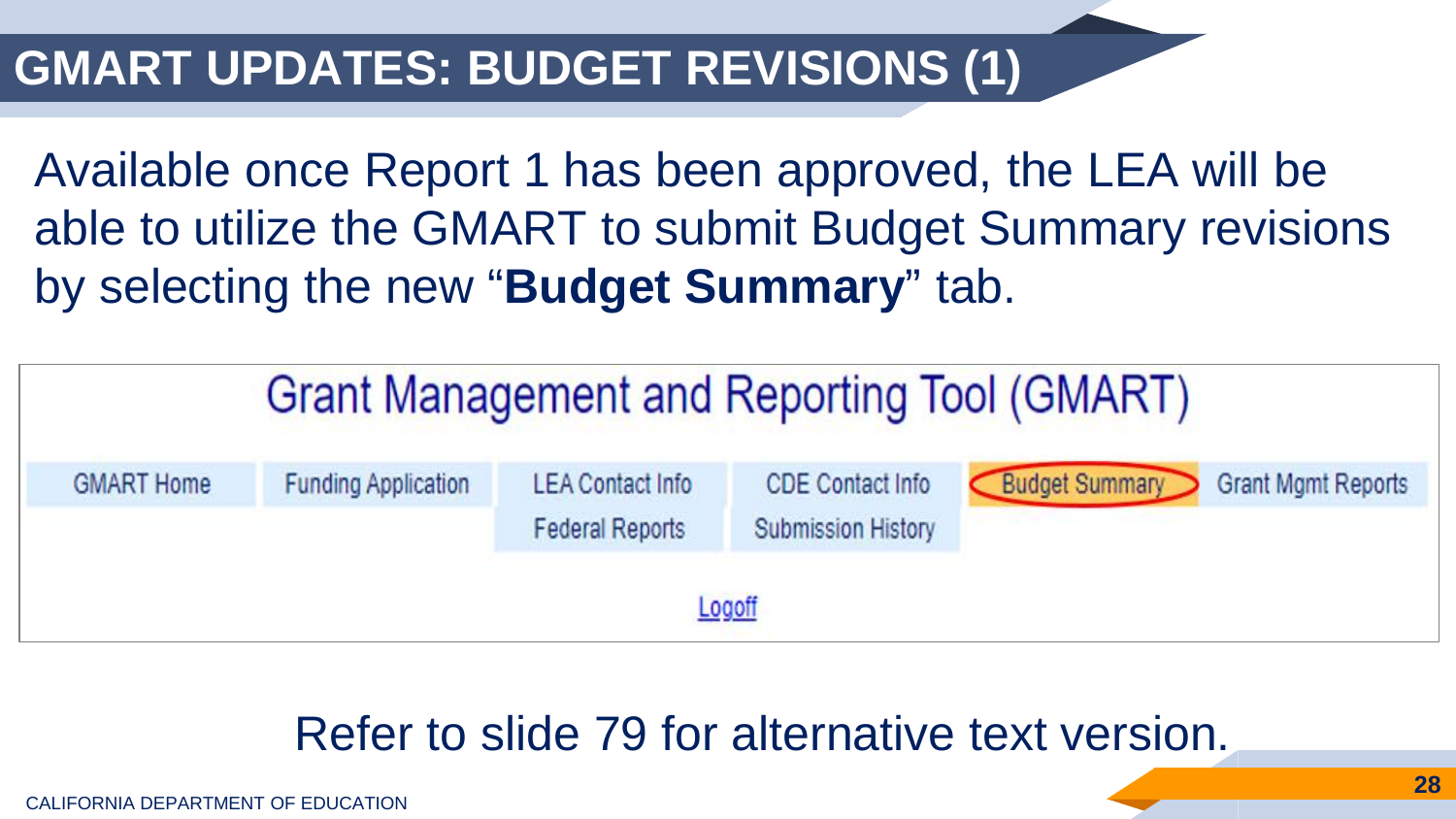# GMART UPDATES: BUDGET REVISIONS (1)

Available once Report 1 has been approved, the LEA will be able to utilize the GMART to submit Budget Summary revisions by selecting the new "**Budget Summary**" tab.

Grant Management and Reporting Tool (GMART)

| GMART Home | Funding Application | LEA Contact Info | CDE Contact Info | Budget Summary | Grant Mgmt Reports |
|---|---|---|---|---|---|
| | | Federal Reports | Submission History | | |

Logoff

Refer to slide 79 for alternative text version.

CALIFORNIA DEPARTMENT OF EDUCATION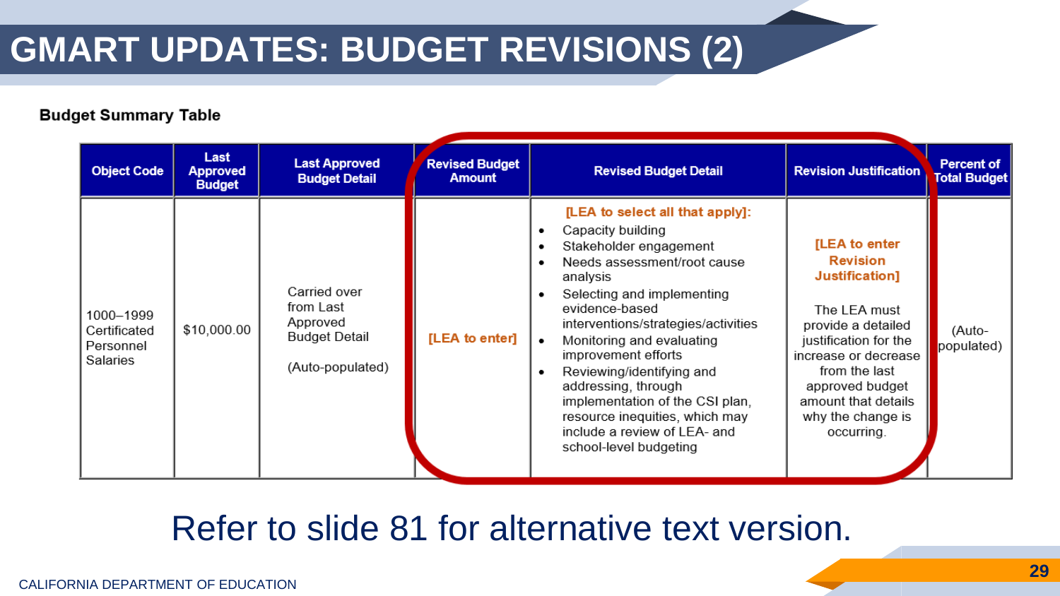# GMART UPDATES: BUDGET REVISIONS (2)

**Budget Summary Table**

| Object Code | Last Approved Budget | Last Approved Budget Detail | Revised Budget Amount | Revised Budget Detail | Revision Justification | Percent of Total Budget |
|---|---|---|---|---|---|---|
| 1000–1999 Certificated Personnel Salaries | $10,000.00 | Carried over from Last Approved Budget Detail (Auto-populated) | [LEA to enter] | [LEA to select all that apply]: • Capacity building • Stakeholder engagement • Needs assessment/root cause analysis • Selecting and implementing evidence-based interventions/strategies/activities • Monitoring and evaluating improvement efforts • Reviewing/identifying and addressing, through implementation of the CSI plan, resource inequities, which may include a review of LEA- and school-level budgeting | [LEA to enter Revision Justification] The LEA must provide a detailed justification for the increase or decrease from the last approved budget amount that details why the change is occurring. | (Auto-populated) |

Refer to slide 81 for alternative text version.

CALIFORNIA DEPARTMENT OF EDUCATION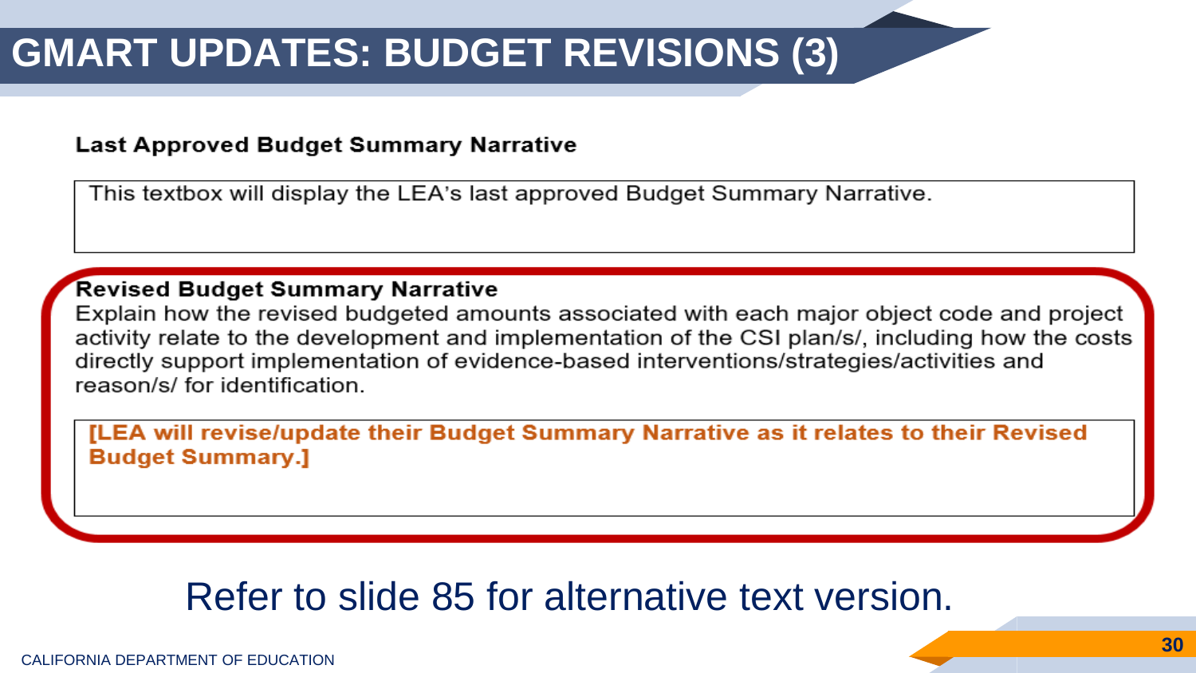# GMART UPDATES: BUDGET REVISIONS (3)

**Last Approved Budget Summary Narrative**

This textbox will display the LEA's last approved Budget Summary Narrative.

**Revised Budget Summary Narrative**

Explain how the revised budgeted amounts associated with each major object code and project activity relate to the development and implementation of the CSI plan/s/, including how the costs directly support implementation of evidence-based interventions/strategies/activities and reason/s/ for identification.

**[LEA will revise/update their Budget Summary Narrative as it relates to their Revised Budget Summary.]**

Refer to slide 85 for alternative text version.

CALIFORNIA DEPARTMENT OF EDUCATION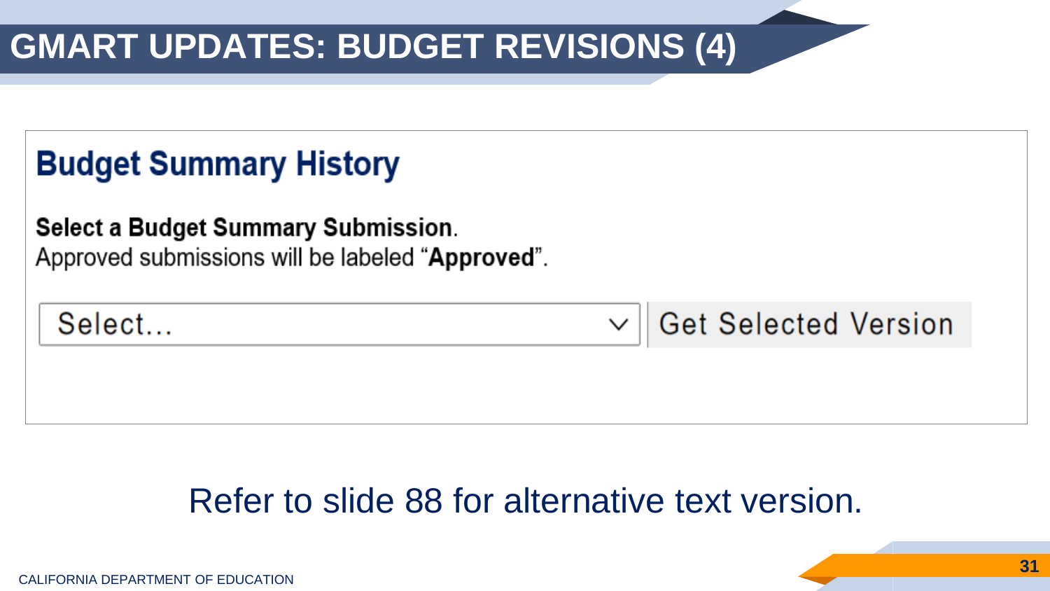# GMART UPDATES: BUDGET REVISIONS (4)

## Budget Summary History

**Select a Budget Summary Submission.**
Approved submissions will be labeled "**Approved**".

Select... | Get Selected Version

Refer to slide 88 for alternative text version.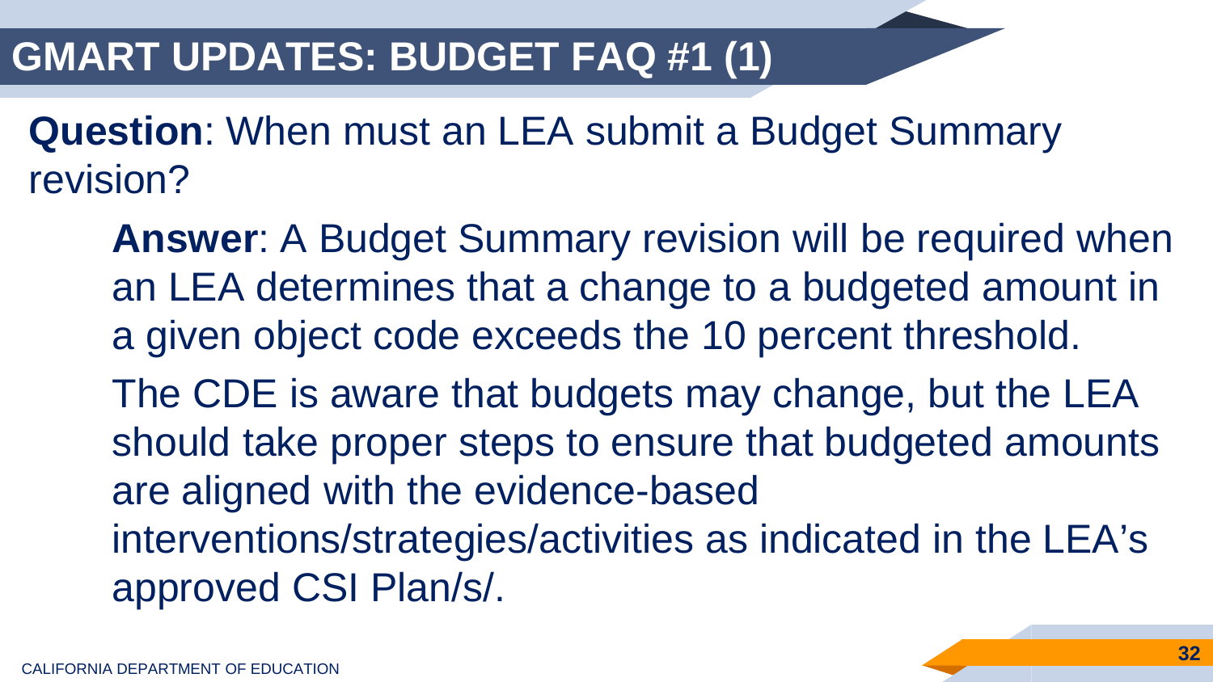# GMART UPDATES: BUDGET FAQ #1 (1)

**Question**: When must an LEA submit a Budget Summary revision?

> **Answer**: A Budget Summary revision will be required when an LEA determines that a change to a budgeted amount in a given object code exceeds the 10 percent threshold.
>
> The CDE is aware that budgets may change, but the LEA should take proper steps to ensure that budgeted amounts are aligned with the evidence-based interventions/strategies/activities as indicated in the LEA's approved CSI Plan/s/.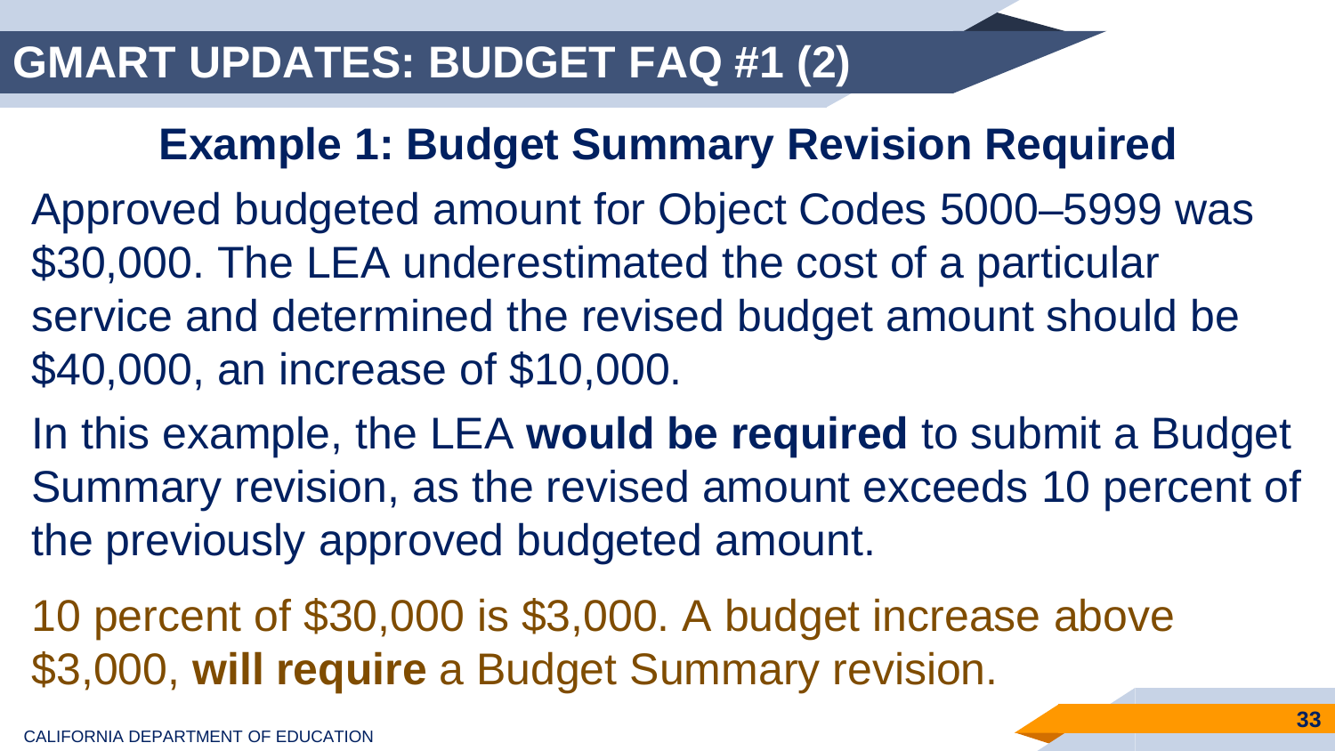# GMART UPDATES: BUDGET FAQ #1 (2)

## Example 1: Budget Summary Revision Required

Approved budgeted amount for Object Codes 5000–5999 was $30,000. The LEA underestimated the cost of a particular service and determined the revised budget amount should be $40,000, an increase of $10,000.

In this example, the LEA **would be required** to submit a Budget Summary revision, as the revised amount exceeds 10 percent of the previously approved budgeted amount.

10 percent of $30,000 is $3,000. A budget increase above $3,000, **will require** a Budget Summary revision.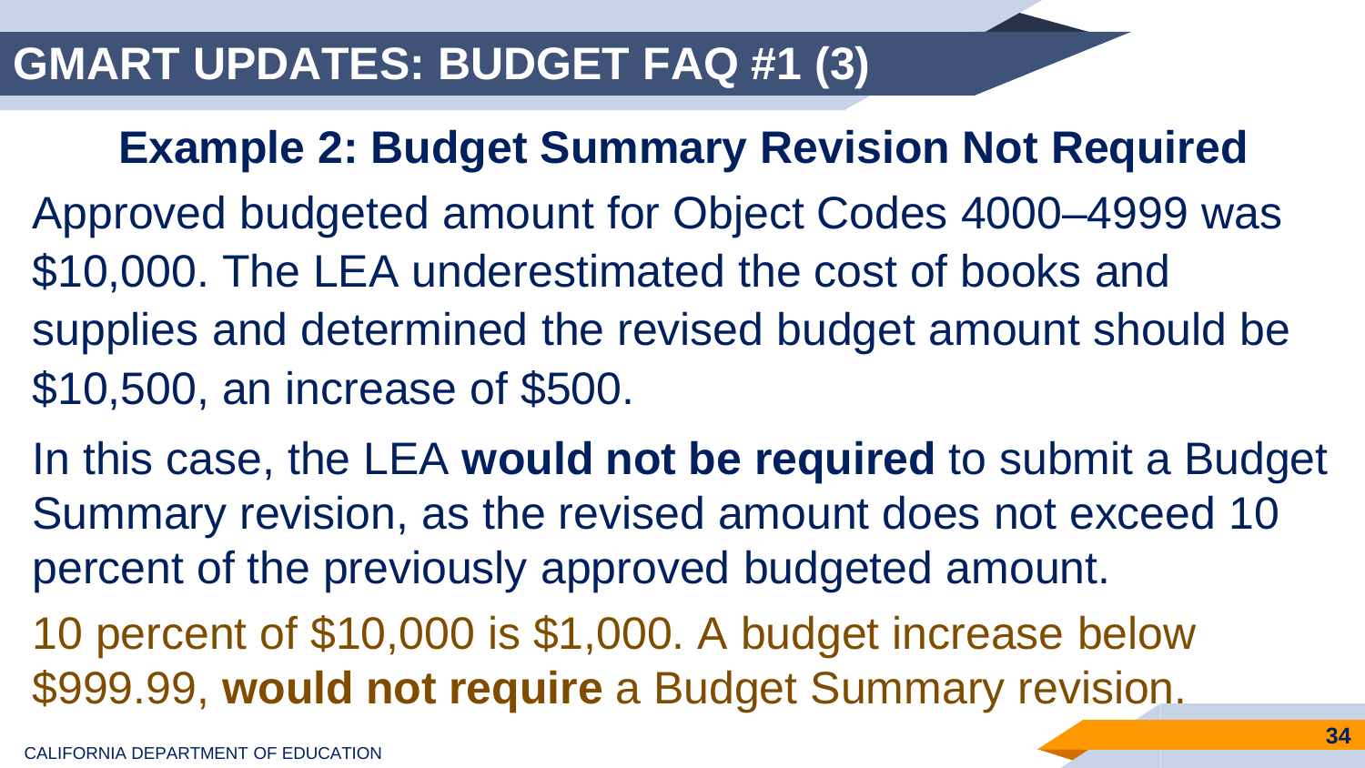# GMART UPDATES: BUDGET FAQ #1 (3)

## Example 2: Budget Summary Revision Not Required

Approved budgeted amount for Object Codes 4000–4999 was $10,000. The LEA underestimated the cost of books and supplies and determined the revised budget amount should be $10,500, an increase of $500.

In this case, the LEA **would not be required** to submit a Budget Summary revision, as the revised amount does not exceed 10 percent of the previously approved budgeted amount.

10 percent of $10,000 is $1,000. A budget increase below $999.99, **would not require** a Budget Summary revision.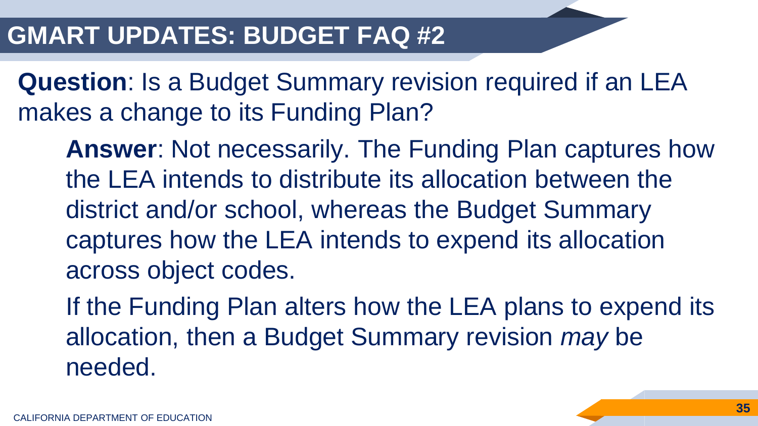# GMART UPDATES: BUDGET FAQ #2

**Question**: Is a Budget Summary revision required if an LEA makes a change to its Funding Plan?

**Answer**: Not necessarily. The Funding Plan captures how the LEA intends to distribute its allocation between the district and/or school, whereas the Budget Summary captures how the LEA intends to expend its allocation across object codes.

If the Funding Plan alters how the LEA plans to expend its allocation, then a Budget Summary revision *may* be needed.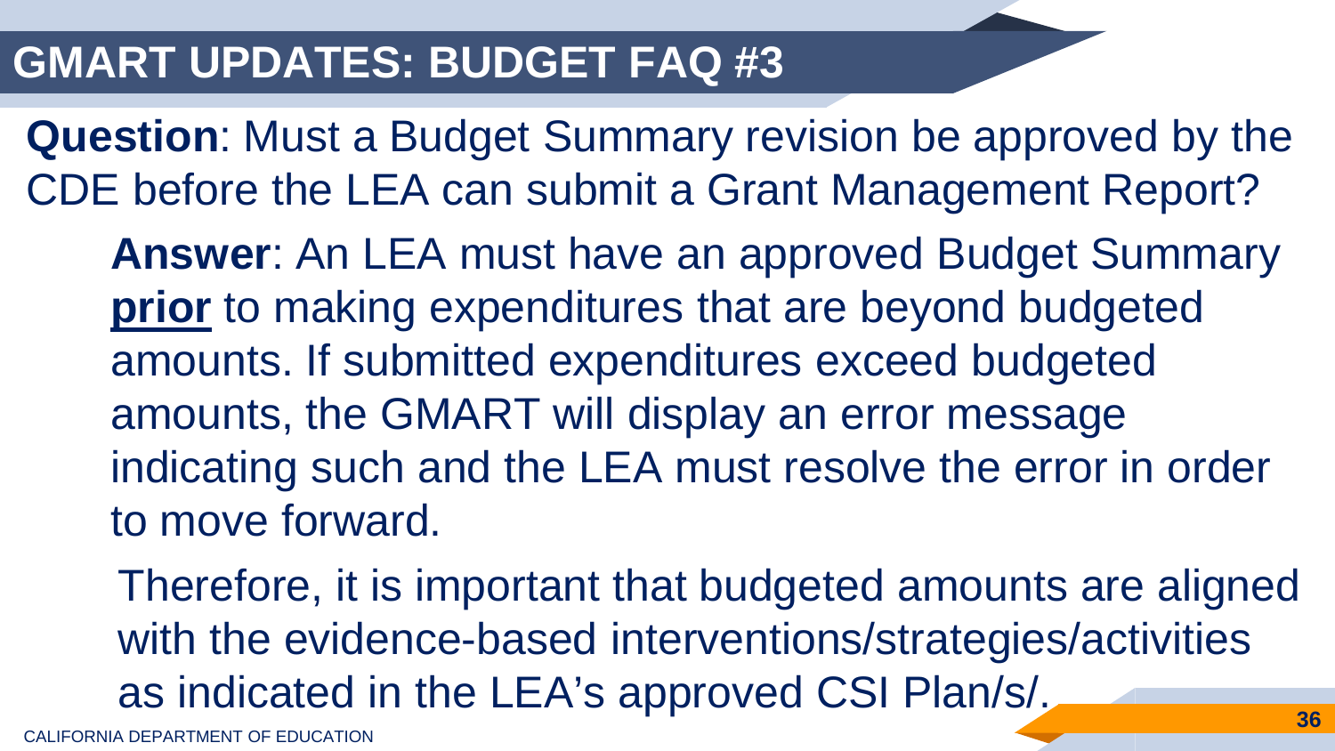# GMART UPDATES: BUDGET FAQ #3

**Question**: Must a Budget Summary revision be approved by the CDE before the LEA can submit a Grant Management Report?

**Answer**: An LEA must have an approved Budget Summary **prior** to making expenditures that are beyond budgeted amounts. If submitted expenditures exceed budgeted amounts, the GMART will display an error message indicating such and the LEA must resolve the error in order to move forward.

Therefore, it is important that budgeted amounts are aligned with the evidence-based interventions/strategies/activities as indicated in the LEA's approved CSI Plan/s/.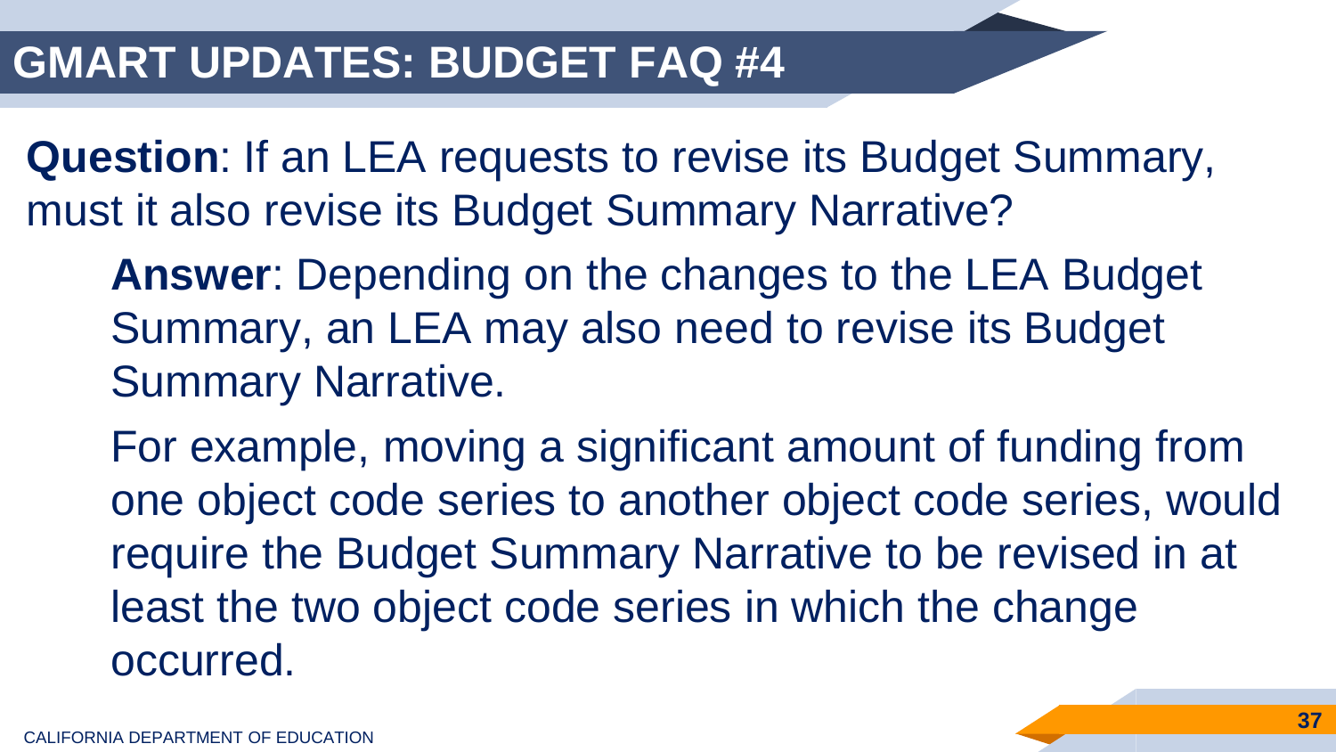# GMART UPDATES: BUDGET FAQ #4

**Question**: If an LEA requests to revise its Budget Summary, must it also revise its Budget Summary Narrative?

> **Answer**: Depending on the changes to the LEA Budget Summary, an LEA may also need to revise its Budget Summary Narrative.
>
> For example, moving a significant amount of funding from one object code series to another object code series, would require the Budget Summary Narrative to be revised in at least the two object code series in which the change occurred.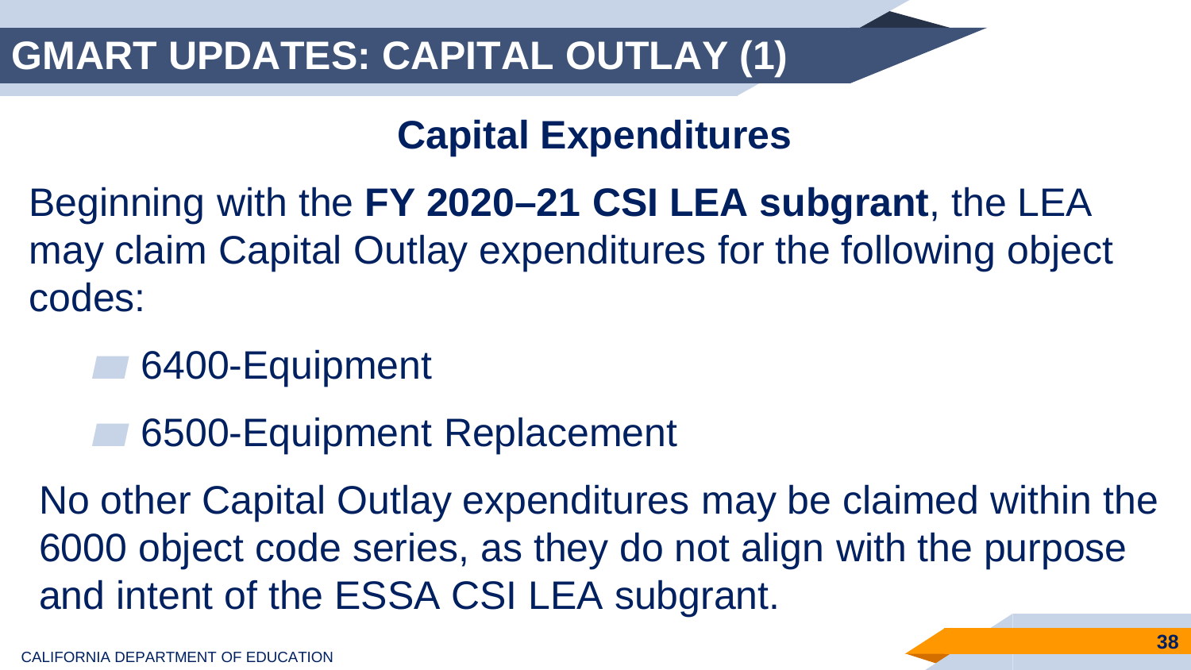# GMART UPDATES: CAPITAL OUTLAY (1)

## Capital Expenditures

Beginning with the **FY 2020–21 CSI LEA subgrant**, the LEA may claim Capital Outlay expenditures for the following object codes:

- 6400-Equipment
- 6500-Equipment Replacement

No other Capital Outlay expenditures may be claimed within the 6000 object code series, as they do not align with the purpose and intent of the ESSA CSI LEA subgrant.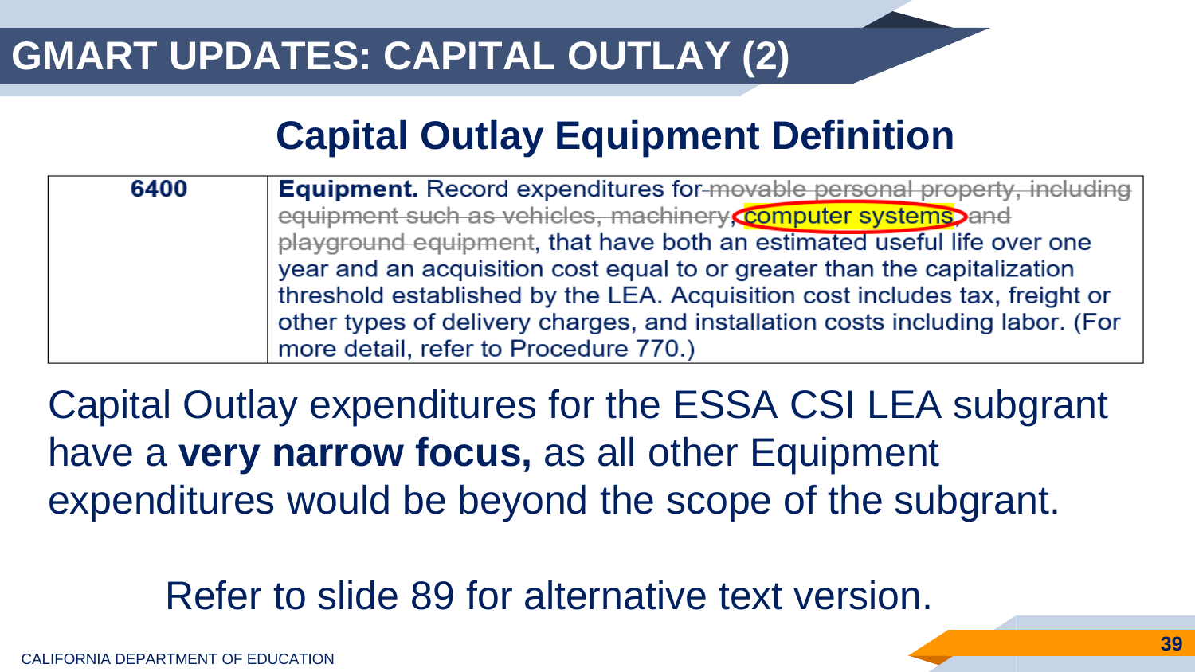# GMART UPDATES: CAPITAL OUTLAY (2)

## Capital Outlay Equipment Definition

| | |
|---|---|
| 6400 | **Equipment.** Record expenditures for ~~movable personal property, including equipment such as vehicles, machinery,~~ computer systems ~~, and playground equipment~~, that have both an estimated useful life over one year and an acquisition cost equal to or greater than the capitalization threshold established by the LEA. Acquisition cost includes tax, freight or other types of delivery charges, and installation costs including labor. (For more detail, refer to Procedure 770.) |

Capital Outlay expenditures for the ESSA CSI LEA subgrant have a **very narrow focus,** as all other Equipment expenditures would be beyond the scope of the subgrant.

Refer to slide 89 for alternative text version.

CALIFORNIA DEPARTMENT OF EDUCATION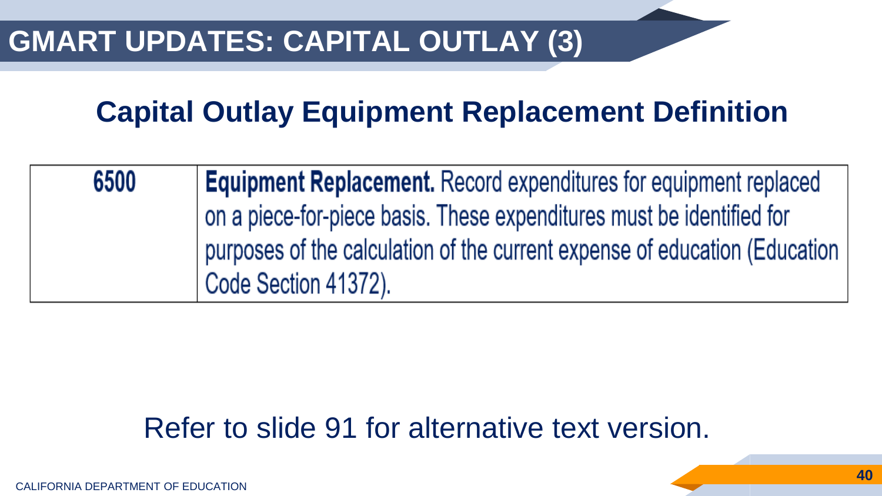# GMART UPDATES: CAPITAL OUTLAY (3)

## Capital Outlay Equipment Replacement Definition

| | |
|---|---|
| 6500 | **Equipment Replacement.** Record expenditures for equipment replaced on a piece-for-piece basis. These expenditures must be identified for purposes of the calculation of the current expense of education (Education Code Section 41372). |

Refer to slide 91 for alternative text version.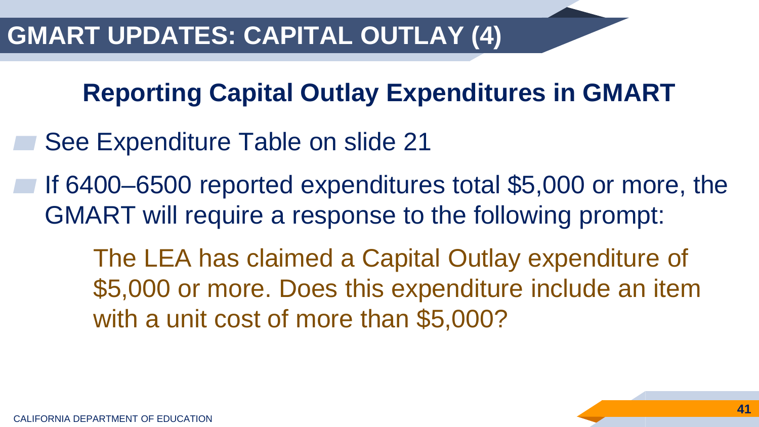# GMART UPDATES: CAPITAL OUTLAY (4)

## Reporting Capital Outlay Expenditures in GMART

- See Expenditure Table on slide 21
- If 6400–6500 reported expenditures total $5,000 or more, the GMART will require a response to the following prompt:

  The LEA has claimed a Capital Outlay expenditure of $5,000 or more. Does this expenditure include an item with a unit cost of more than $5,000?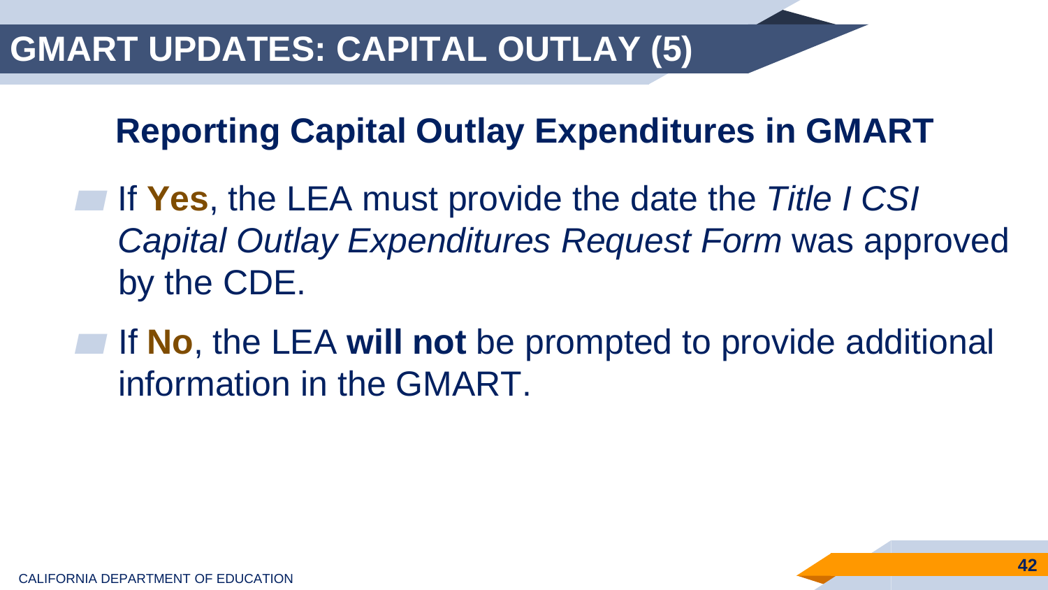# GMART UPDATES: CAPITAL OUTLAY (5)

## Reporting Capital Outlay Expenditures in GMART

- If **Yes**, the LEA must provide the date the *Title I CSI Capital Outlay Expenditures Request Form* was approved by the CDE.
- If **No**, the LEA **will not** be prompted to provide additional information in the GMART.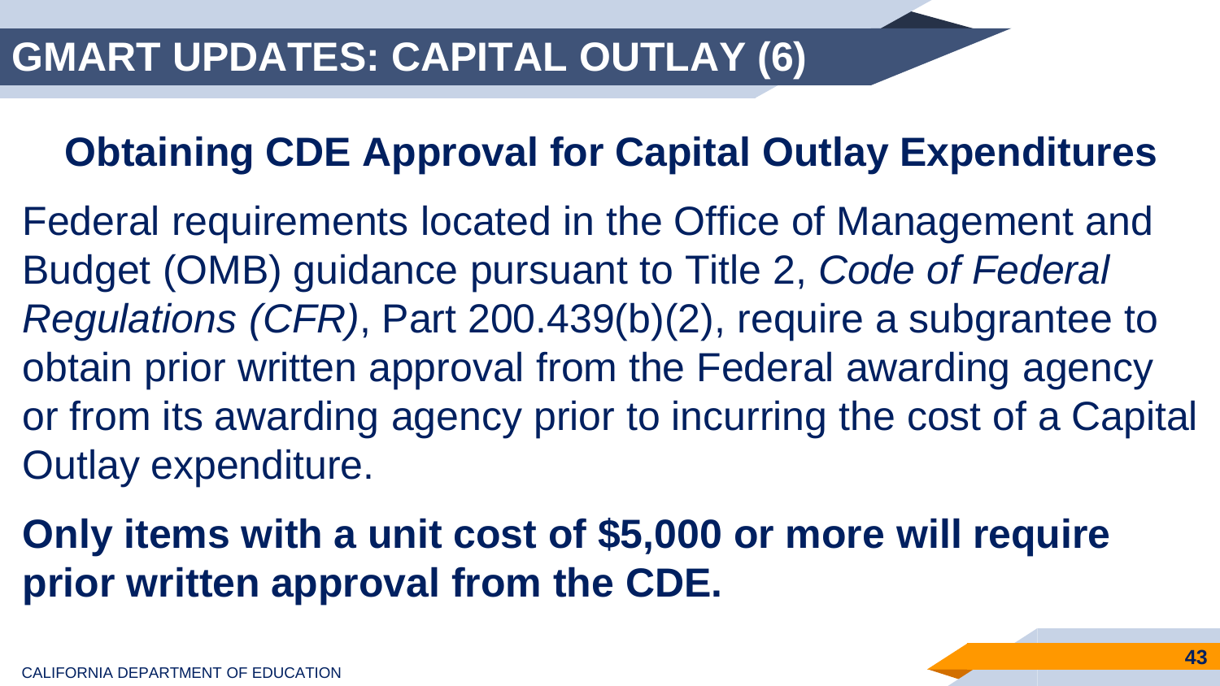# GMART UPDATES: CAPITAL OUTLAY (6)

## Obtaining CDE Approval for Capital Outlay Expenditures

Federal requirements located in the Office of Management and Budget (OMB) guidance pursuant to Title 2, *Code of Federal Regulations (CFR)*, Part 200.439(b)(2), require a subgrantee to obtain prior written approval from the Federal awarding agency or from its awarding agency prior to incurring the cost of a Capital Outlay expenditure.

**Only items with a unit cost of $5,000 or more will require prior written approval from the CDE.**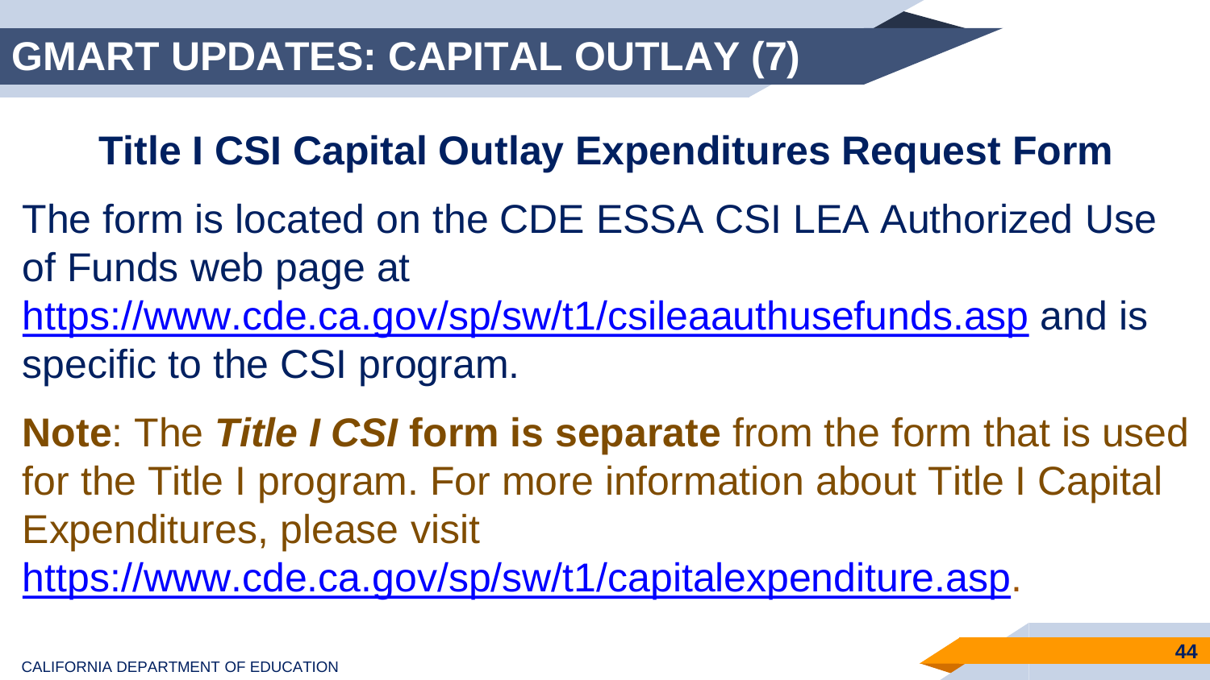# GMART UPDATES: CAPITAL OUTLAY (7)

## Title I CSI Capital Outlay Expenditures Request Form

The form is located on the CDE ESSA CSI LEA Authorized Use of Funds web page at https://www.cde.ca.gov/sp/sw/t1/csileaauthusefunds.asp and is specific to the CSI program.

**Note**: The ***Title I CSI*** **form is separate** from the form that is used for the Title I program. For more information about Title I Capital Expenditures, please visit https://www.cde.ca.gov/sp/sw/t1/capitalexpenditure.asp.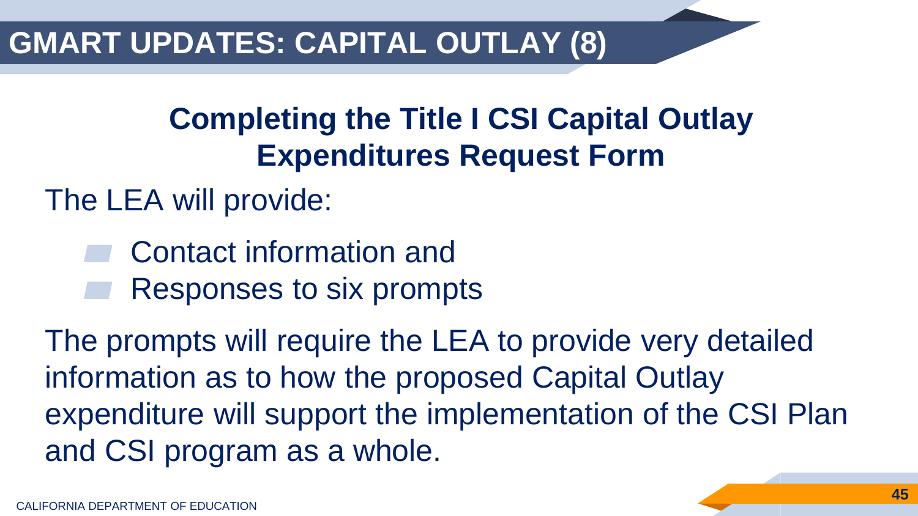# GMART UPDATES: CAPITAL OUTLAY (8)

## Completing the Title I CSI Capital Outlay Expenditures Request Form

The LEA will provide:

- Contact information and
- Responses to six prompts

The prompts will require the LEA to provide very detailed information as to how the proposed Capital Outlay expenditure will support the implementation of the CSI Plan and CSI program as a whole.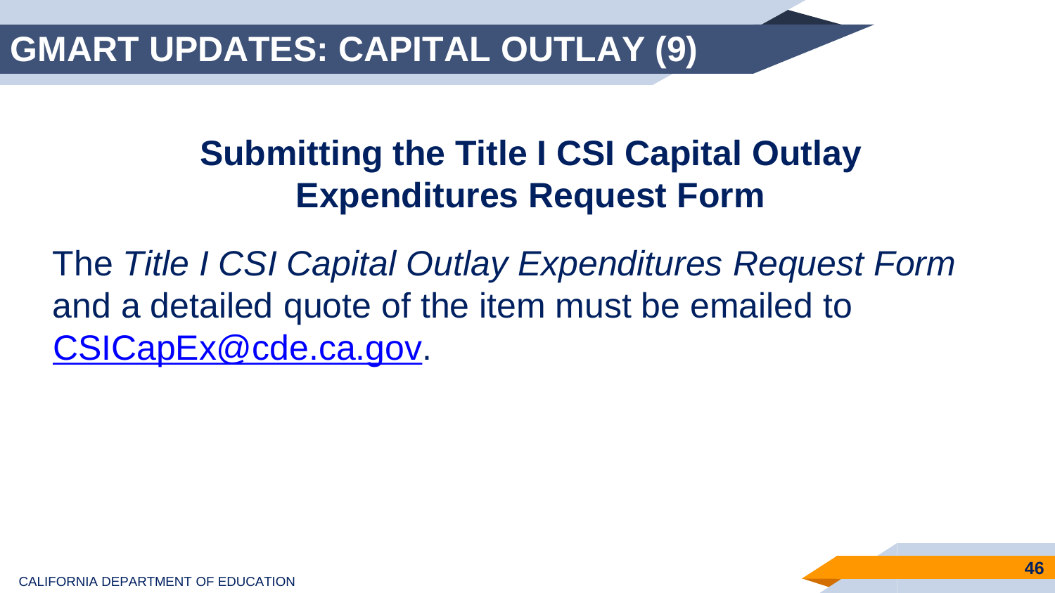# GMART UPDATES: CAPITAL OUTLAY (9)

## Submitting the Title I CSI Capital Outlay Expenditures Request Form

The *Title I CSI Capital Outlay Expenditures Request Form* and a detailed quote of the item must be emailed to [CSICapEx@cde.ca.gov](mailto:CSICapEx@cde.ca.gov).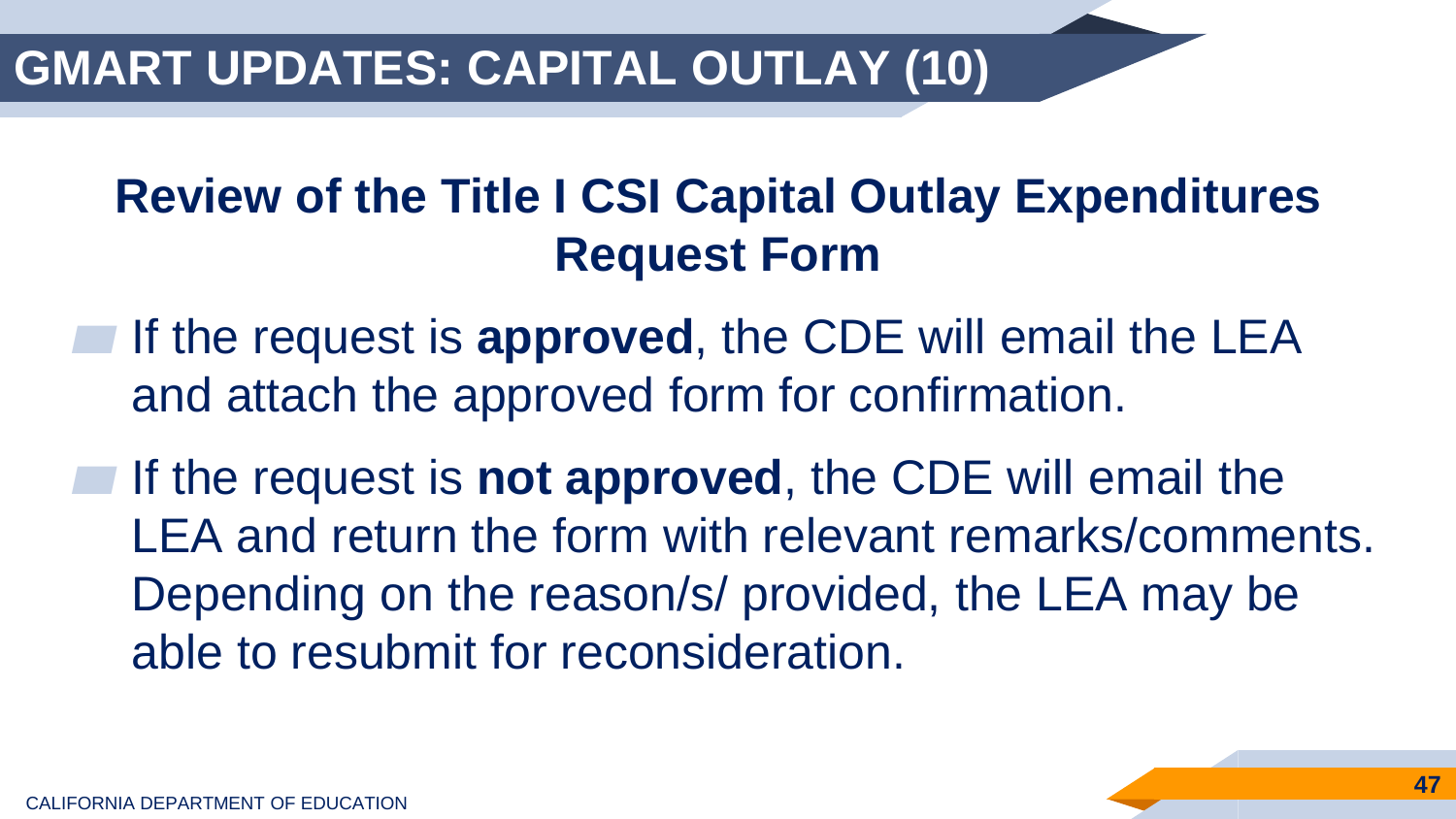# GMART UPDATES: CAPITAL OUTLAY (10)

## Review of the Title I CSI Capital Outlay Expenditures Request Form

- If the request is **approved**, the CDE will email the LEA and attach the approved form for confirmation.
- If the request is **not approved**, the CDE will email the LEA and return the form with relevant remarks/comments. Depending on the reason/s/ provided, the LEA may be able to resubmit for reconsideration.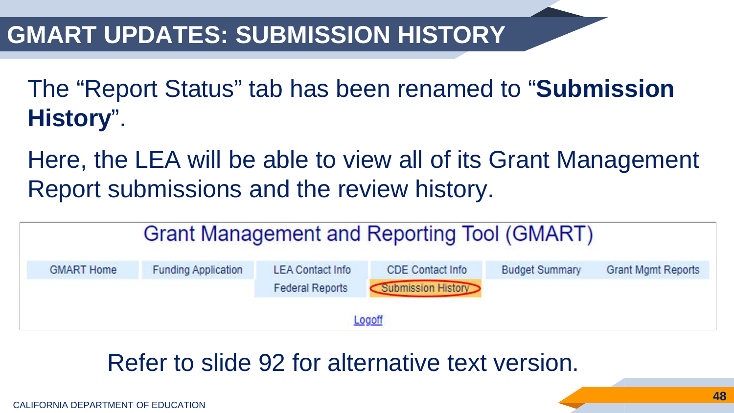# GMART UPDATES: SUBMISSION HISTORY

The "Report Status" tab has been renamed to "**Submission History**".

Here, the LEA will be able to view all of its Grant Management Report submissions and the review history.

Grant Management and Reporting Tool (GMART)

| GMART Home | Funding Application | LEA Contact Info | CDE Contact Info | Budget Summary | Grant Mgmt Reports |
|---|---|---|---|---|---|
| | | Federal Reports | Submission History | | |

Logoff

Refer to slide 92 for alternative text version.

CALIFORNIA DEPARTMENT OF EDUCATION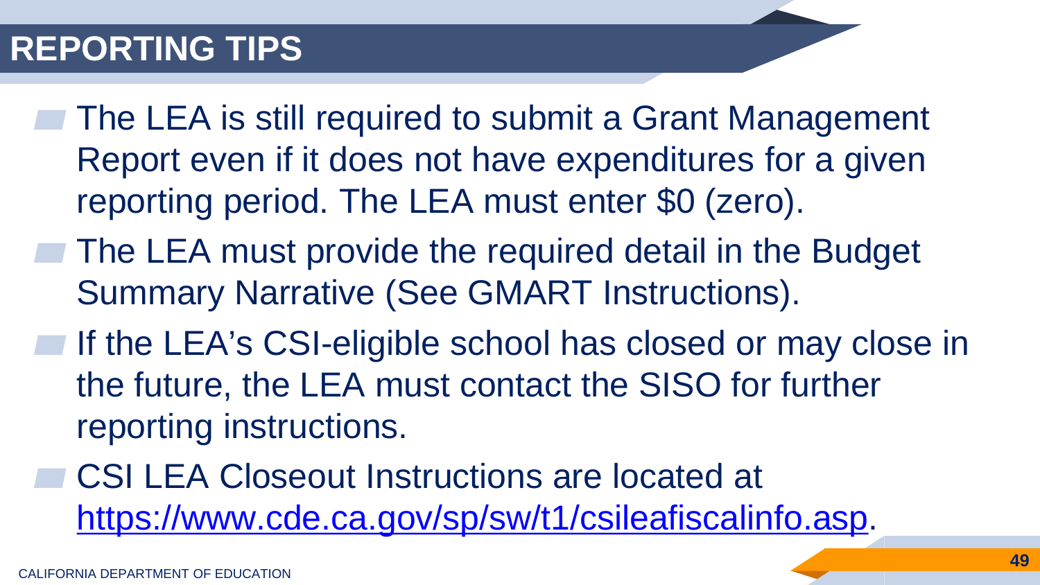# REPORTING TIPS

- The LEA is still required to submit a Grant Management Report even if it does not have expenditures for a given reporting period. The LEA must enter $0 (zero).
- The LEA must provide the required detail in the Budget Summary Narrative (See GMART Instructions).
- If the LEA's CSI-eligible school has closed or may close in the future, the LEA must contact the SISO for further reporting instructions.
- CSI LEA Closeout Instructions are located at [https://www.cde.ca.gov/sp/sw/t1/csileafiscalinfo.asp](https://www.cde.ca.gov/sp/sw/t1/csileafiscalinfo.asp).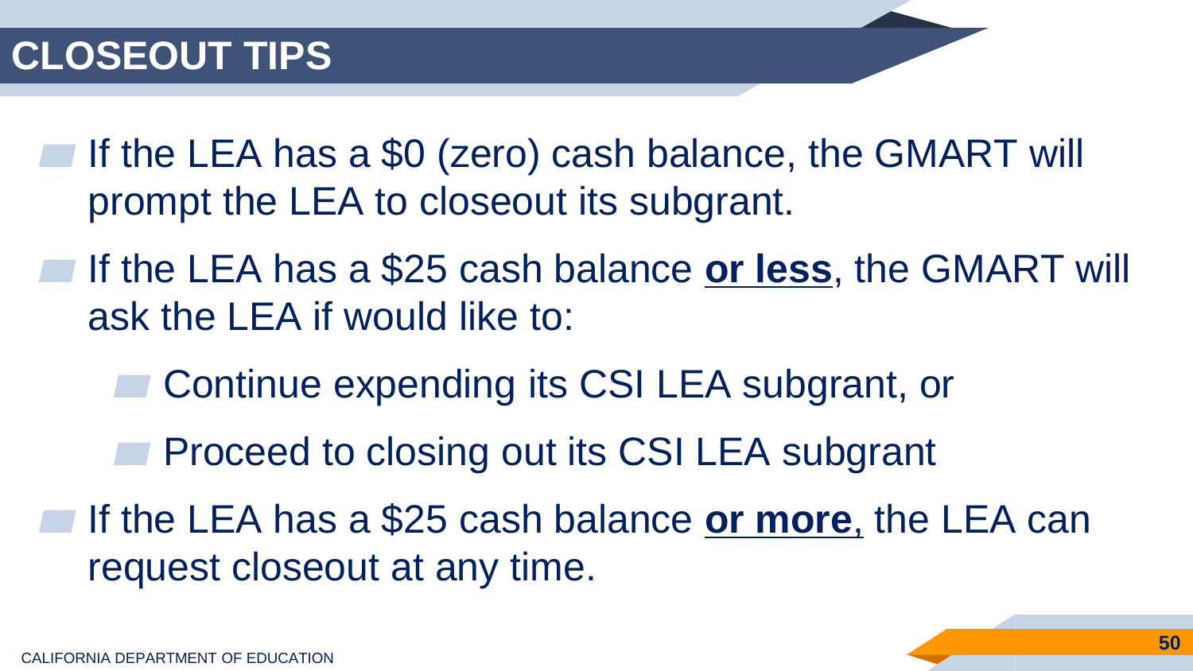# CLOSEOUT TIPS

- If the LEA has a $0 (zero) cash balance, the GMART will prompt the LEA to closeout its subgrant.
- If the LEA has a $25 cash balance **or less**, the GMART will ask the LEA if would like to:
  - Continue expending its CSI LEA subgrant, or
  - Proceed to closing out its CSI LEA subgrant
- If the LEA has a $25 cash balance **or more**, the LEA can request closeout at any time.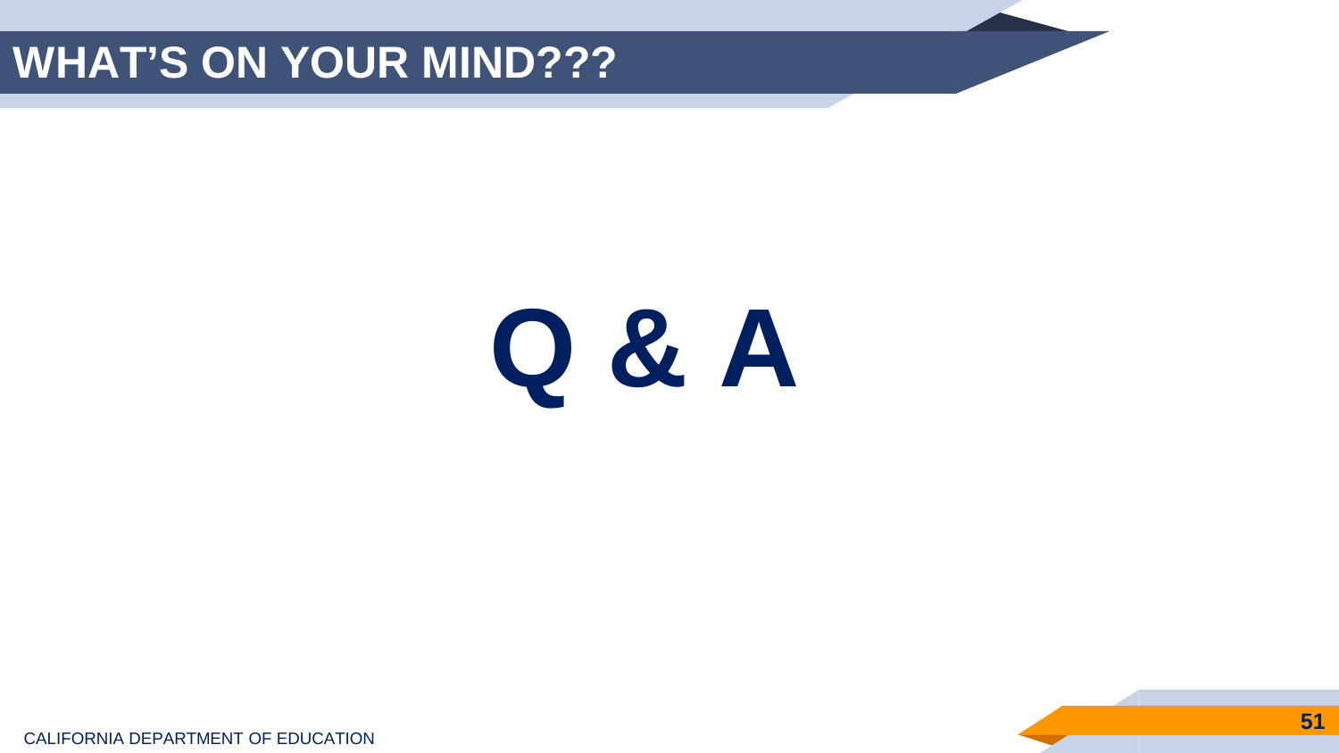# WHAT'S ON YOUR MIND???

**Q & A**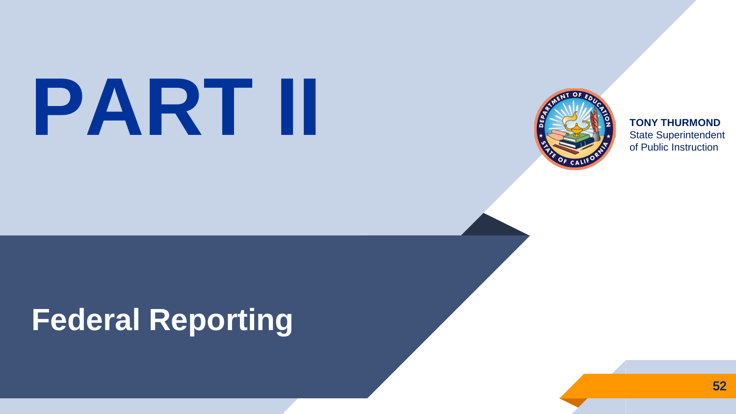# PART II

## Federal Reporting

**TONY THURMOND**
State Superintendent
of Public Instruction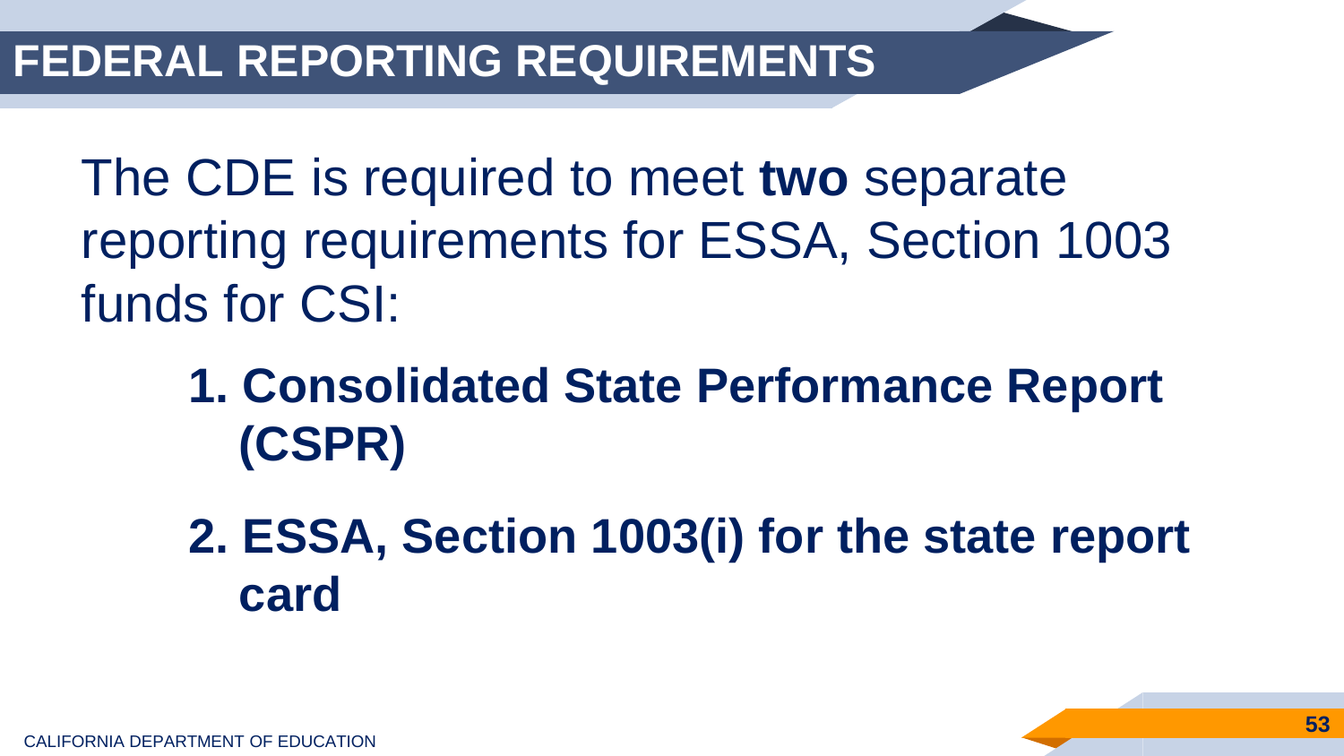# FEDERAL REPORTING REQUIREMENTS

The CDE is required to meet **two** separate reporting requirements for ESSA, Section 1003 funds for CSI:

1. **Consolidated State Performance Report (CSPR)**
2. **ESSA, Section 1003(i) for the state report card**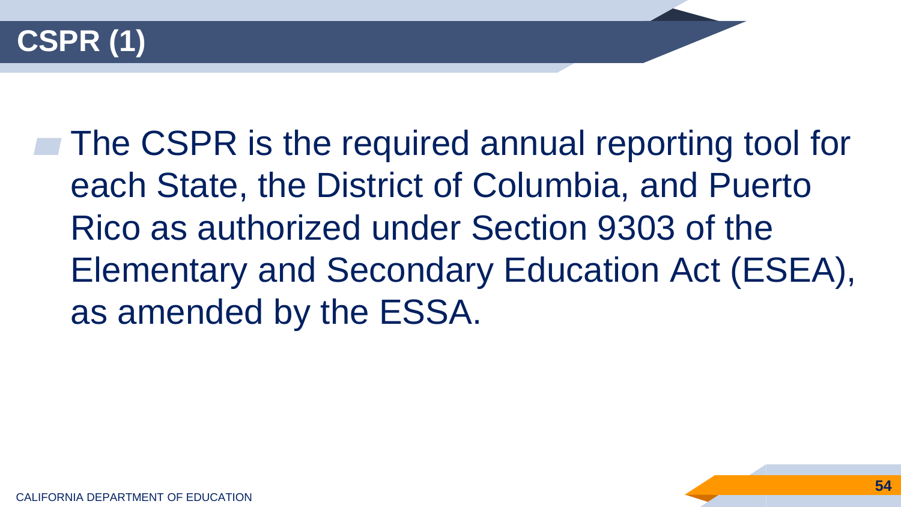# CSPR (1)

- The CSPR is the required annual reporting tool for each State, the District of Columbia, and Puerto Rico as authorized under Section 9303 of the Elementary and Secondary Education Act (ESEA), as amended by the ESSA.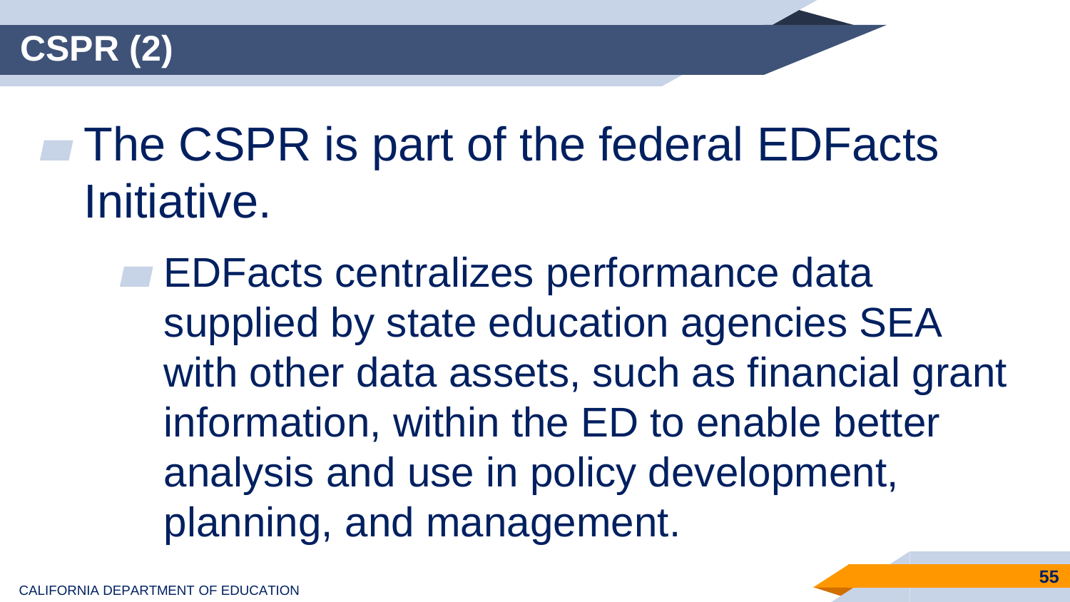# CSPR (2)

- The CSPR is part of the federal EDFacts Initiative.
  - EDFacts centralizes performance data supplied by state education agencies SEA with other data assets, such as financial grant information, within the ED to enable better analysis and use in policy development, planning, and management.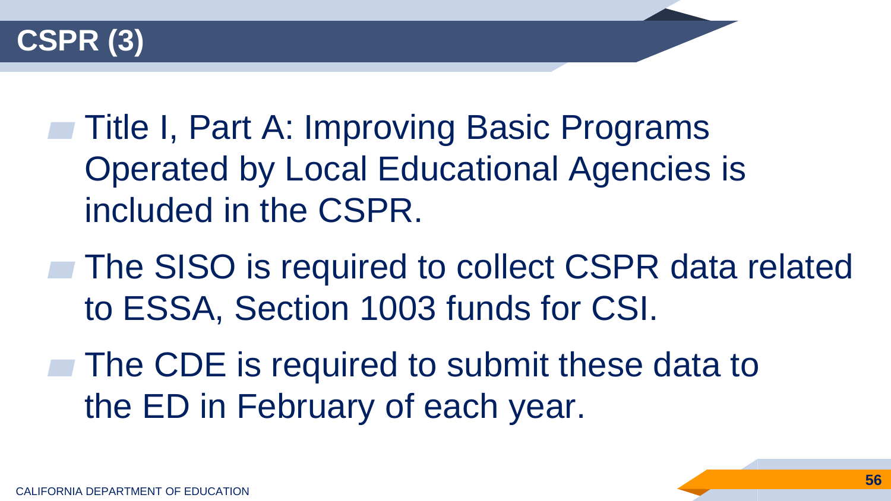# CSPR (3)

- Title I, Part A: Improving Basic Programs Operated by Local Educational Agencies is included in the CSPR.
- The SISO is required to collect CSPR data related to ESSA, Section 1003 funds for CSI.
- The CDE is required to submit these data to the ED in February of each year.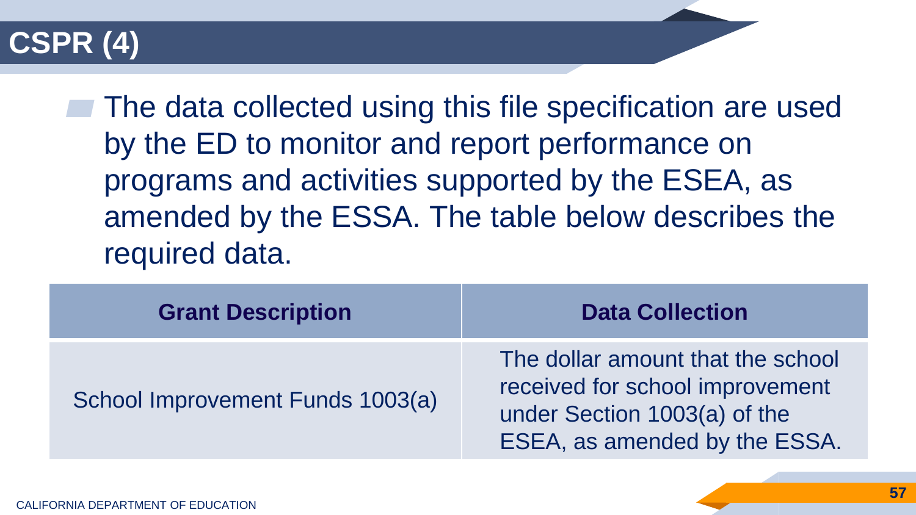# CSPR (4)

- The data collected using this file specification are used by the ED to monitor and report performance on programs and activities supported by the ESEA, as amended by the ESSA. The table below describes the required data.

| Grant Description | Data Collection |
|---|---|
| School Improvement Funds 1003(a) | The dollar amount that the school received for school improvement under Section 1003(a) of the ESEA, as amended by the ESSA. |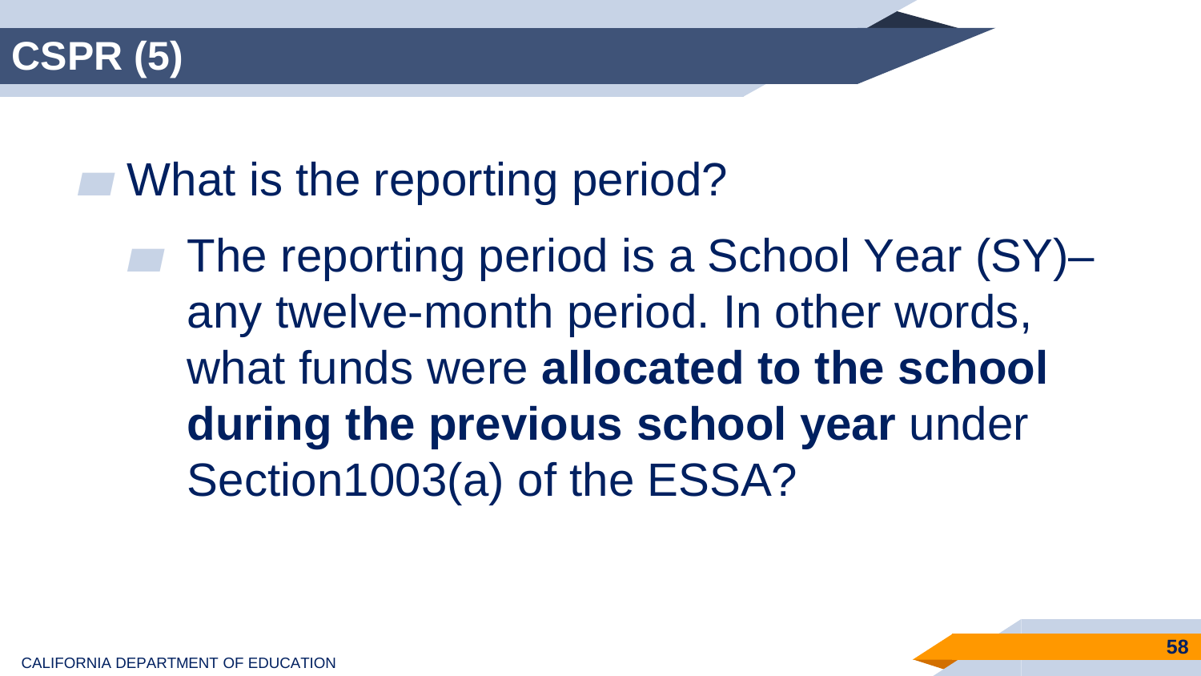# CSPR (5)

- What is the reporting period?
  - The reporting period is a School Year (SY)– any twelve-month period. In other words, what funds were **allocated to the school during the previous school year** under Section1003(a) of the ESSA?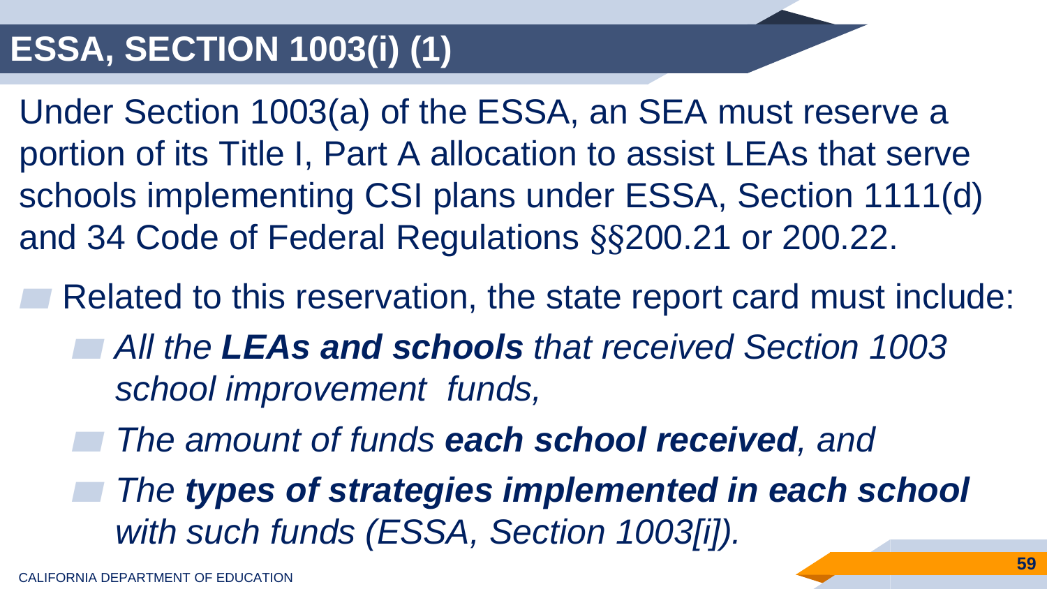# ESSA, SECTION 1003(i) (1)

Under Section 1003(a) of the ESSA, an SEA must reserve a portion of its Title I, Part A allocation to assist LEAs that serve schools implementing CSI plans under ESSA, Section 1111(d) and 34 Code of Federal Regulations §§200.21 or 200.22.

- Related to this reservation, the state report card must include:
  - *All the **LEAs and schools** that received Section 1003 school improvement funds,*
  - *The amount of funds **each school received**, and*
  - *The **types of strategies implemented in each school** with such funds (ESSA, Section 1003[i]).*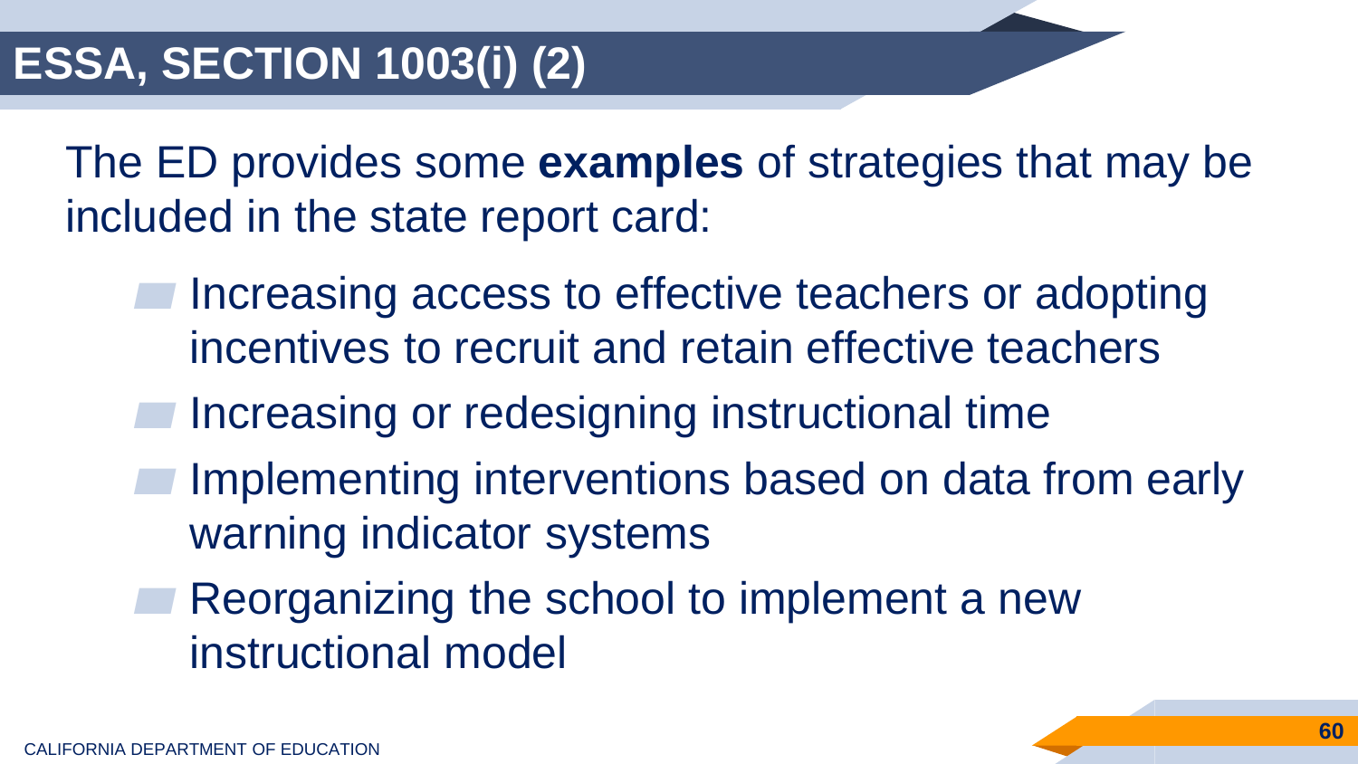# ESSA, SECTION 1003(i) (2)

The ED provides some **examples** of strategies that may be included in the state report card:

- Increasing access to effective teachers or adopting incentives to recruit and retain effective teachers
- Increasing or redesigning instructional time
- Implementing interventions based on data from early warning indicator systems
- Reorganizing the school to implement a new instructional model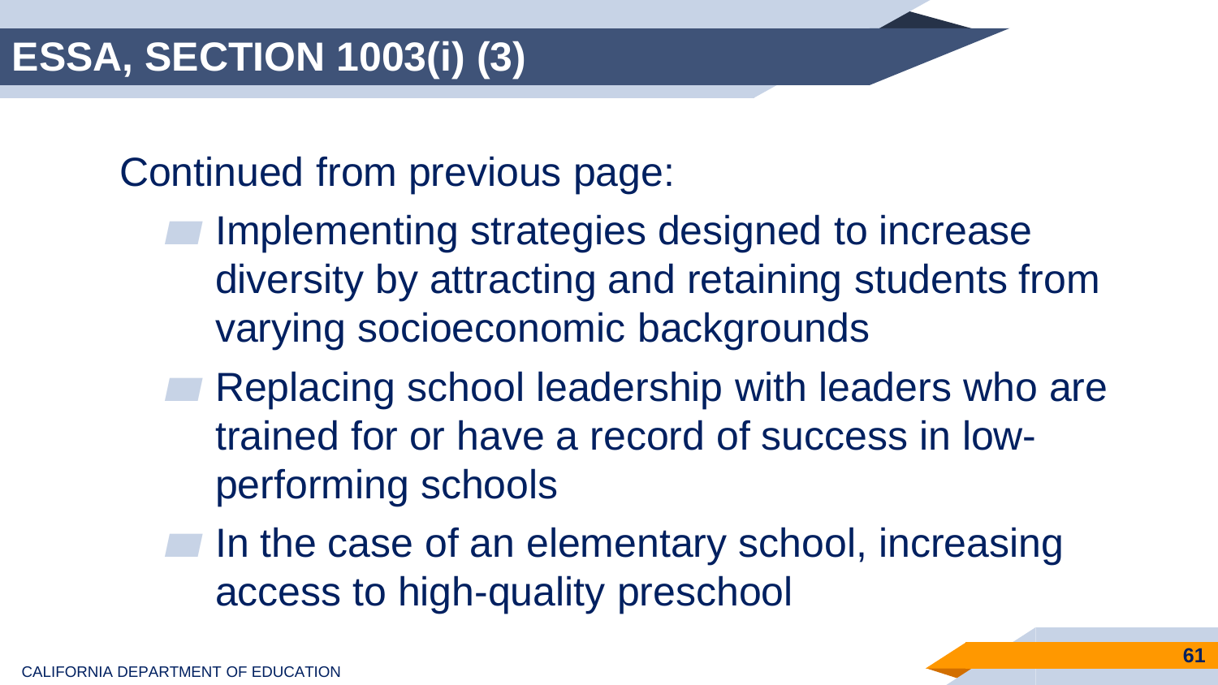# ESSA, SECTION 1003(i) (3)

Continued from previous page:

- Implementing strategies designed to increase diversity by attracting and retaining students from varying socioeconomic backgrounds
- Replacing school leadership with leaders who are trained for or have a record of success in low-performing schools
- In the case of an elementary school, increasing access to high-quality preschool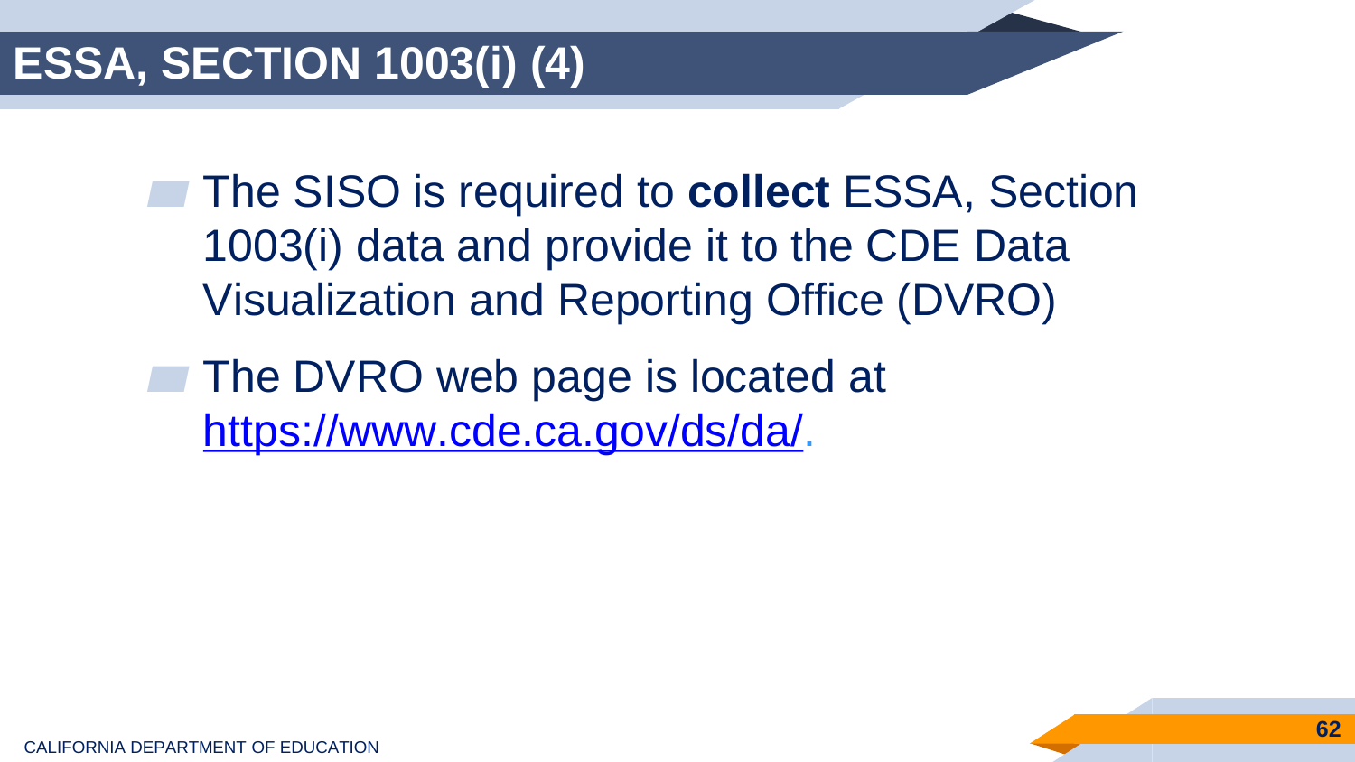# ESSA, SECTION 1003(i) (4)

- The SISO is required to **collect** ESSA, Section 1003(i) data and provide it to the CDE Data Visualization and Reporting Office (DVRO)
- The DVRO web page is located at [https://www.cde.ca.gov/ds/da/](https://www.cde.ca.gov/ds/da/).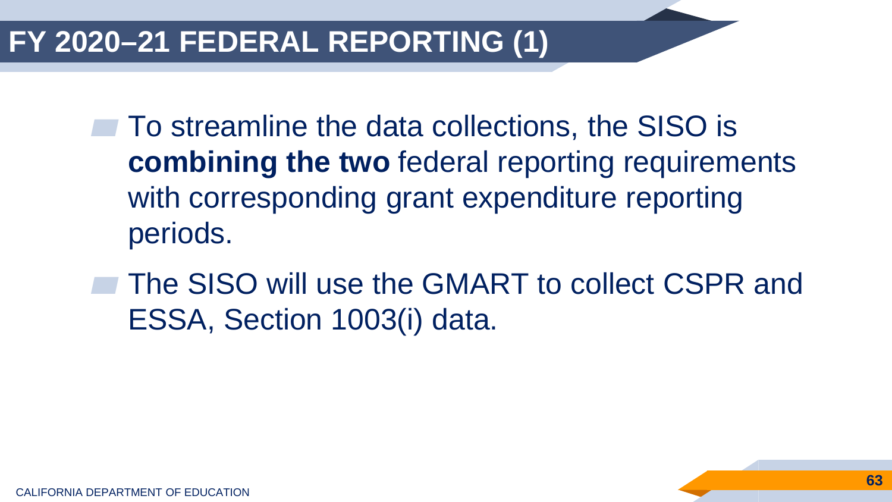# FY 2020–21 FEDERAL REPORTING (1)

- To streamline the data collections, the SISO is **combining the two** federal reporting requirements with corresponding grant expenditure reporting periods.
- The SISO will use the GMART to collect CSPR and ESSA, Section 1003(i) data.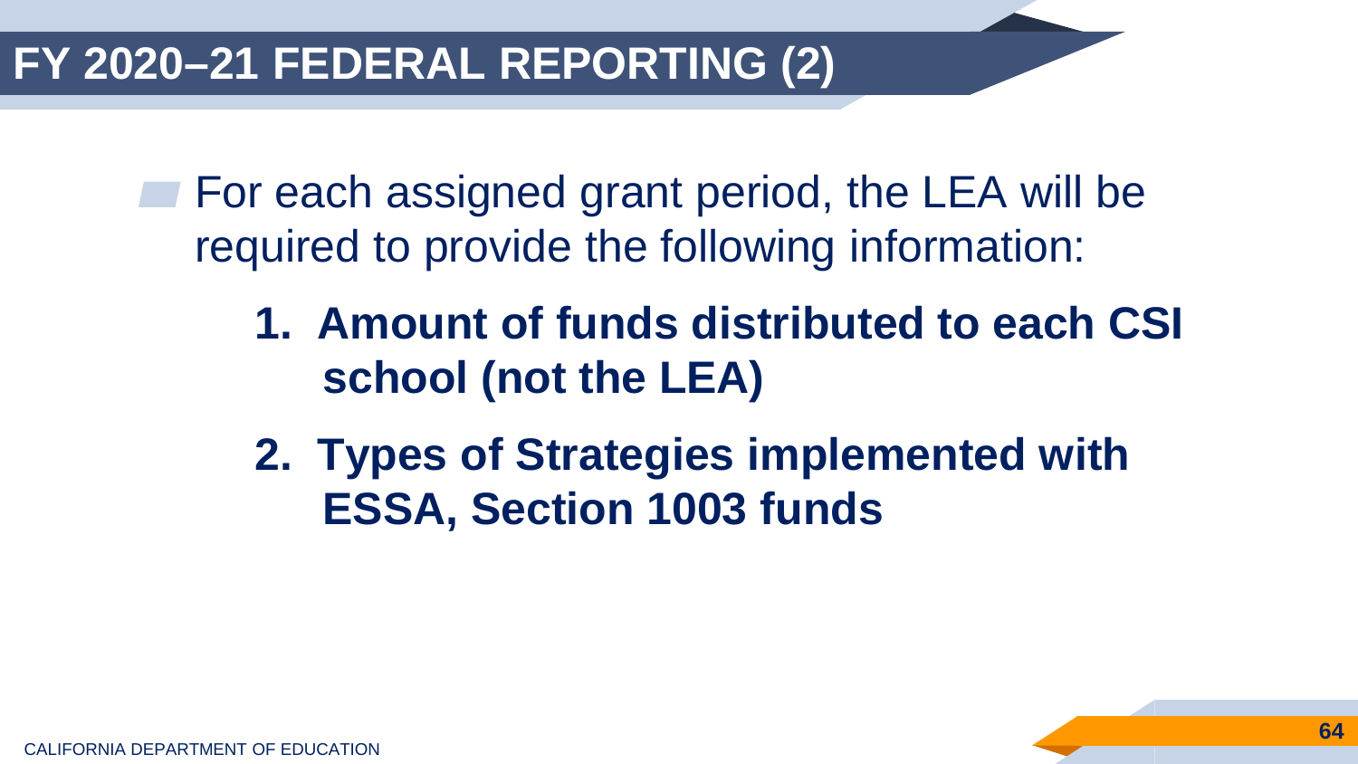# FY 2020–21 FEDERAL REPORTING (2)

- For each assigned grant period, the LEA will be required to provide the following information:

  1. **Amount of funds distributed to each CSI school (not the LEA)**
  2. **Types of Strategies implemented with ESSA, Section 1003 funds**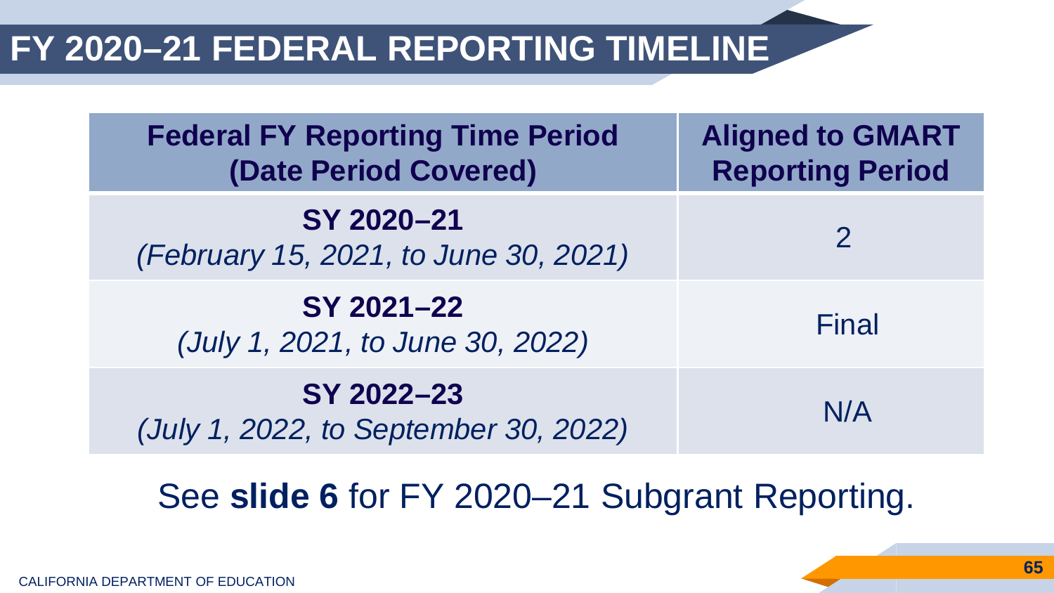# FY 2020–21 FEDERAL REPORTING TIMELINE

| Federal FY Reporting Time Period (Date Period Covered) | Aligned to GMART Reporting Period |
|---|---|
| **SY 2020–21** *(February 15, 2021, to June 30, 2021)* | 2 |
| **SY 2021–22** *(July 1, 2021, to June 30, 2022)* | Final |
| **SY 2022–23** *(July 1, 2022, to September 30, 2022)* | N/A |

See **slide 6** for FY 2020–21 Subgrant Reporting.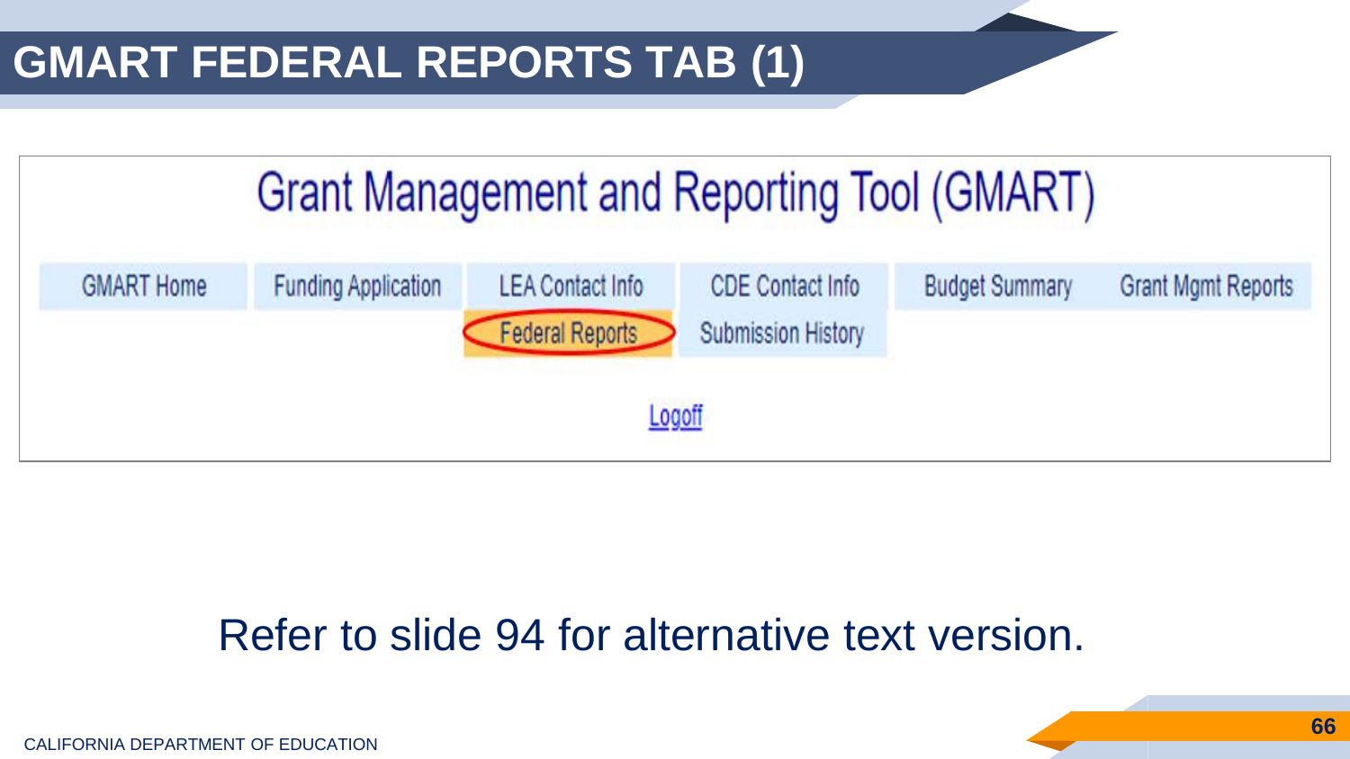# GMART FEDERAL REPORTS TAB (1)

Grant Management and Reporting Tool (GMART)

GMART Home | Funding Application | LEA Contact Info | CDE Contact Info | Budget Summary | Grant Mgmt Reports

Federal Reports | Submission History

Logoff

Refer to slide 94 for alternative text version.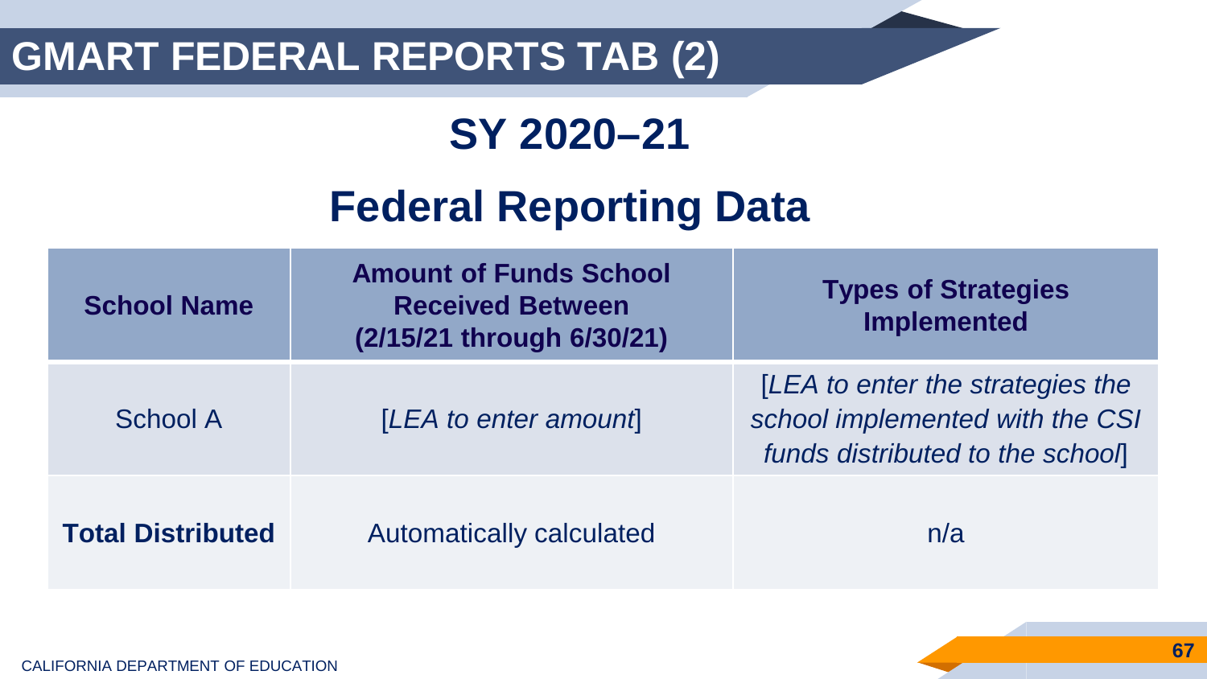# GMART FEDERAL REPORTS TAB (2)

## SY 2020–21

## Federal Reporting Data

| School Name | Amount of Funds School Received Between (2/15/21 through 6/30/21) | Types of Strategies Implemented |
|---|---|---|
| School A | [*LEA to enter amount*] | [*LEA to enter the strategies the school implemented with the CSI funds distributed to the school*] |
| **Total Distributed** | Automatically calculated | n/a |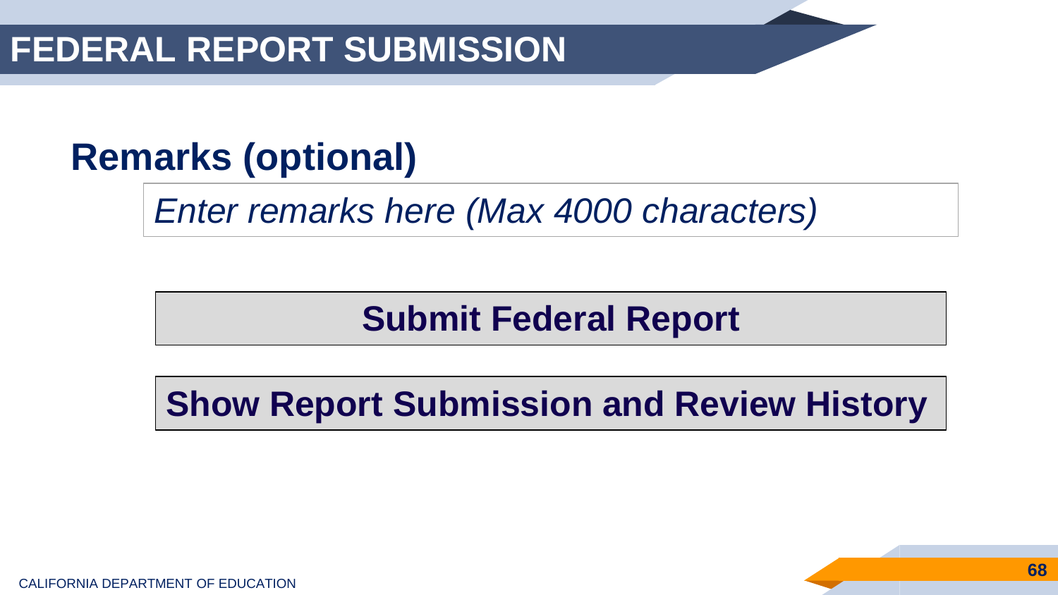# FEDERAL REPORT SUBMISSION

## Remarks (optional)

*Enter remarks here (Max 4000 characters)*

**Submit Federal Report**

**Show Report Submission and Review History**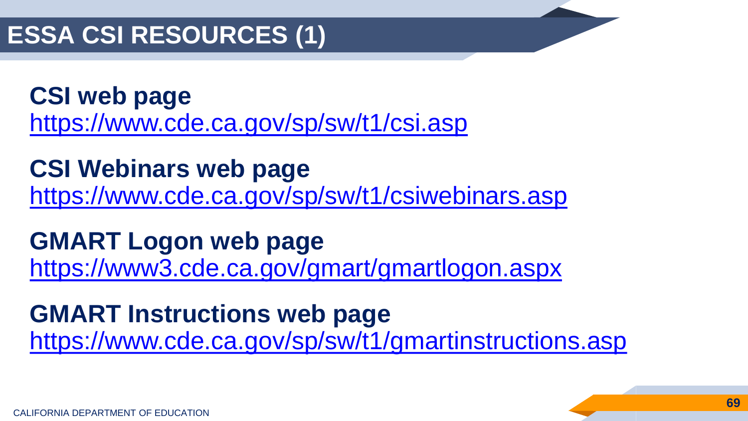# ESSA CSI RESOURCES (1)

**CSI web page**
https://www.cde.ca.gov/sp/sw/t1/csi.asp

**CSI Webinars web page**
https://www.cde.ca.gov/sp/sw/t1/csiwebinars.asp

**GMART Logon web page**
https://www3.cde.ca.gov/gmart/gmartlogon.aspx

**GMART Instructions web page**
https://www.cde.ca.gov/sp/sw/t1/gmartinstructions.asp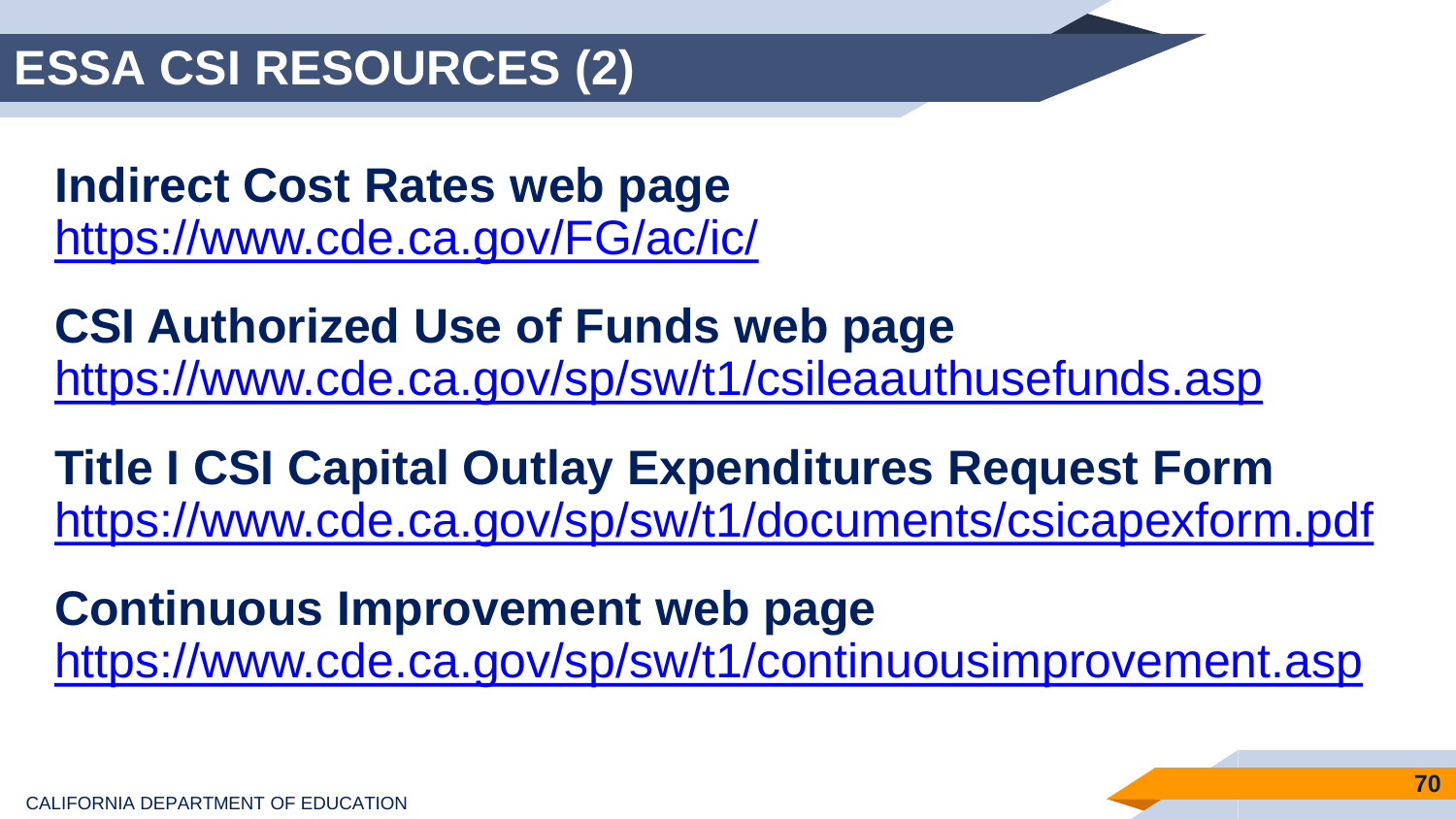# ESSA CSI RESOURCES (2)

**Indirect Cost Rates web page**
https://www.cde.ca.gov/FG/ac/ic/

**CSI Authorized Use of Funds web page**
https://www.cde.ca.gov/sp/sw/t1/csileaauthusefunds.asp

**Title I CSI Capital Outlay Expenditures Request Form**
https://www.cde.ca.gov/sp/sw/t1/documents/csicapexform.pdf

**Continuous Improvement web page**
https://www.cde.ca.gov/sp/sw/t1/continuousimprovement.asp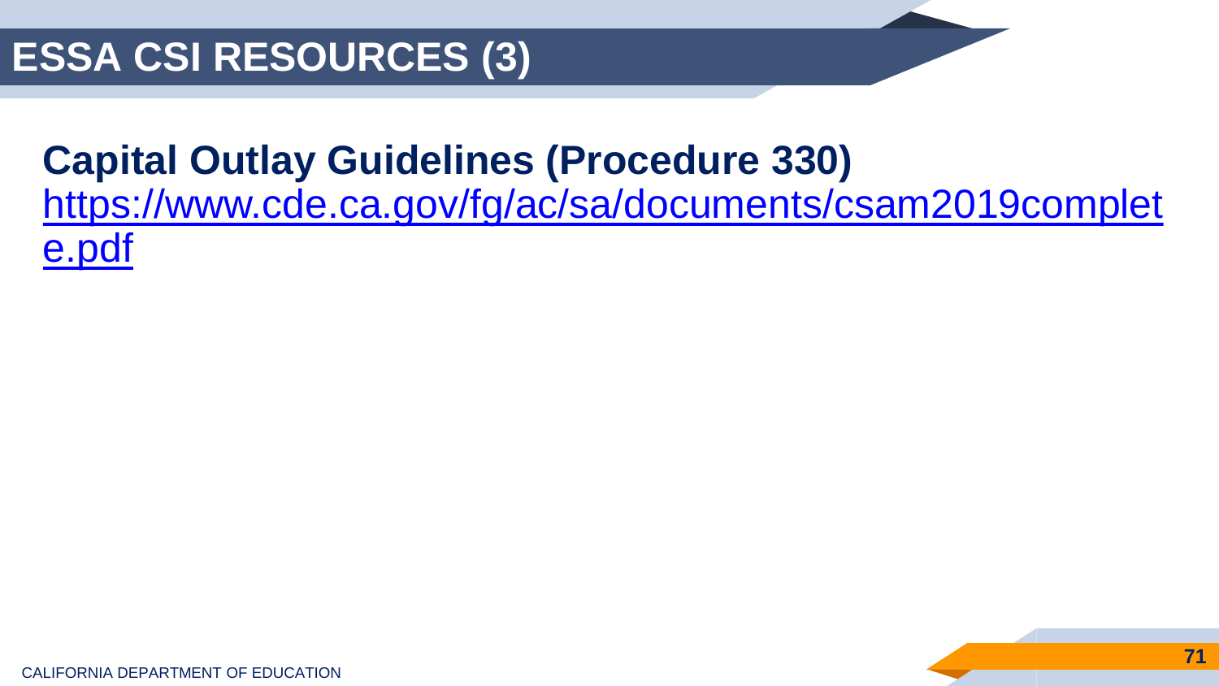# ESSA CSI RESOURCES (3)

**Capital Outlay Guidelines (Procedure 330)**

https://www.cde.ca.gov/fg/ac/sa/documents/csam2019complete.pdf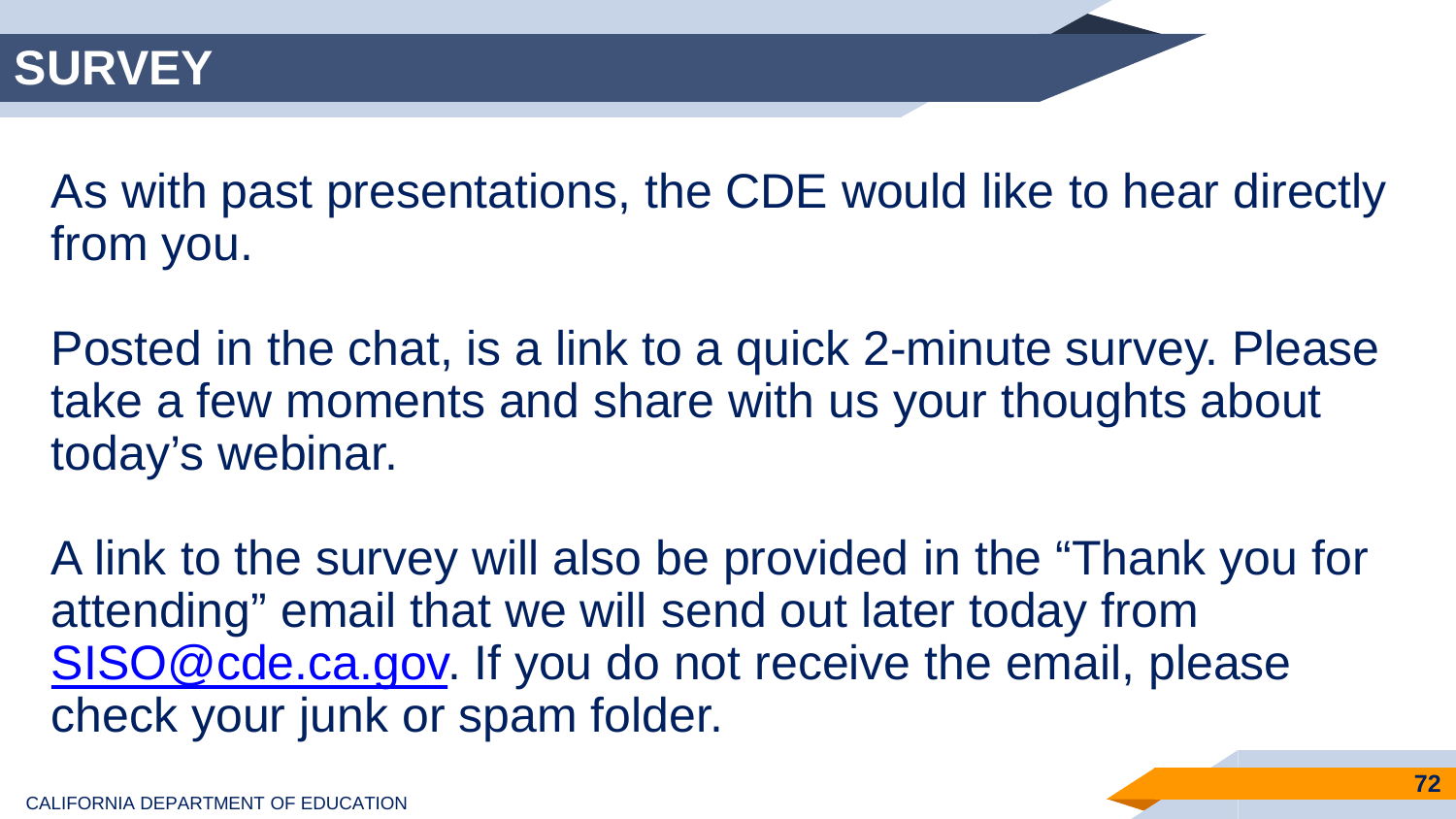# SURVEY

As with past presentations, the CDE would like to hear directly from you.

Posted in the chat, is a link to a quick 2-minute survey. Please take a few moments and share with us your thoughts about today's webinar.

A link to the survey will also be provided in the "Thank you for attending" email that we will send out later today from [SISO@cde.ca.gov](mailto:SISO@cde.ca.gov). If you do not receive the email, please check your junk or spam folder.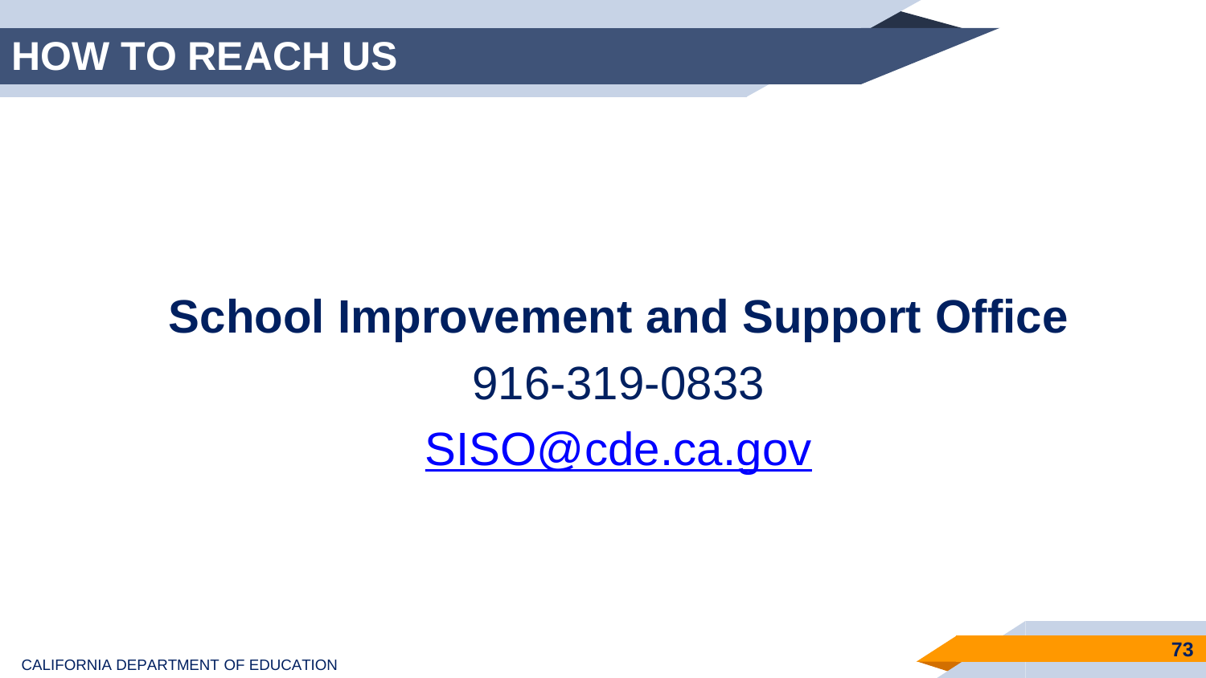# HOW TO REACH US

**School Improvement and Support Office**

916-319-0833

SISO@cde.ca.gov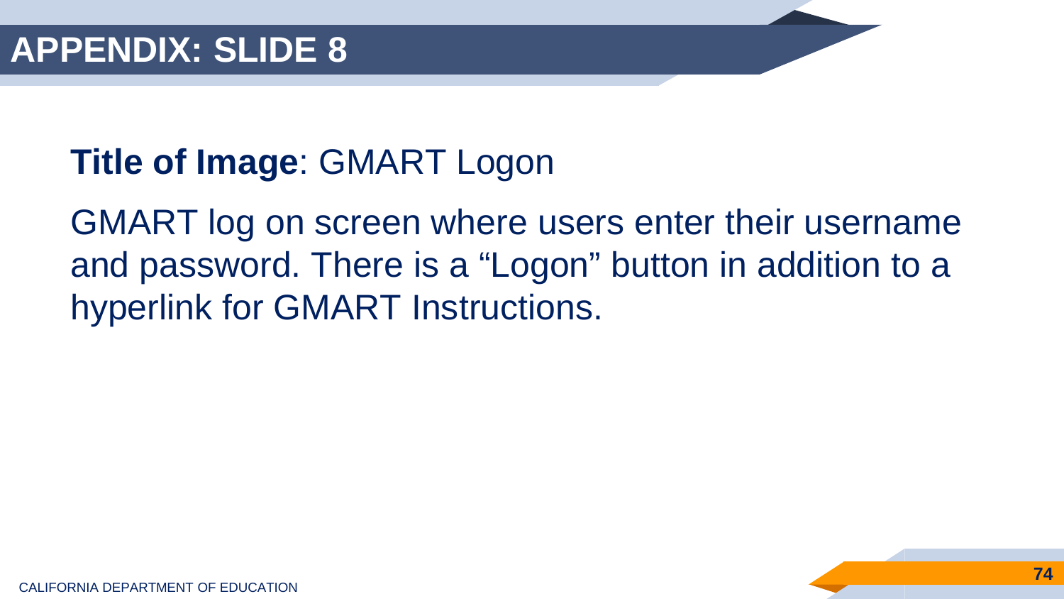# APPENDIX: SLIDE 8

**Title of Image**: GMART Logon

GMART log on screen where users enter their username and password. There is a “Logon” button in addition to a hyperlink for GMART Instructions.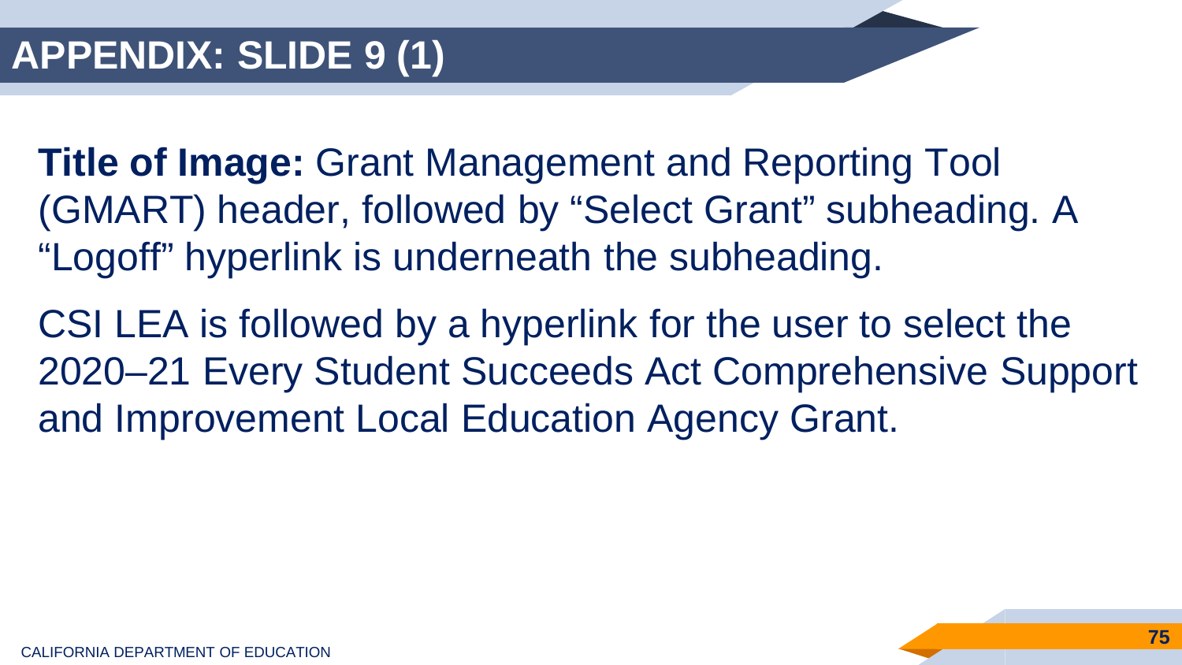# APPENDIX: SLIDE 9 (1)

**Title of Image:** Grant Management and Reporting Tool (GMART) header, followed by “Select Grant” subheading. A “Logoff” hyperlink is underneath the subheading.

CSI LEA is followed by a hyperlink for the user to select the 2020–21 Every Student Succeeds Act Comprehensive Support and Improvement Local Education Agency Grant.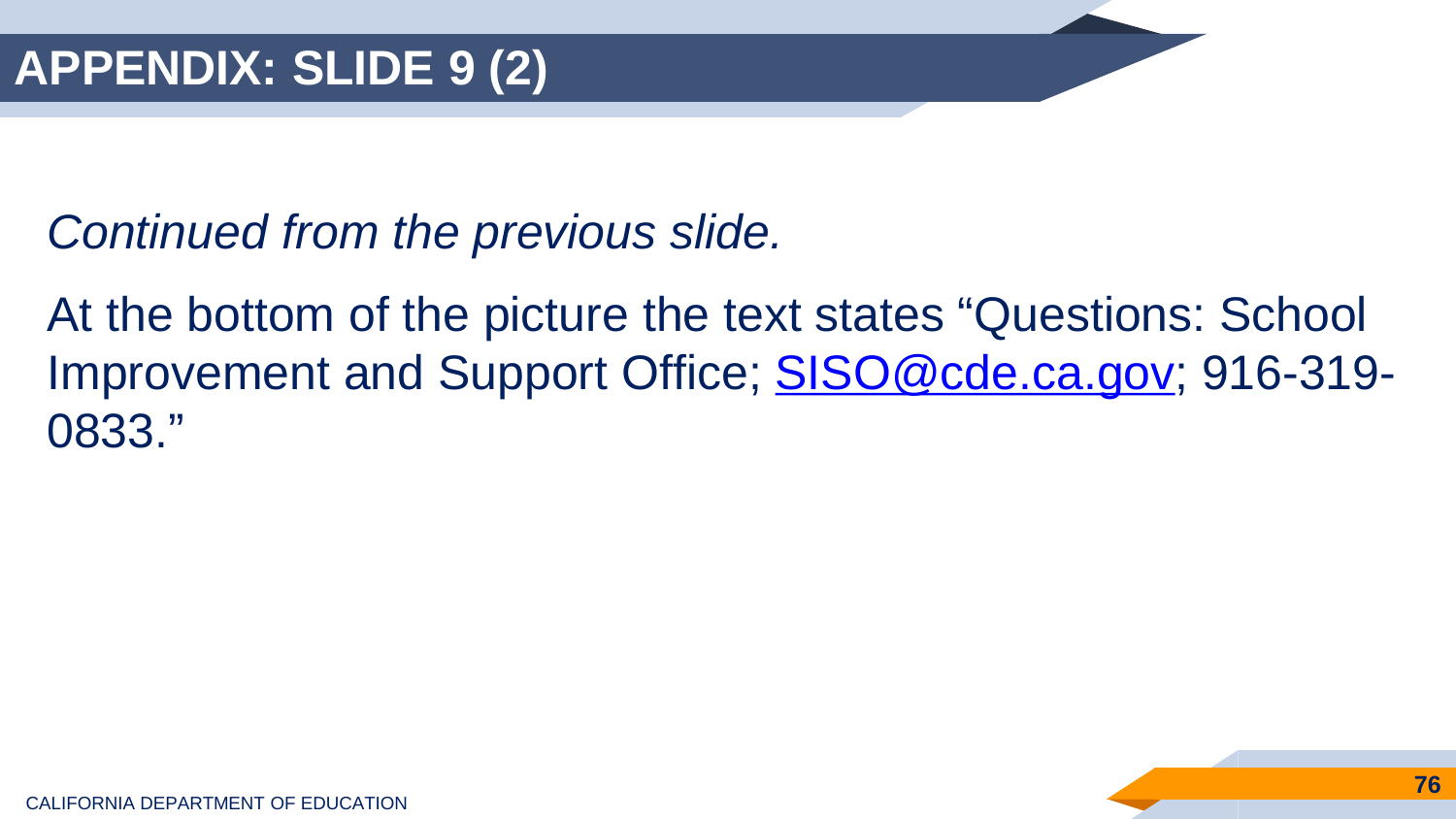# APPENDIX: SLIDE 9 (2)

*Continued from the previous slide.*

At the bottom of the picture the text states "Questions: School Improvement and Support Office; SISO@cde.ca.gov; 916-319-0833."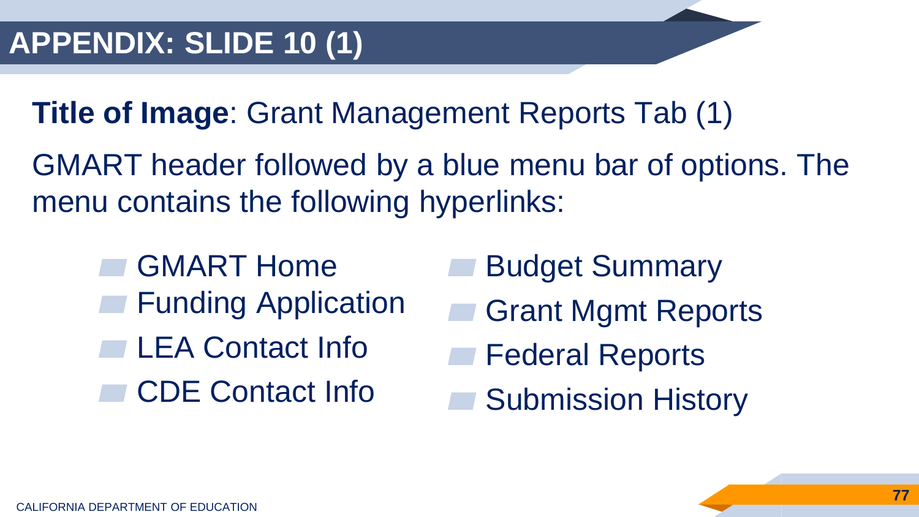# APPENDIX: SLIDE 10 (1)

**Title of Image**: Grant Management Reports Tab (1)

GMART header followed by a blue menu bar of options. The menu contains the following hyperlinks:

- GMART Home
- Funding Application
- LEA Contact Info
- CDE Contact Info
- Budget Summary
- Grant Mgmt Reports
- Federal Reports
- Submission History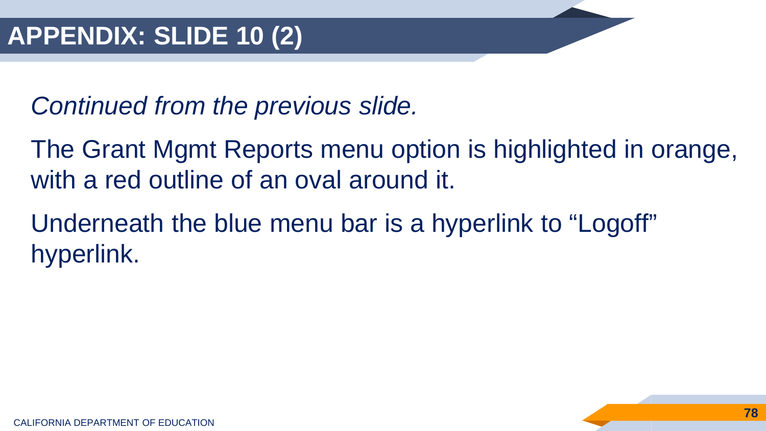# APPENDIX: SLIDE 10 (2)

*Continued from the previous slide.*

The Grant Mgmt Reports menu option is highlighted in orange, with a red outline of an oval around it.

Underneath the blue menu bar is a hyperlink to “Logoff” hyperlink.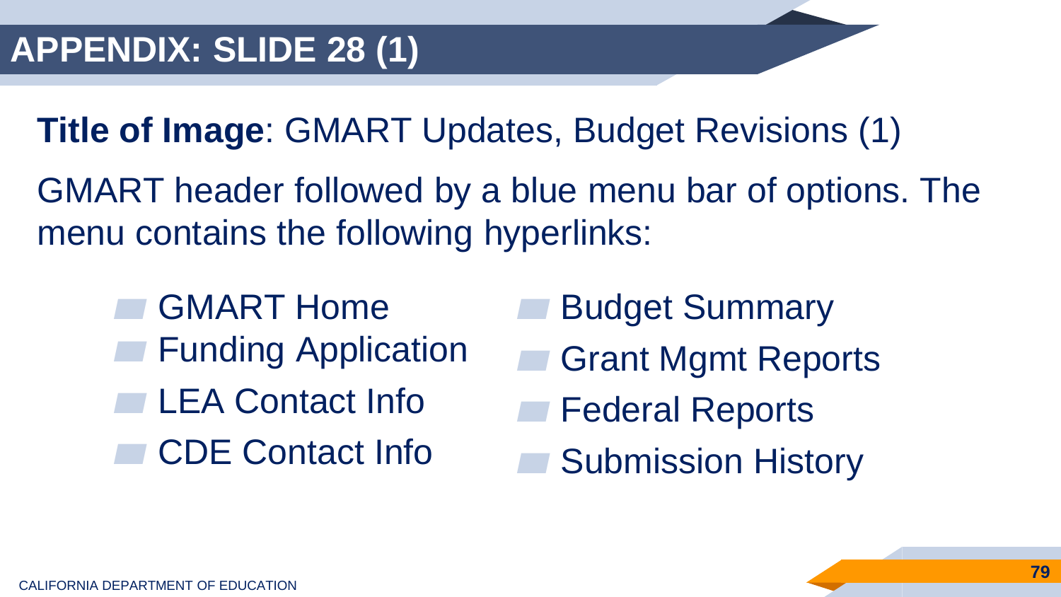# APPENDIX: SLIDE 28 (1)

**Title of Image**: GMART Updates, Budget Revisions (1)

GMART header followed by a blue menu bar of options. The menu contains the following hyperlinks:

- GMART Home
- Funding Application
- LEA Contact Info
- CDE Contact Info
- Budget Summary
- Grant Mgmt Reports
- Federal Reports
- Submission History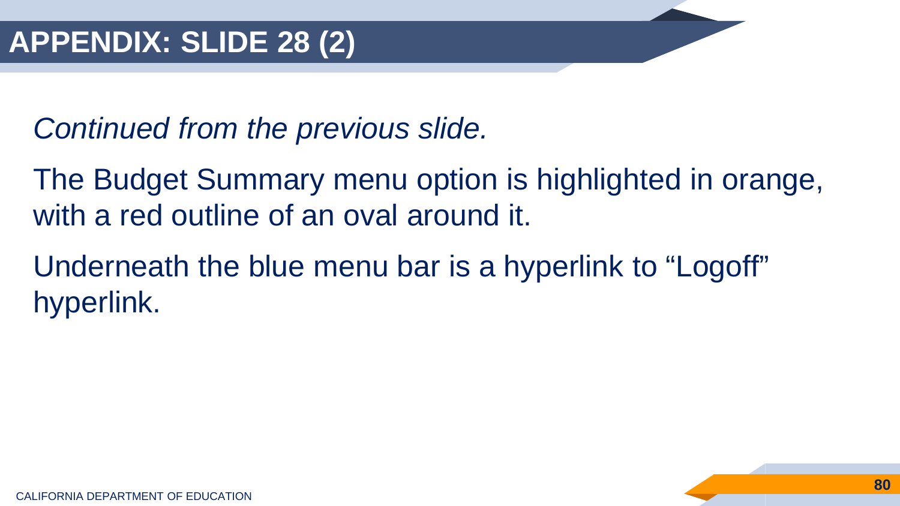# APPENDIX: SLIDE 28 (2)

*Continued from the previous slide.*

The Budget Summary menu option is highlighted in orange, with a red outline of an oval around it.

Underneath the blue menu bar is a hyperlink to “Logoff” hyperlink.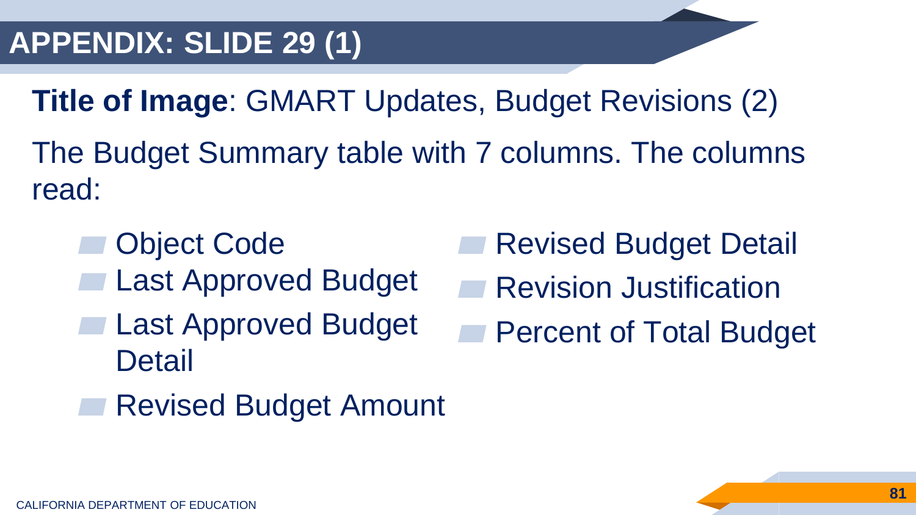# APPENDIX: SLIDE 29 (1)

**Title of Image**: GMART Updates, Budget Revisions (2)

The Budget Summary table with 7 columns. The columns read:

- Object Code
- Last Approved Budget
- Last Approved Budget Detail
- Revised Budget Amount
- Revised Budget Detail
- Revision Justification
- Percent of Total Budget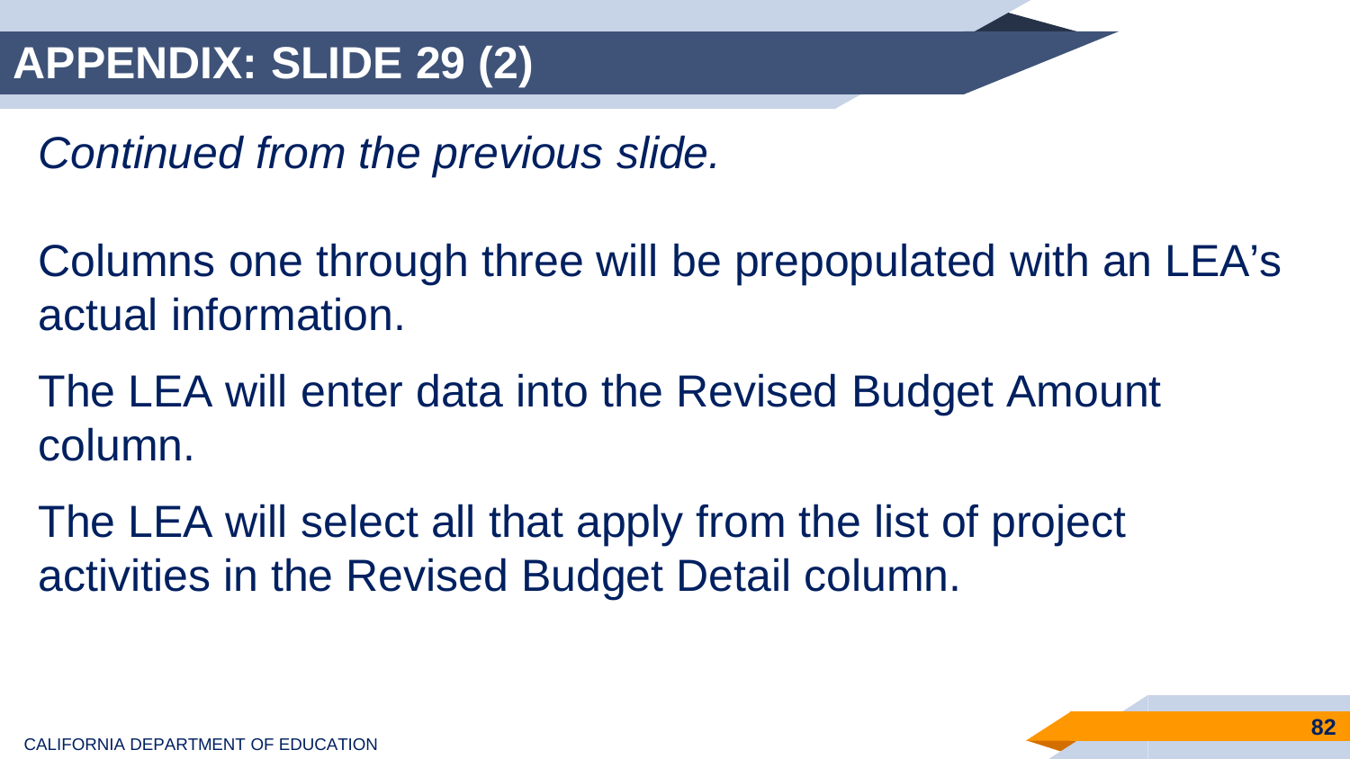# APPENDIX: SLIDE 29 (2)

*Continued from the previous slide.*

Columns one through three will be prepopulated with an LEA's actual information.

The LEA will enter data into the Revised Budget Amount column.

The LEA will select all that apply from the list of project activities in the Revised Budget Detail column.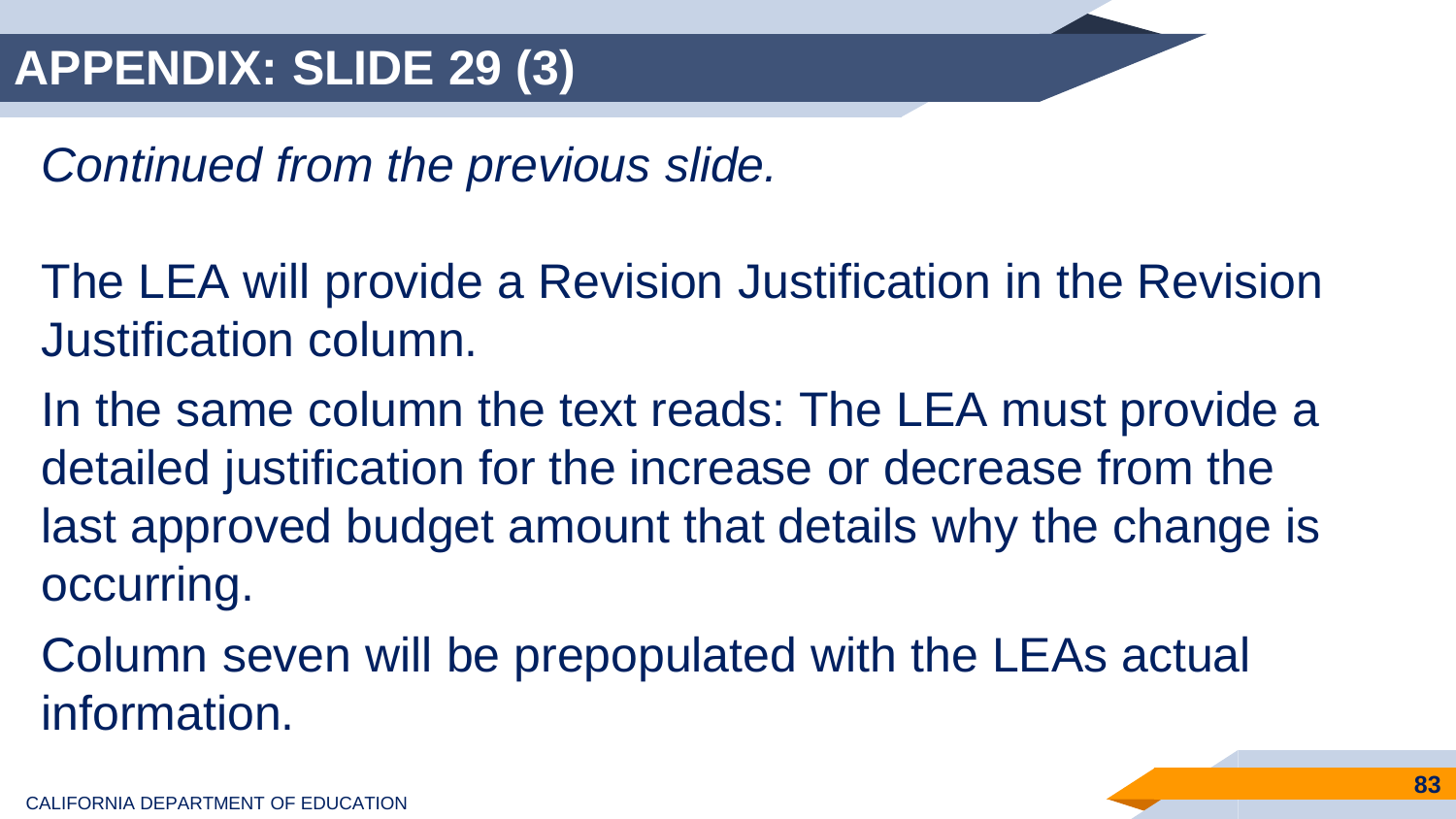# APPENDIX: SLIDE 29 (3)

*Continued from the previous slide.*

The LEA will provide a Revision Justification in the Revision Justification column.

In the same column the text reads: The LEA must provide a detailed justification for the increase or decrease from the last approved budget amount that details why the change is occurring.

Column seven will be prepopulated with the LEAs actual information.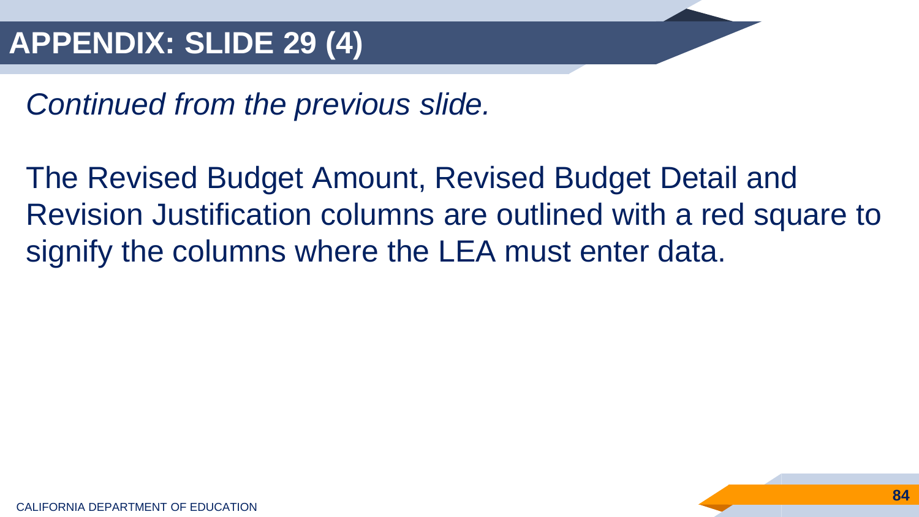# APPENDIX: SLIDE 29 (4)

*Continued from the previous slide.*

The Revised Budget Amount, Revised Budget Detail and Revision Justification columns are outlined with a red square to signify the columns where the LEA must enter data.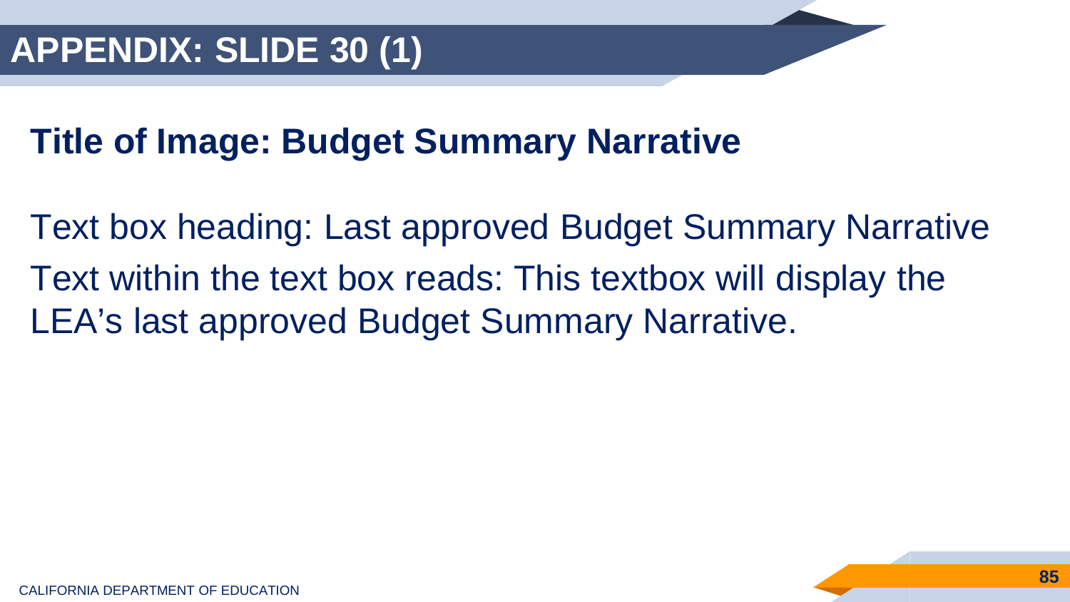# APPENDIX: SLIDE 30 (1)

## Title of Image: Budget Summary Narrative

Text box heading: Last approved Budget Summary Narrative

Text within the text box reads: This textbox will display the LEA's last approved Budget Summary Narrative.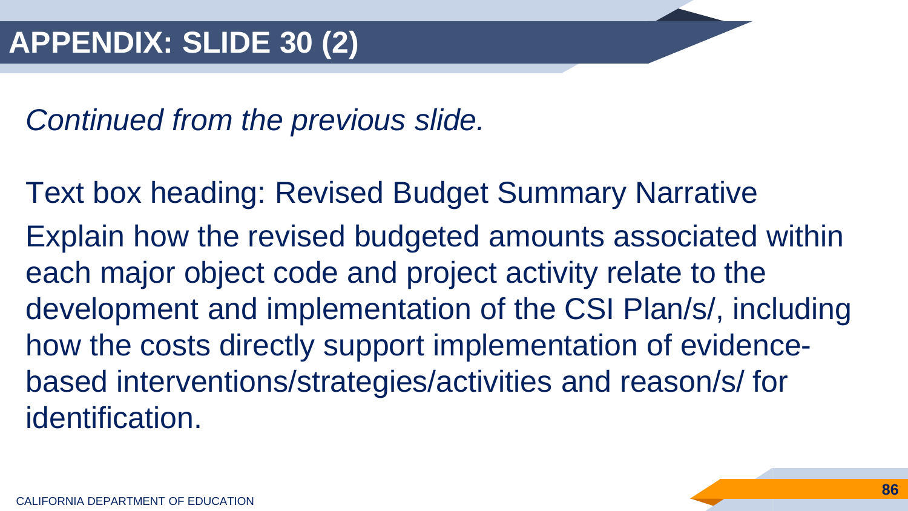# APPENDIX: SLIDE 30 (2)

*Continued from the previous slide.*

Text box heading: Revised Budget Summary Narrative

Explain how the revised budgeted amounts associated within each major object code and project activity relate to the development and implementation of the CSI Plan/s/, including how the costs directly support implementation of evidence-based interventions/strategies/activities and reason/s/ for identification.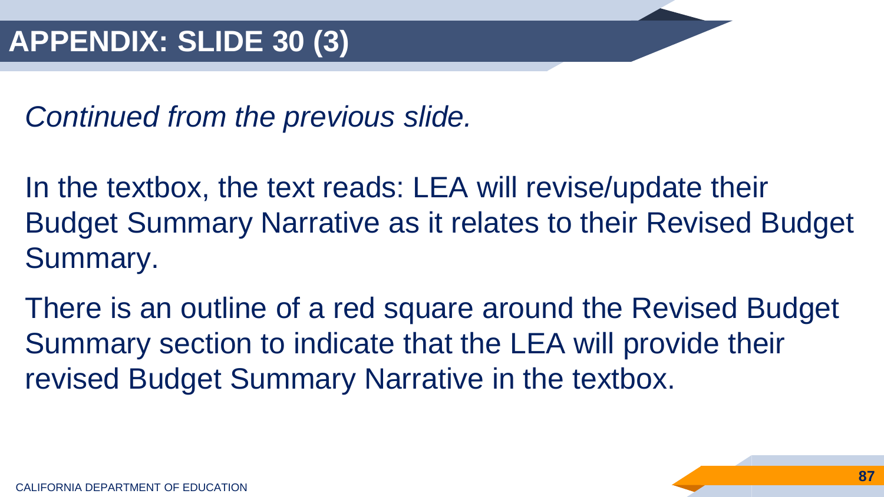# APPENDIX: SLIDE 30 (3)

*Continued from the previous slide.*

In the textbox, the text reads: LEA will revise/update their Budget Summary Narrative as it relates to their Revised Budget Summary.

There is an outline of a red square around the Revised Budget Summary section to indicate that the LEA will provide their revised Budget Summary Narrative in the textbox.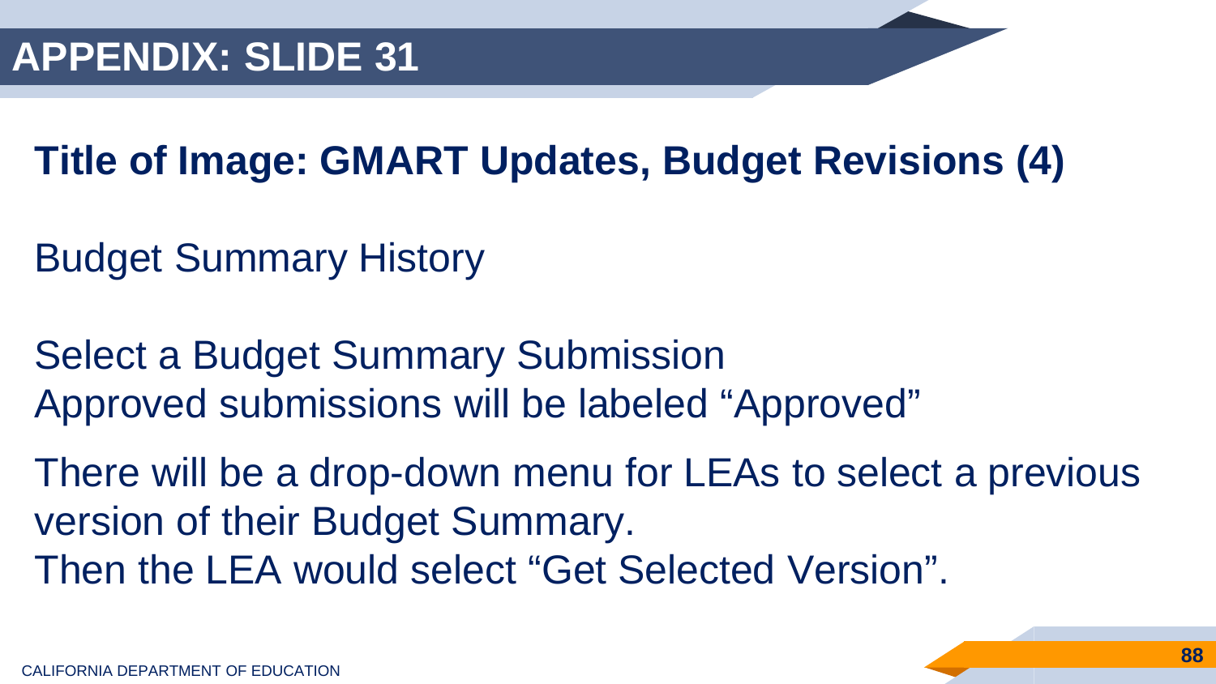# APPENDIX: SLIDE 31

## Title of Image: GMART Updates, Budget Revisions (4)

Budget Summary History

Select a Budget Summary Submission
Approved submissions will be labeled “Approved”

There will be a drop-down menu for LEAs to select a previous version of their Budget Summary.
Then the LEA would select “Get Selected Version”.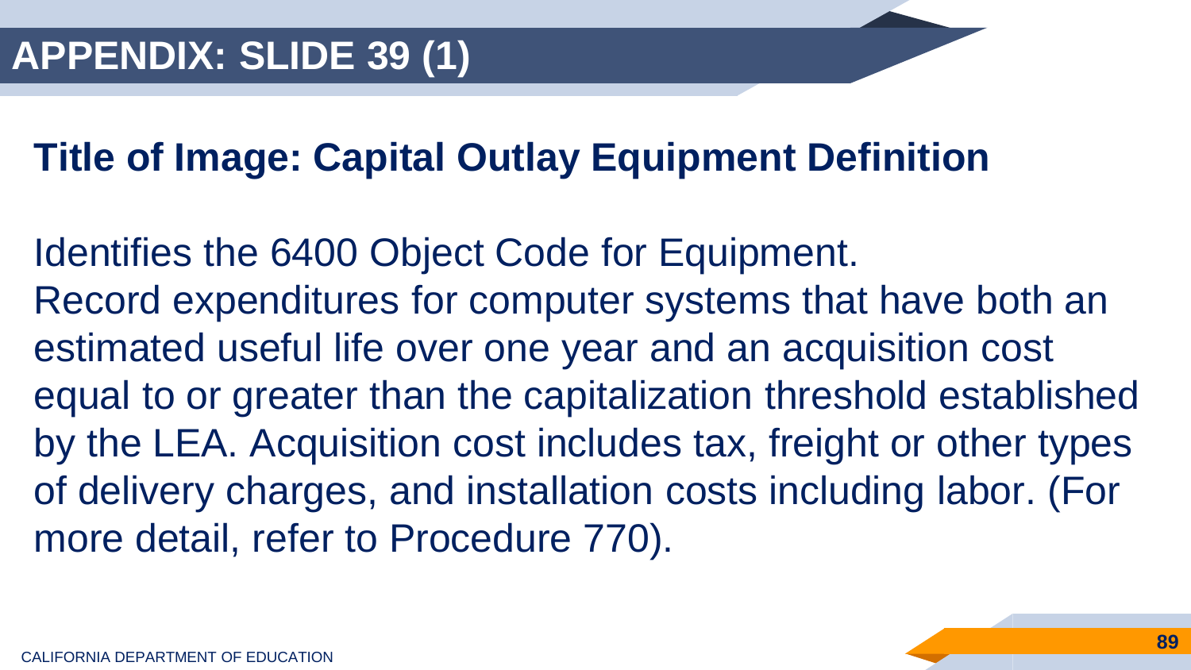# APPENDIX: SLIDE 39 (1)

## Title of Image: Capital Outlay Equipment Definition

Identifies the 6400 Object Code for Equipment.
Record expenditures for computer systems that have both an estimated useful life over one year and an acquisition cost equal to or greater than the capitalization threshold established by the LEA. Acquisition cost includes tax, freight or other types of delivery charges, and installation costs including labor. (For more detail, refer to Procedure 770).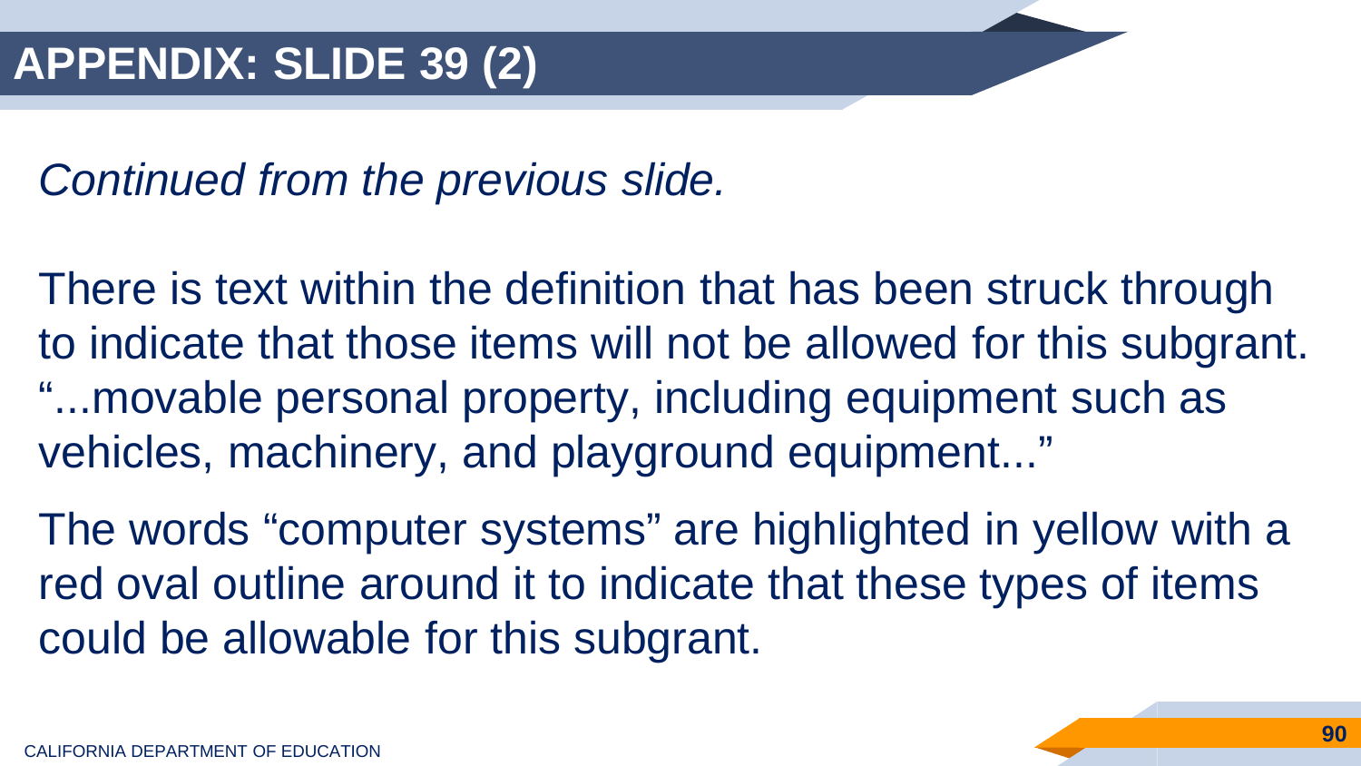# APPENDIX: SLIDE 39 (2)

*Continued from the previous slide.*

There is text within the definition that has been struck through to indicate that those items will not be allowed for this subgrant. "...movable personal property, including equipment such as vehicles, machinery, and playground equipment..."

The words "computer systems" are highlighted in yellow with a red oval outline around it to indicate that these types of items could be allowable for this subgrant.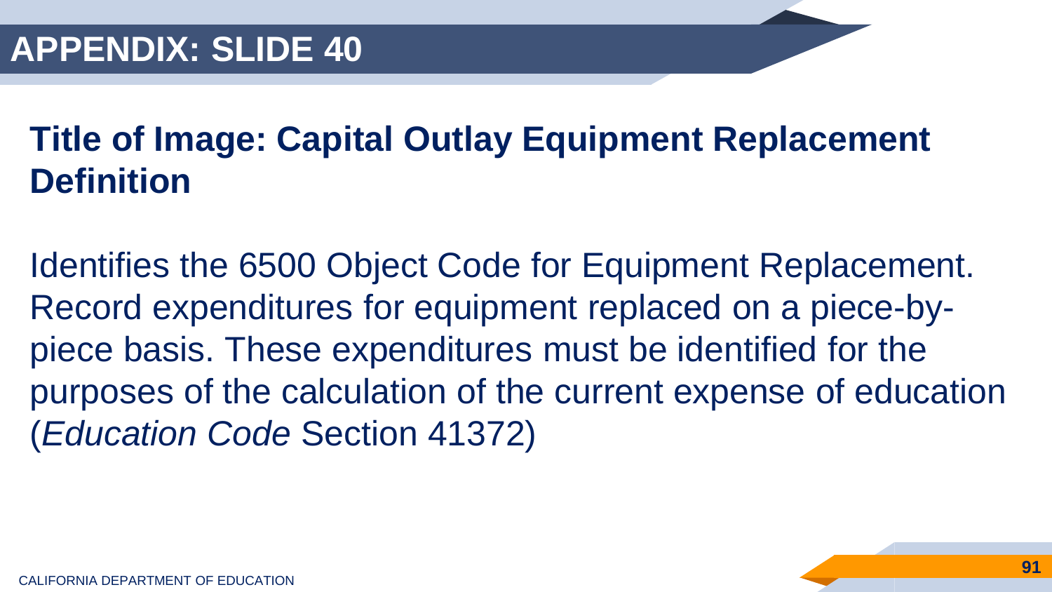# APPENDIX: SLIDE 40

## Title of Image: Capital Outlay Equipment Replacement Definition

Identifies the 6500 Object Code for Equipment Replacement. Record expenditures for equipment replaced on a piece-by-piece basis. These expenditures must be identified for the purposes of the calculation of the current expense of education (*Education Code* Section 41372)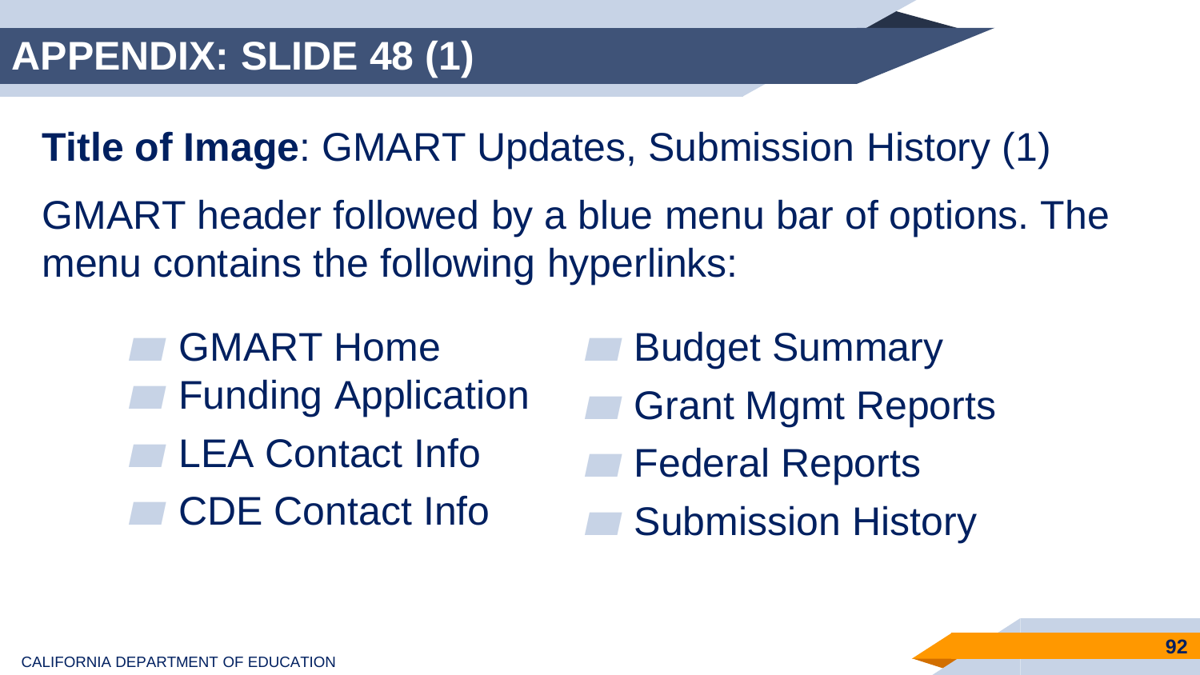# APPENDIX: SLIDE 48 (1)

**Title of Image**: GMART Updates, Submission History (1)

GMART header followed by a blue menu bar of options. The menu contains the following hyperlinks:

- GMART Home
- Funding Application
- LEA Contact Info
- CDE Contact Info
- Budget Summary
- Grant Mgmt Reports
- Federal Reports
- Submission History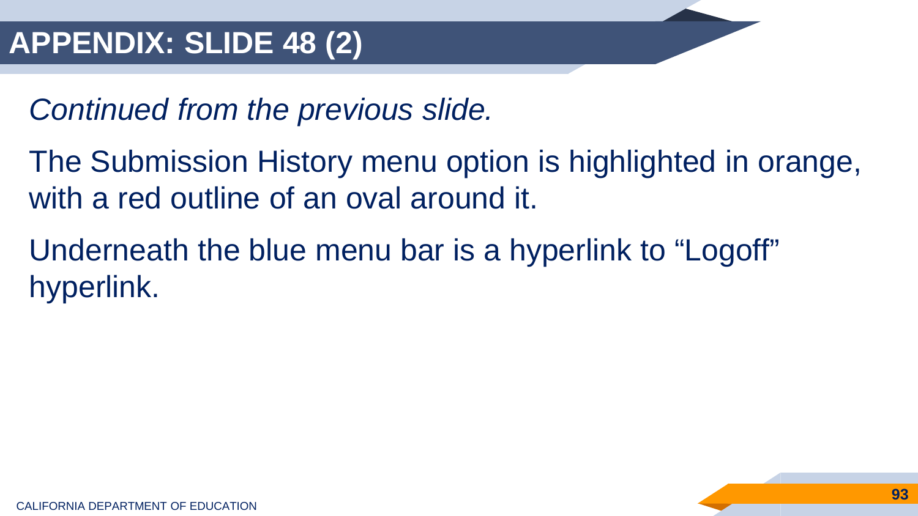# APPENDIX: SLIDE 48 (2)

*Continued from the previous slide.*

The Submission History menu option is highlighted in orange, with a red outline of an oval around it.

Underneath the blue menu bar is a hyperlink to “Logoff” hyperlink.

CALIFORNIA DEPARTMENT OF EDUCATION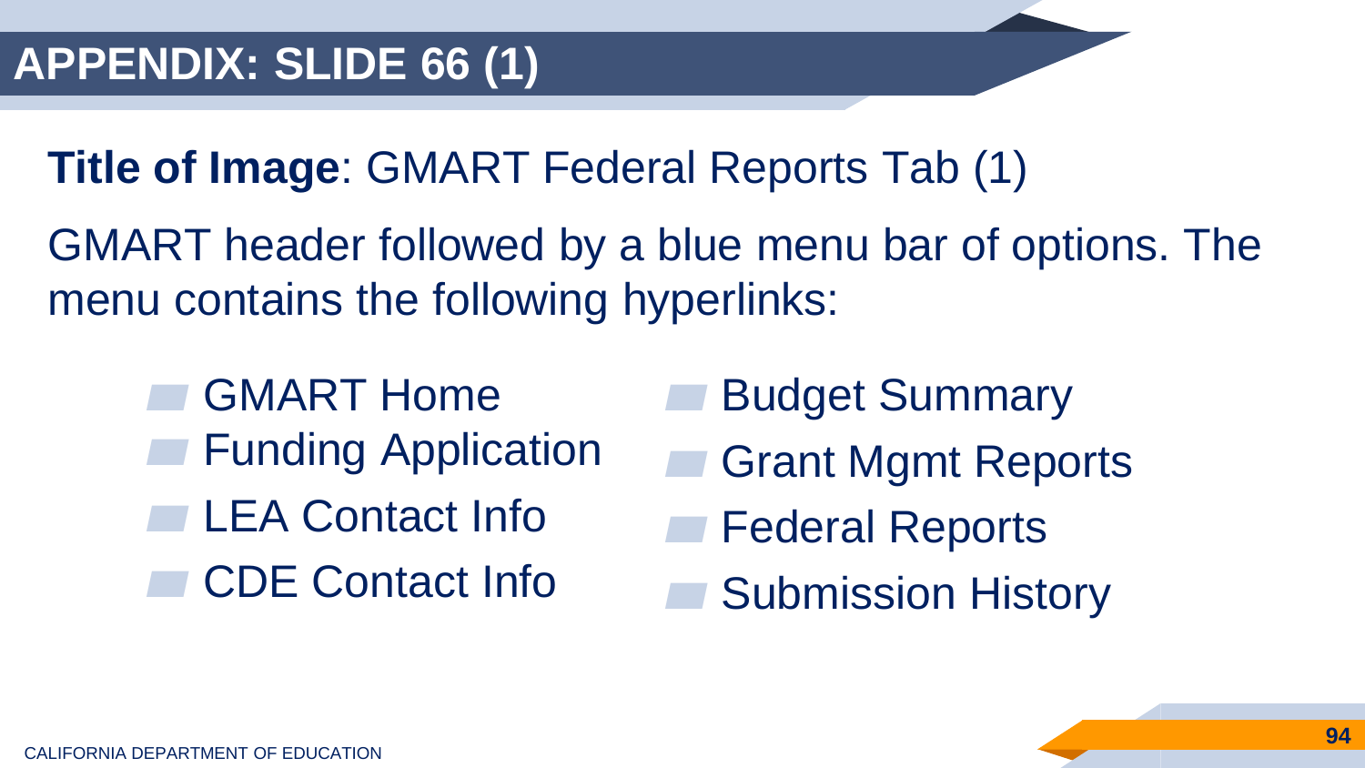# APPENDIX: SLIDE 66 (1)

**Title of Image**: GMART Federal Reports Tab (1)

GMART header followed by a blue menu bar of options. The menu contains the following hyperlinks:

- GMART Home
- Funding Application
- LEA Contact Info
- CDE Contact Info
- Budget Summary
- Grant Mgmt Reports
- Federal Reports
- Submission History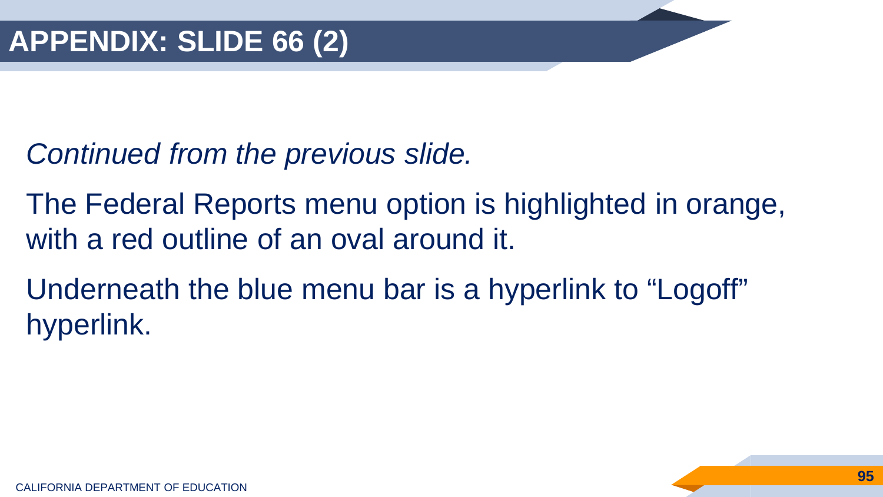# APPENDIX: SLIDE 66 (2)

*Continued from the previous slide.*

The Federal Reports menu option is highlighted in orange, with a red outline of an oval around it.

Underneath the blue menu bar is a hyperlink to “Logoff” hyperlink.